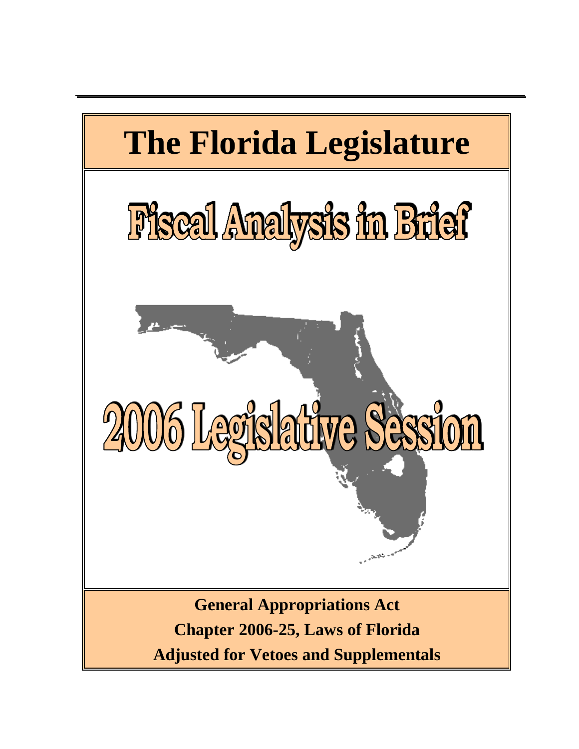# The Florida Legislature

## Fiscal Analysis in Brief

## 2006 Legislative Session

**General Appropriations Act**

**Chapter 2006-25, Laws of Florida**

**Adjusted for Vetoes and Supplementals**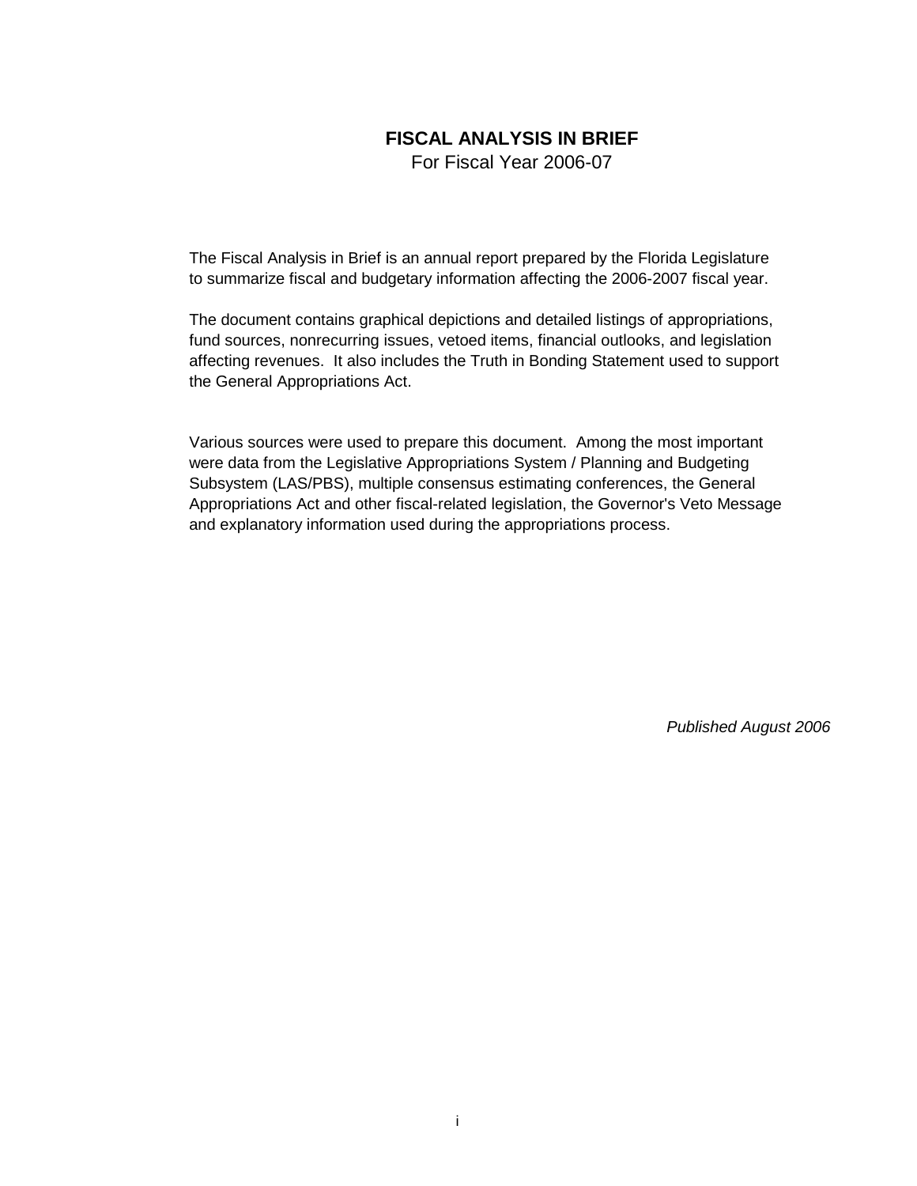# FISCAL ANALYSIS IN BRIEF

For Fiscal Year 2006-07

The Fiscal Analysis in Brief is an annual report prepared by the Florida Legislature to summarize fiscal and budgetary information affecting the 2006-2007 fiscal year.

The document contains graphical depictions and detailed listings of appropriations, fund sources, nonrecurring issues, vetoed items, financial outlooks, and legislation affecting revenues. It also includes the Truth in Bonding Statement used to support the General Appropriations Act.

Various sources were used to prepare this document. Among the most important were data from the Legislative Appropriations System / Planning and Budgeting Subsystem (LAS/PBS), multiple consensus estimating conferences, the General Appropriations Act and other fiscal-related legislation, the Governor's Veto Message and explanatory information used during the appropriations process.

*Published August 2006*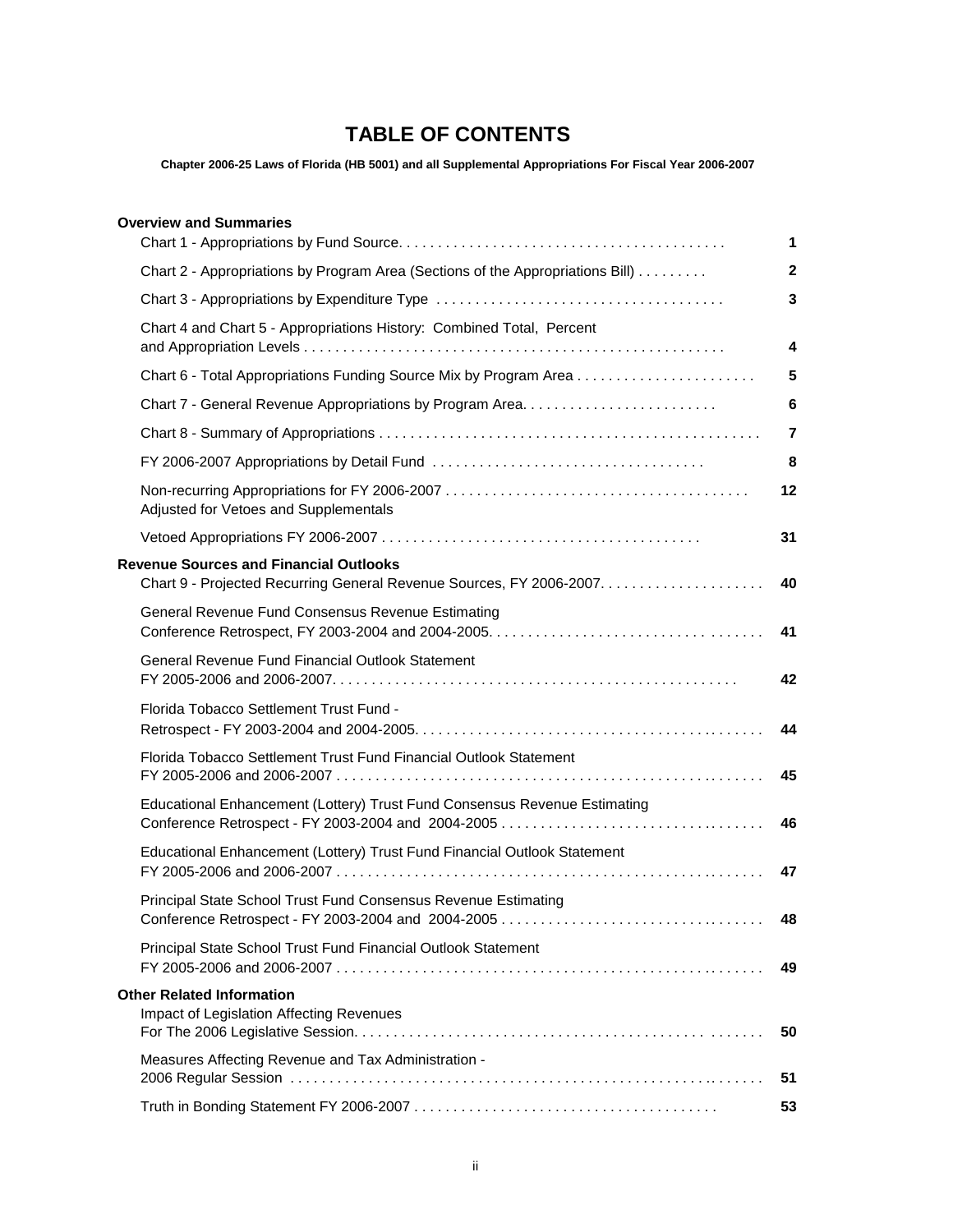# TABLE OF CONTENTS

**Chapter 2006-25 Laws of Florida (HB 5001) and all Supplemental Appropriations For Fiscal Year 2006-2007**

| | |
|---|---|
| **Overview and Summaries** | |
| Chart 1 - Appropriations by Fund Source | **1** |
| Chart 2 - Appropriations by Program Area (Sections of the Appropriations Bill) | **2** |
| Chart 3 - Appropriations by Expenditure Type | **3** |
| Chart 4 and Chart 5 - Appropriations History: Combined Total, Percent and Appropriation Levels | **4** |
| Chart 6 - Total Appropriations Funding Source Mix by Program Area | **5** |
| Chart 7 - General Revenue Appropriations by Program Area | **6** |
| Chart 8 - Summary of Appropriations | **7** |
| FY 2006-2007 Appropriations by Detail Fund | **8** |
| Non-recurring Appropriations for FY 2006-2007 Adjusted for Vetoes and Supplementals | **12** |
| Vetoed Appropriations FY 2006-2007 | **31** |
| **Revenue Sources and Financial Outlooks** | |
| Chart 9 - Projected Recurring General Revenue Sources, FY 2006-2007 | **40** |
| General Revenue Fund Consensus Revenue Estimating Conference Retrospect, FY 2003-2004 and 2004-2005 | **41** |
| General Revenue Fund Financial Outlook Statement FY 2005-2006 and 2006-2007 | **42** |
| Florida Tobacco Settlement Trust Fund - Retrospect - FY 2003-2004 and 2004-2005 | **44** |
| Florida Tobacco Settlement Trust Fund Financial Outlook Statement FY 2005-2006 and 2006-2007 | **45** |
| Educational Enhancement (Lottery) Trust Fund Consensus Revenue Estimating Conference Retrospect - FY 2003-2004 and 2004-2005 | **46** |
| Educational Enhancement (Lottery) Trust Fund Financial Outlook Statement FY 2005-2006 and 2006-2007 | **47** |
| Principal State School Trust Fund Consensus Revenue Estimating Conference Retrospect - FY 2003-2004 and 2004-2005 | **48** |
| Principal State School Trust Fund Financial Outlook Statement FY 2005-2006 and 2006-2007 | **49** |
| **Other Related Information** | |
| Impact of Legislation Affecting Revenues For The 2006 Legislative Session | **50** |
| Measures Affecting Revenue and Tax Administration - 2006 Regular Session | **51** |
| Truth in Bonding Statement FY 2006-2007 | **53** |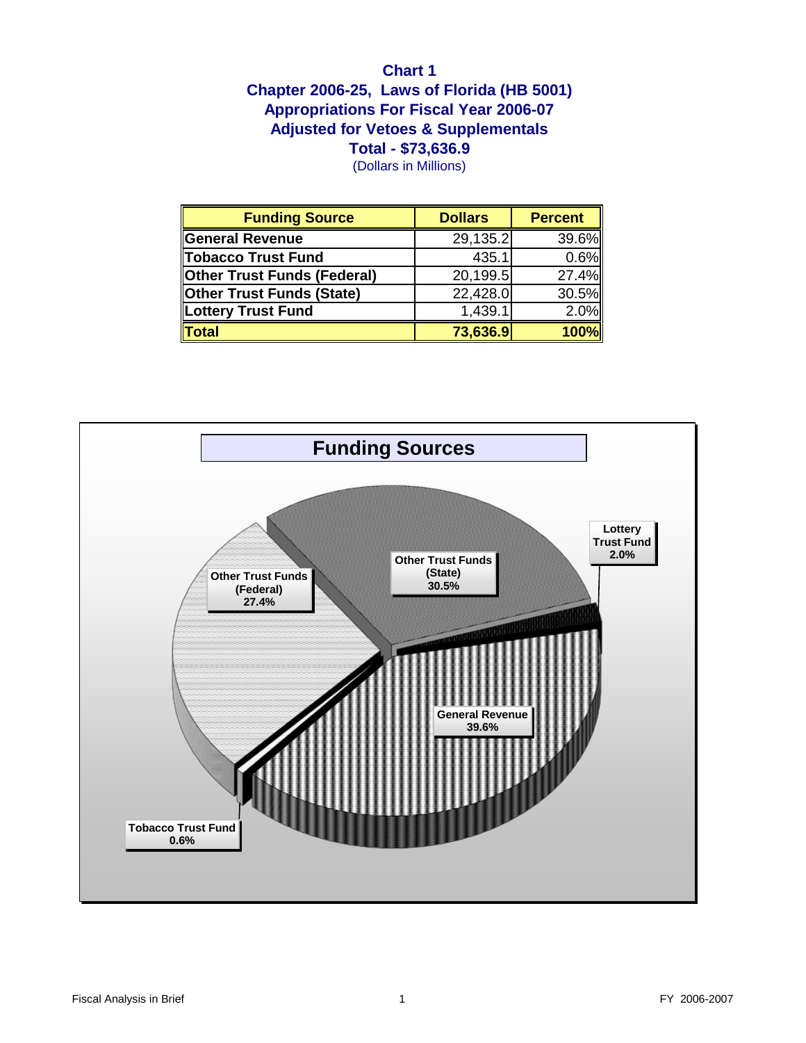# Chart 1

## Chapter 2006-25, Laws of Florida (HB 5001)
## Appropriations For Fiscal Year 2006-07
## Adjusted for Vetoes & Supplementals
## Total - $73,636.9

(Dollars in Millions)

| Funding Source | Dollars | Percent |
|---|---|---|
| General Revenue | 29,135.2 | 39.6% |
| Tobacco Trust Fund | 435.1 | 0.6% |
| Other Trust Funds (Federal) | 20,199.5 | 27.4% |
| Other Trust Funds (State) | 22,428.0 | 30.5% |
| Lottery Trust Fund | 1,439.1 | 2.0% |
| **Total** | **73,636.9** | **100%** |

**Funding Sources**

- Other Trust Funds (State) 30.5%
- Lottery Trust Fund 2.0%
- Other Trust Funds (Federal) 27.4%
- General Revenue 39.6%
- Tobacco Trust Fund 0.6%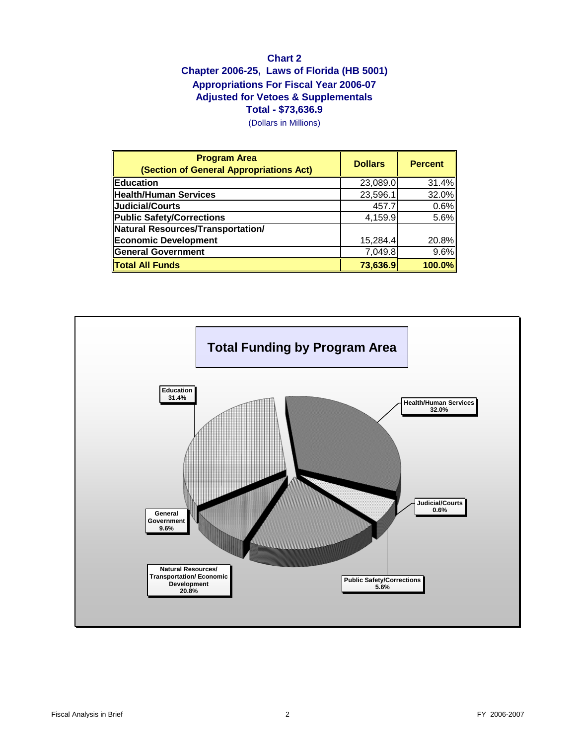## Chart 2
## Chapter 2006-25, Laws of Florida (HB 5001)
## Appropriations For Fiscal Year 2006-07
## Adjusted for Vetoes & Supplementals
## Total - $73,636.9

(Dollars in Millions)

| Program Area (Section of General Appropriations Act) | Dollars | Percent |
|---|---|---|
| Education | 23,089.0 | 31.4% |
| Health/Human Services | 23,596.1 | 32.0% |
| Judicial/Courts | 457.7 | 0.6% |
| Public Safety/Corrections | 4,159.9 | 5.6% |
| Natural Resources/Transportation/ Economic Development | 15,284.4 | 20.8% |
| General Government | 7,049.8 | 9.6% |
| **Total All Funds** | **73,636.9** | **100.0%** |

**Total Funding by Program Area**

- Education 31.4%
- Health/Human Services 32.0%
- Judicial/Courts 0.6%
- Public Safety/Corrections 5.6%
- Natural Resources/ Transportation/ Economic Development 20.8%
- General Government 9.6%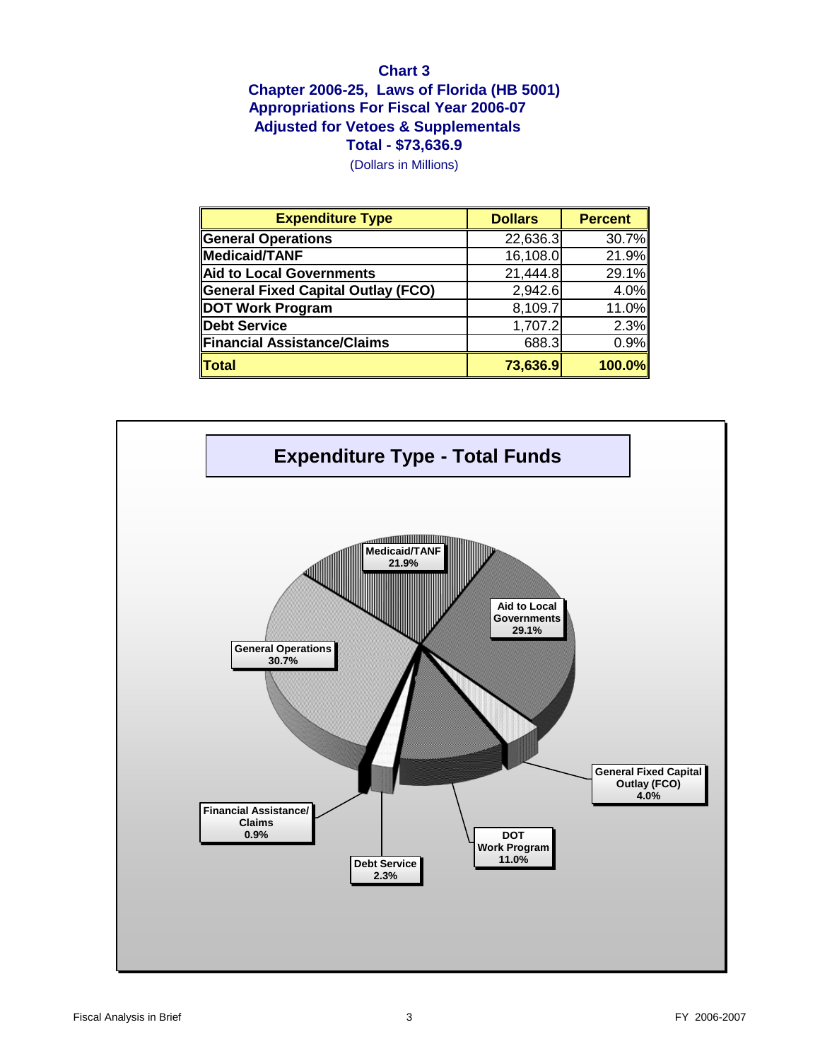## Chart 3
## Chapter 2006-25, Laws of Florida (HB 5001)
## Appropriations For Fiscal Year 2006-07
## Adjusted for Vetoes & Supplementals
## Total - $73,636.9

(Dollars in Millions)

| Expenditure Type | Dollars | Percent |
|---|---|---|
| General Operations | 22,636.3 | 30.7% |
| Medicaid/TANF | 16,108.0 | 21.9% |
| Aid to Local Governments | 21,444.8 | 29.1% |
| General Fixed Capital Outlay (FCO) | 2,942.6 | 4.0% |
| DOT Work Program | 8,109.7 | 11.0% |
| Debt Service | 1,707.2 | 2.3% |
| Financial Assistance/Claims | 688.3 | 0.9% |
| **Total** | **73,636.9** | **100.0%** |

### Expenditure Type - Total Funds

- Medicaid/TANF 21.9%
- Aid to Local Governments 29.1%
- General Operations 30.7%
- General Fixed Capital Outlay (FCO) 4.0%
- DOT Work Program 11.0%
- Debt Service 2.3%
- Financial Assistance/Claims 0.9%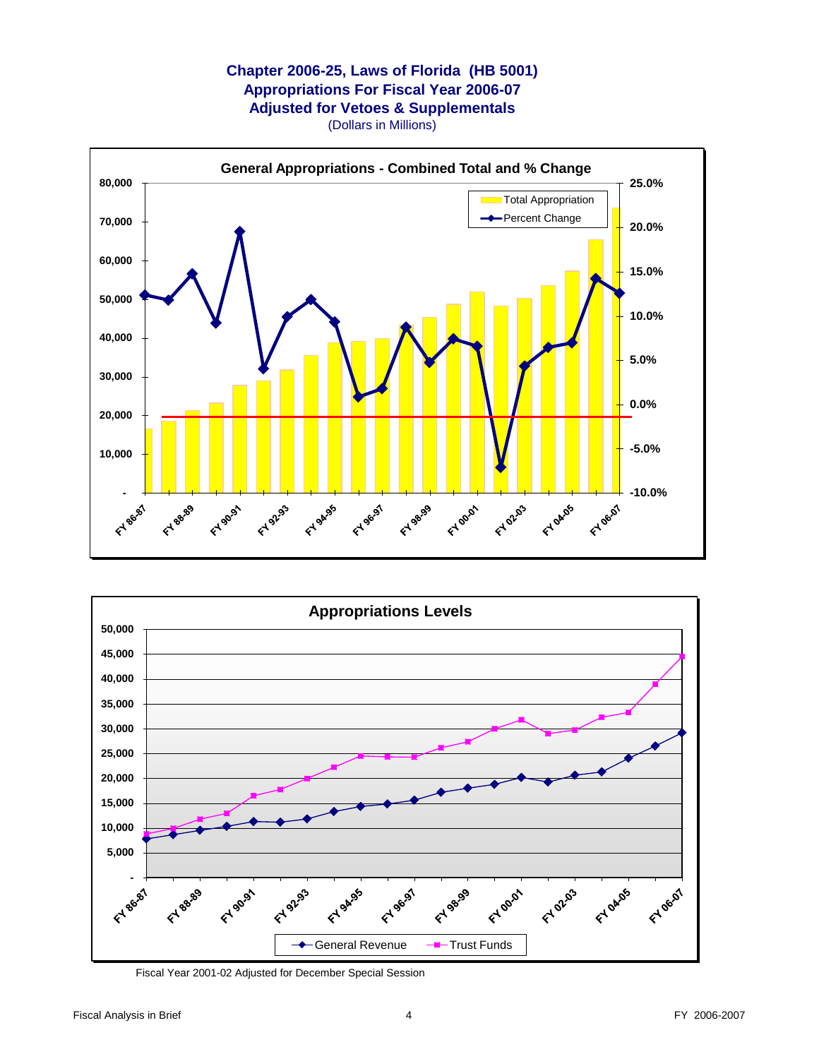# Chapter 2006-25, Laws of Florida (HB 5001)
## Appropriations For Fiscal Year 2006-07
## Adjusted for Vetoes & Supplementals

(Dollars in Millions)

### General Appropriations - Combined Total and % Change

### Appropriations Levels

Fiscal Year 2001-02 Adjusted for December Special Session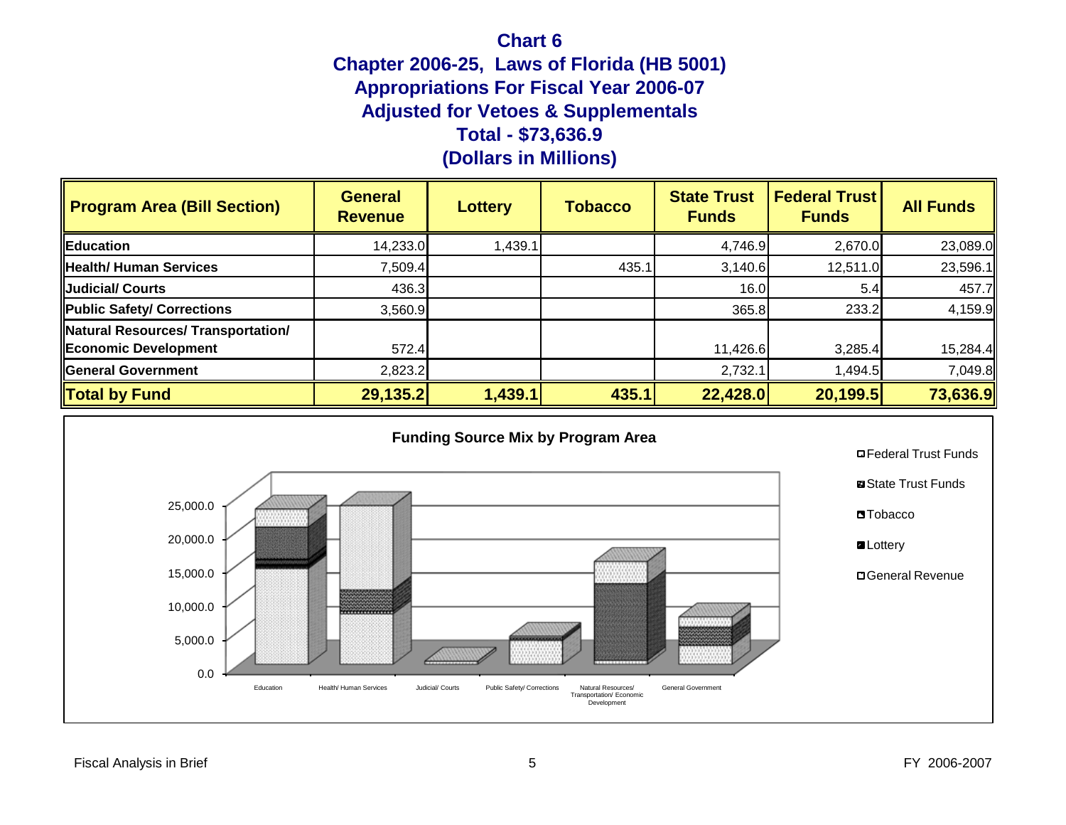# Chart 6
## Chapter 2006-25, Laws of Florida (HB 5001)
## Appropriations For Fiscal Year 2006-07
## Adjusted for Vetoes & Supplementals
## Total - $73,636.9
## (Dollars in Millions)

| Program Area (Bill Section) | General Revenue | Lottery | Tobacco | State Trust Funds | Federal Trust Funds | All Funds |
|---|---|---|---|---|---|---|
| **Education** | 14,233.0 | 1,439.1 | | 4,746.9 | 2,670.0 | 23,089.0 |
| **Health/ Human Services** | 7,509.4 | | 435.1 | 3,140.6 | 12,511.0 | 23,596.1 |
| **Judicial/ Courts** | 436.3 | | | 16.0 | 5.4 | 457.7 |
| **Public Safety/ Corrections** | 3,560.9 | | | 365.8 | 233.2 | 4,159.9 |
| **Natural Resources/ Transportation/ Economic Development** | 572.4 | | | 11,426.6 | 3,285.4 | 15,284.4 |
| **General Government** | 2,823.2 | | | 2,732.1 | 1,494.5 | 7,049.8 |
| **Total by Fund** | **29,135.2** | **1,439.1** | **435.1** | **22,428.0** | **20,199.5** | **73,636.9** |

**Funding Source Mix by Program Area**

Legend: Federal Trust Funds, State Trust Funds, Tobacco, Lottery, General Revenue

Y-axis: 0.0, 5,000.0, 10,000.0, 15,000.0, 20,000.0, 25,000.0

X-axis: Education, Health/ Human Services, Judicial/ Courts, Public Safety/ Corrections, Natural Resources/ Transportation/ Economic Development, General Government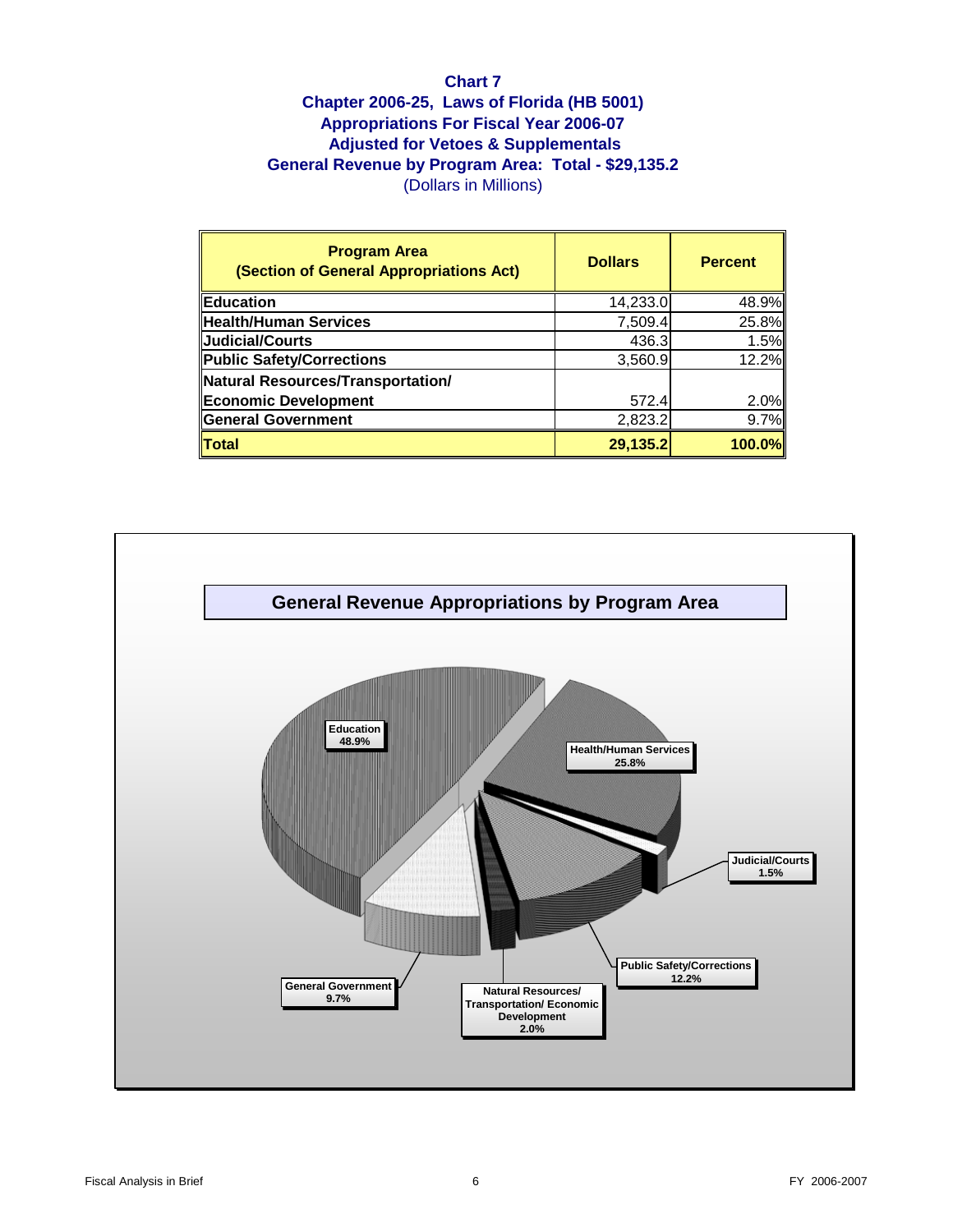# Chart 7
## Chapter 2006-25, Laws of Florida (HB 5001)
## Appropriations For Fiscal Year 2006-07
## Adjusted for Vetoes & Supplementals
## General Revenue by Program Area: Total - $29,135.2
(Dollars in Millions)

| Program Area (Section of General Appropriations Act) | Dollars | Percent |
|---|---|---|
| Education | 14,233.0 | 48.9% |
| Health/Human Services | 7,509.4 | 25.8% |
| Judicial/Courts | 436.3 | 1.5% |
| Public Safety/Corrections | 3,560.9 | 12.2% |
| Natural Resources/Transportation/ Economic Development | 572.4 | 2.0% |
| General Government | 2,823.2 | 9.7% |
| **Total** | **29,135.2** | **100.0%** |

**General Revenue Appropriations by Program Area**

- Education 48.9%
- Health/Human Services 25.8%
- Judicial/Courts 1.5%
- Public Safety/Corrections 12.2%
- Natural Resources/ Transportation/ Economic Development 2.0%
- General Government 9.7%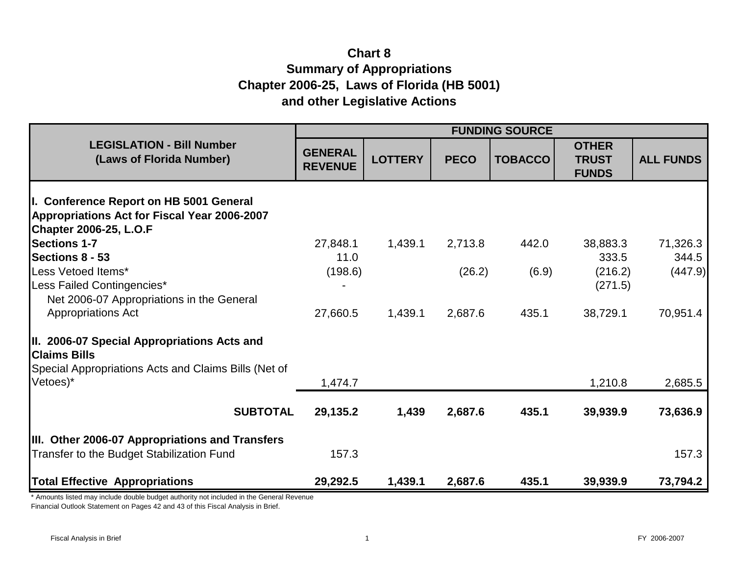## Chart 8
## Summary of Appropriations
## Chapter 2006-25, Laws of Florida (HB 5001)
## and other Legislative Actions

| LEGISLATION - Bill Number (Laws of Florida Number) | FUNDING SOURCE | | | | | |
|---|---|---|---|---|---|---|
| | GENERAL REVENUE | LOTTERY | PECO | TOBACCO | OTHER TRUST FUNDS | ALL FUNDS |
| **I. Conference Report on HB 5001 General Appropriations Act for Fiscal Year 2006-2007 Chapter 2006-25, L.O.F** | | | | | | |
| **Sections 1-7** | 27,848.1 | 1,439.1 | 2,713.8 | 442.0 | 38,883.3 | 71,326.3 |
| **Sections 8 - 53** | 11.0 | | | | 333.5 | 344.5 |
| Less Vetoed Items* | (198.6) | | (26.2) | (6.9) | (216.2) | (447.9) |
| Less Failed Contingencies* | - | | | | (271.5) | |
| Net 2006-07 Appropriations in the General Appropriations Act | 27,660.5 | 1,439.1 | 2,687.6 | 435.1 | 38,729.1 | 70,951.4 |
| **II. 2006-07 Special Appropriations Acts and Claims Bills** | | | | | | |
| Special Appropriations Acts and Claims Bills (Net of Vetoes)* | 1,474.7 | | | | 1,210.8 | 2,685.5 |
| **SUBTOTAL** | **29,135.2** | **1,439** | **2,687.6** | **435.1** | **39,939.9** | **73,636.9** |
| **III. Other 2006-07 Appropriations and Transfers** | | | | | | |
| Transfer to the Budget Stabilization Fund | 157.3 | | | | | 157.3 |
| **Total Effective Appropriations** | **29,292.5** | **1,439.1** | **2,687.6** | **435.1** | **39,939.9** | **73,794.2** |

* Amounts listed may include double budget authority not included in the General Revenue Financial Outlook Statement on Pages 42 and 43 of this Fiscal Analysis in Brief.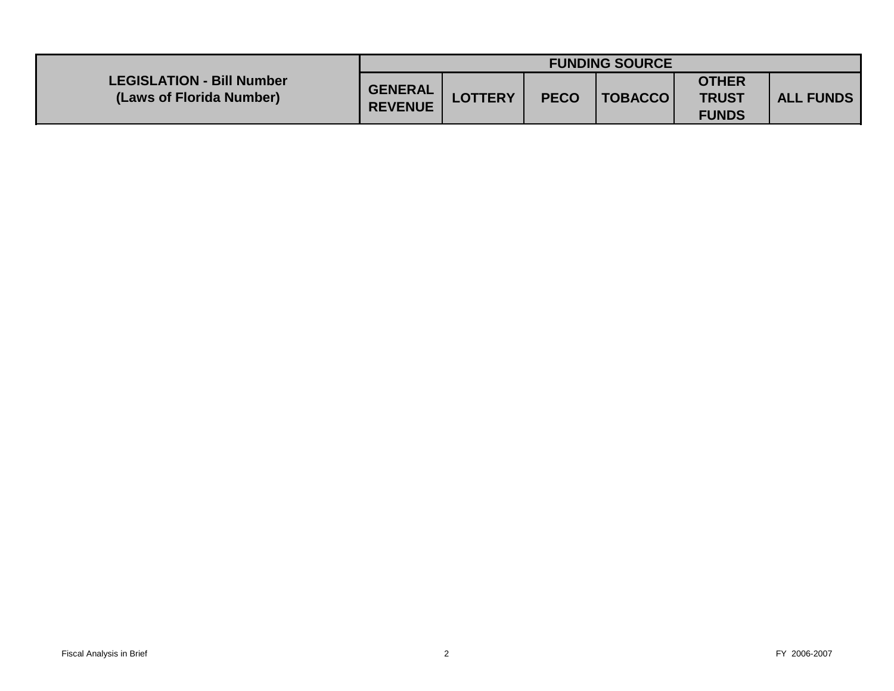| LEGISLATION - Bill Number (Laws of Florida Number) | FUNDING SOURCE | | | | | |
|---|---|---|---|---|---|---|
| | GENERAL REVENUE | LOTTERY | PECO | TOBACCO | OTHER TRUST FUNDS | ALL FUNDS |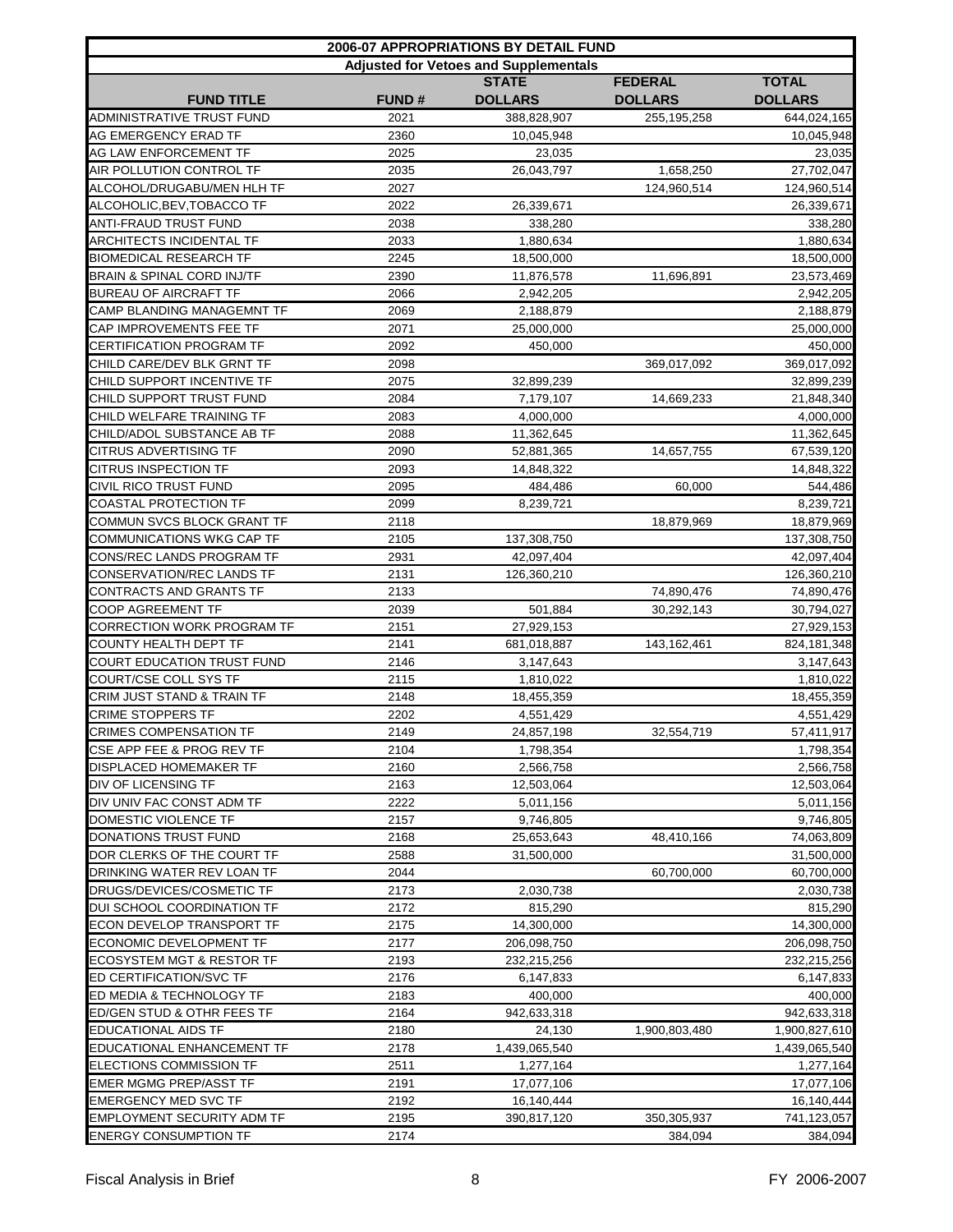| 2006-07 APPROPRIATIONS BY DETAIL FUND | | | | |
|---|---|---|---|---|
| Adjusted for Vetoes and Supplementals | | | | |
| | | STATE | FEDERAL | TOTAL |
| FUND TITLE | FUND # | DOLLARS | DOLLARS | DOLLARS |
| ADMINISTRATIVE TRUST FUND | 2021 | 388,828,907 | 255,195,258 | 644,024,165 |
| AG EMERGENCY ERAD TF | 2360 | 10,045,948 | | 10,045,948 |
| AG LAW ENFORCEMENT TF | 2025 | 23,035 | | 23,035 |
| AIR POLLUTION CONTROL TF | 2035 | 26,043,797 | 1,658,250 | 27,702,047 |
| ALCOHOL/DRUGABU/MEN HLH TF | 2027 | | 124,960,514 | 124,960,514 |
| ALCOHOLIC,BEV,TOBACCO TF | 2022 | 26,339,671 | | 26,339,671 |
| ANTI-FRAUD TRUST FUND | 2038 | 338,280 | | 338,280 |
| ARCHITECTS INCIDENTAL TF | 2033 | 1,880,634 | | 1,880,634 |
| BIOMEDICAL RESEARCH TF | 2245 | 18,500,000 | | 18,500,000 |
| BRAIN & SPINAL CORD INJ/TF | 2390 | 11,876,578 | 11,696,891 | 23,573,469 |
| BUREAU OF AIRCRAFT TF | 2066 | 2,942,205 | | 2,942,205 |
| CAMP BLANDING MANAGEMNT TF | 2069 | 2,188,879 | | 2,188,879 |
| CAP IMPROVEMENTS FEE TF | 2071 | 25,000,000 | | 25,000,000 |
| CERTIFICATION PROGRAM TF | 2092 | 450,000 | | 450,000 |
| CHILD CARE/DEV BLK GRNT TF | 2098 | | 369,017,092 | 369,017,092 |
| CHILD SUPPORT INCENTIVE TF | 2075 | 32,899,239 | | 32,899,239 |
| CHILD SUPPORT TRUST FUND | 2084 | 7,179,107 | 14,669,233 | 21,848,340 |
| CHILD WELFARE TRAINING TF | 2083 | 4,000,000 | | 4,000,000 |
| CHILD/ADOL SUBSTANCE AB TF | 2088 | 11,362,645 | | 11,362,645 |
| CITRUS ADVERTISING TF | 2090 | 52,881,365 | 14,657,755 | 67,539,120 |
| CITRUS INSPECTION TF | 2093 | 14,848,322 | | 14,848,322 |
| CIVIL RICO TRUST FUND | 2095 | 484,486 | 60,000 | 544,486 |
| COASTAL PROTECTION TF | 2099 | 8,239,721 | | 8,239,721 |
| COMMUN SVCS BLOCK GRANT TF | 2118 | | 18,879,969 | 18,879,969 |
| COMMUNICATIONS WKG CAP TF | 2105 | 137,308,750 | | 137,308,750 |
| CONS/REC LANDS PROGRAM TF | 2931 | 42,097,404 | | 42,097,404 |
| CONSERVATION/REC LANDS TF | 2131 | 126,360,210 | | 126,360,210 |
| CONTRACTS AND GRANTS TF | 2133 | | 74,890,476 | 74,890,476 |
| COOP AGREEMENT TF | 2039 | 501,884 | 30,292,143 | 30,794,027 |
| CORRECTION WORK PROGRAM TF | 2151 | 27,929,153 | | 27,929,153 |
| COUNTY HEALTH DEPT TF | 2141 | 681,018,887 | 143,162,461 | 824,181,348 |
| COURT EDUCATION TRUST FUND | 2146 | 3,147,643 | | 3,147,643 |
| COURT/CSE COLL SYS TF | 2115 | 1,810,022 | | 1,810,022 |
| CRIM JUST STAND & TRAIN TF | 2148 | 18,455,359 | | 18,455,359 |
| CRIME STOPPERS TF | 2202 | 4,551,429 | | 4,551,429 |
| CRIMES COMPENSATION TF | 2149 | 24,857,198 | 32,554,719 | 57,411,917 |
| CSE APP FEE & PROG REV TF | 2104 | 1,798,354 | | 1,798,354 |
| DISPLACED HOMEMAKER TF | 2160 | 2,566,758 | | 2,566,758 |
| DIV OF LICENSING TF | 2163 | 12,503,064 | | 12,503,064 |
| DIV UNIV FAC CONST ADM TF | 2222 | 5,011,156 | | 5,011,156 |
| DOMESTIC VIOLENCE TF | 2157 | 9,746,805 | | 9,746,805 |
| DONATIONS TRUST FUND | 2168 | 25,653,643 | 48,410,166 | 74,063,809 |
| DOR CLERKS OF THE COURT TF | 2588 | 31,500,000 | | 31,500,000 |
| DRINKING WATER REV LOAN TF | 2044 | | 60,700,000 | 60,700,000 |
| DRUGS/DEVICES/COSMETIC TF | 2173 | 2,030,738 | | 2,030,738 |
| DUI SCHOOL COORDINATION TF | 2172 | 815,290 | | 815,290 |
| ECON DEVELOP TRANSPORT TF | 2175 | 14,300,000 | | 14,300,000 |
| ECONOMIC DEVELOPMENT TF | 2177 | 206,098,750 | | 206,098,750 |
| ECOSYSTEM MGT & RESTOR TF | 2193 | 232,215,256 | | 232,215,256 |
| ED CERTIFICATION/SVC TF | 2176 | 6,147,833 | | 6,147,833 |
| ED MEDIA & TECHNOLOGY TF | 2183 | 400,000 | | 400,000 |
| ED/GEN STUD & OTHR FEES TF | 2164 | 942,633,318 | | 942,633,318 |
| EDUCATIONAL AIDS TF | 2180 | 24,130 | 1,900,803,480 | 1,900,827,610 |
| EDUCATIONAL ENHANCEMENT TF | 2178 | 1,439,065,540 | | 1,439,065,540 |
| ELECTIONS COMMISSION TF | 2511 | 1,277,164 | | 1,277,164 |
| EMER MGMG PREP/ASST TF | 2191 | 17,077,106 | | 17,077,106 |
| EMERGENCY MED SVC TF | 2192 | 16,140,444 | | 16,140,444 |
| EMPLOYMENT SECURITY ADM TF | 2195 | 390,817,120 | 350,305,937 | 741,123,057 |
| ENERGY CONSUMPTION TF | 2174 | | 384,094 | 384,094 |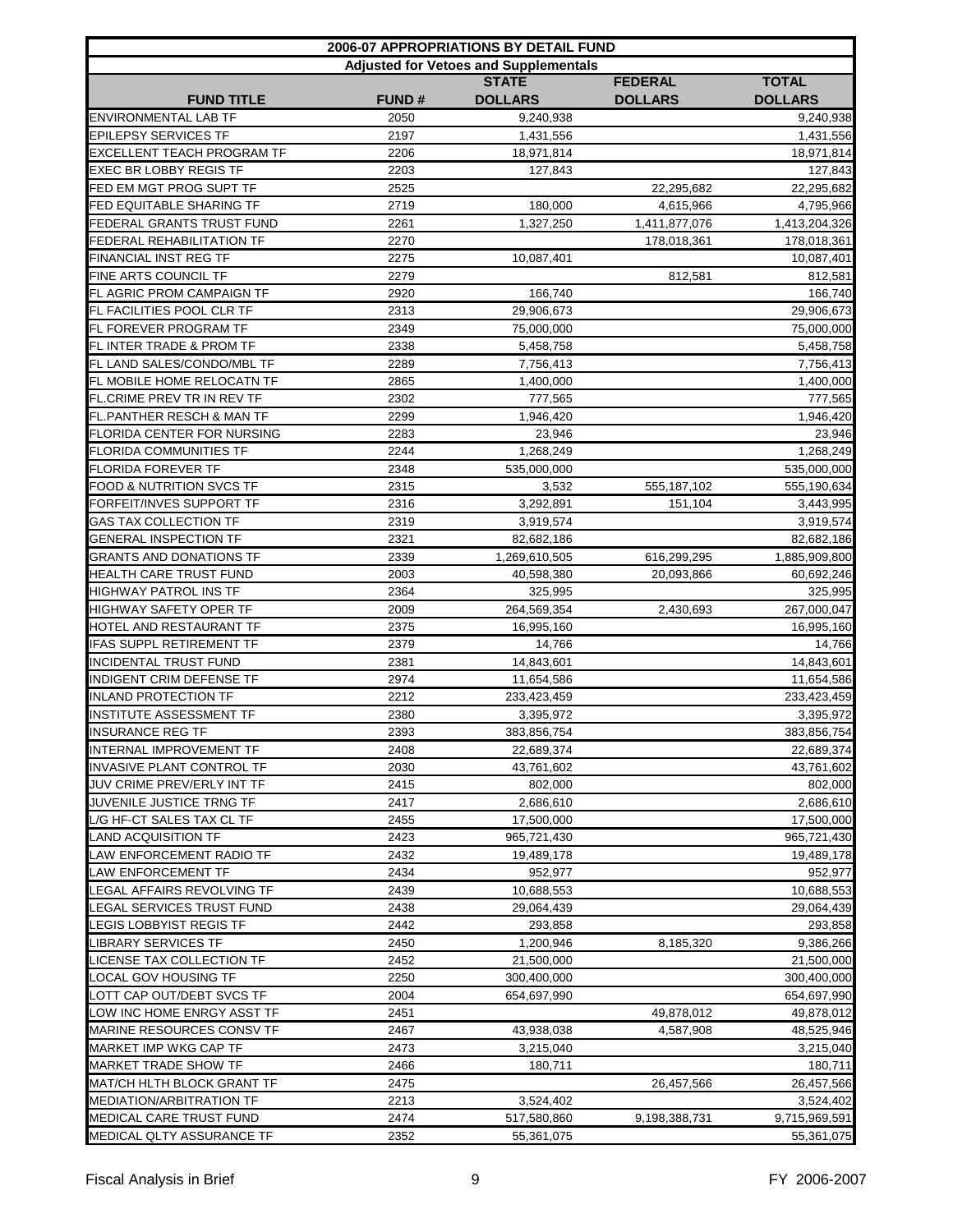| 2006-07 APPROPRIATIONS BY DETAIL FUND | | | | |
|---|---|---|---|---|
| Adjusted for Vetoes and Supplementals | | | | |
| **FUND TITLE** | **FUND #** | **STATE DOLLARS** | **FEDERAL DOLLARS** | **TOTAL DOLLARS** |
| ENVIRONMENTAL LAB TF | 2050 | 9,240,938 | | 9,240,938 |
| EPILEPSY SERVICES TF | 2197 | 1,431,556 | | 1,431,556 |
| EXCELLENT TEACH PROGRAM TF | 2206 | 18,971,814 | | 18,971,814 |
| EXEC BR LOBBY REGIS TF | 2203 | 127,843 | | 127,843 |
| FED EM MGT PROG SUPT TF | 2525 | | 22,295,682 | 22,295,682 |
| FED EQUITABLE SHARING TF | 2719 | 180,000 | 4,615,966 | 4,795,966 |
| FEDERAL GRANTS TRUST FUND | 2261 | 1,327,250 | 1,411,877,076 | 1,413,204,326 |
| FEDERAL REHABILITATION TF | 2270 | | 178,018,361 | 178,018,361 |
| FINANCIAL INST REG TF | 2275 | 10,087,401 | | 10,087,401 |
| FINE ARTS COUNCIL TF | 2279 | | 812,581 | 812,581 |
| FL AGRIC PROM CAMPAIGN TF | 2920 | 166,740 | | 166,740 |
| FL FACILITIES POOL CLR TF | 2313 | 29,906,673 | | 29,906,673 |
| FL FOREVER PROGRAM TF | 2349 | 75,000,000 | | 75,000,000 |
| FL INTER TRADE & PROM TF | 2338 | 5,458,758 | | 5,458,758 |
| FL LAND SALES/CONDO/MBL TF | 2289 | 7,756,413 | | 7,756,413 |
| FL MOBILE HOME RELOCATN TF | 2865 | 1,400,000 | | 1,400,000 |
| FL.CRIME PREV TR IN REV TF | 2302 | 777,565 | | 777,565 |
| FL.PANTHER RESCH & MAN TF | 2299 | 1,946,420 | | 1,946,420 |
| FLORIDA CENTER FOR NURSING | 2283 | 23,946 | | 23,946 |
| FLORIDA COMMUNITIES TF | 2244 | 1,268,249 | | 1,268,249 |
| FLORIDA FOREVER TF | 2348 | 535,000,000 | | 535,000,000 |
| FOOD & NUTRITION SVCS TF | 2315 | 3,532 | 555,187,102 | 555,190,634 |
| FORFEIT/INVES SUPPORT TF | 2316 | 3,292,891 | 151,104 | 3,443,995 |
| GAS TAX COLLECTION TF | 2319 | 3,919,574 | | 3,919,574 |
| GENERAL INSPECTION TF | 2321 | 82,682,186 | | 82,682,186 |
| GRANTS AND DONATIONS TF | 2339 | 1,269,610,505 | 616,299,295 | 1,885,909,800 |
| HEALTH CARE TRUST FUND | 2003 | 40,598,380 | 20,093,866 | 60,692,246 |
| HIGHWAY PATROL INS TF | 2364 | 325,995 | | 325,995 |
| HIGHWAY SAFETY OPER TF | 2009 | 264,569,354 | 2,430,693 | 267,000,047 |
| HOTEL AND RESTAURANT TF | 2375 | 16,995,160 | | 16,995,160 |
| IFAS SUPPL RETIREMENT TF | 2379 | 14,766 | | 14,766 |
| INCIDENTAL TRUST FUND | 2381 | 14,843,601 | | 14,843,601 |
| INDIGENT CRIM DEFENSE TF | 2974 | 11,654,586 | | 11,654,586 |
| INLAND PROTECTION TF | 2212 | 233,423,459 | | 233,423,459 |
| INSTITUTE ASSESSMENT TF | 2380 | 3,395,972 | | 3,395,972 |
| INSURANCE REG TF | 2393 | 383,856,754 | | 383,856,754 |
| INTERNAL IMPROVEMENT TF | 2408 | 22,689,374 | | 22,689,374 |
| INVASIVE PLANT CONTROL TF | 2030 | 43,761,602 | | 43,761,602 |
| JUV CRIME PREV/ERLY INT TF | 2415 | 802,000 | | 802,000 |
| JUVENILE JUSTICE TRNG TF | 2417 | 2,686,610 | | 2,686,610 |
| L/G HF-CT SALES TAX CL TF | 2455 | 17,500,000 | | 17,500,000 |
| LAND ACQUISITION TF | 2423 | 965,721,430 | | 965,721,430 |
| LAW ENFORCEMENT RADIO TF | 2432 | 19,489,178 | | 19,489,178 |
| LAW ENFORCEMENT TF | 2434 | 952,977 | | 952,977 |
| LEGAL AFFAIRS REVOLVING TF | 2439 | 10,688,553 | | 10,688,553 |
| LEGAL SERVICES TRUST FUND | 2438 | 29,064,439 | | 29,064,439 |
| LEGIS LOBBYIST REGIS TF | 2442 | 293,858 | | 293,858 |
| LIBRARY SERVICES TF | 2450 | 1,200,946 | 8,185,320 | 9,386,266 |
| LICENSE TAX COLLECTION TF | 2452 | 21,500,000 | | 21,500,000 |
| LOCAL GOV HOUSING TF | 2250 | 300,400,000 | | 300,400,000 |
| LOTT CAP OUT/DEBT SVCS TF | 2004 | 654,697,990 | | 654,697,990 |
| LOW INC HOME ENRGY ASST TF | 2451 | | 49,878,012 | 49,878,012 |
| MARINE RESOURCES CONSV TF | 2467 | 43,938,038 | 4,587,908 | 48,525,946 |
| MARKET IMP WKG CAP TF | 2473 | 3,215,040 | | 3,215,040 |
| MARKET TRADE SHOW TF | 2466 | 180,711 | | 180,711 |
| MAT/CH HLTH BLOCK GRANT TF | 2475 | | 26,457,566 | 26,457,566 |
| MEDIATION/ARBITRATION TF | 2213 | 3,524,402 | | 3,524,402 |
| MEDICAL CARE TRUST FUND | 2474 | 517,580,860 | 9,198,388,731 | 9,715,969,591 |
| MEDICAL QLTY ASSURANCE TF | 2352 | 55,361,075 | | 55,361,075 |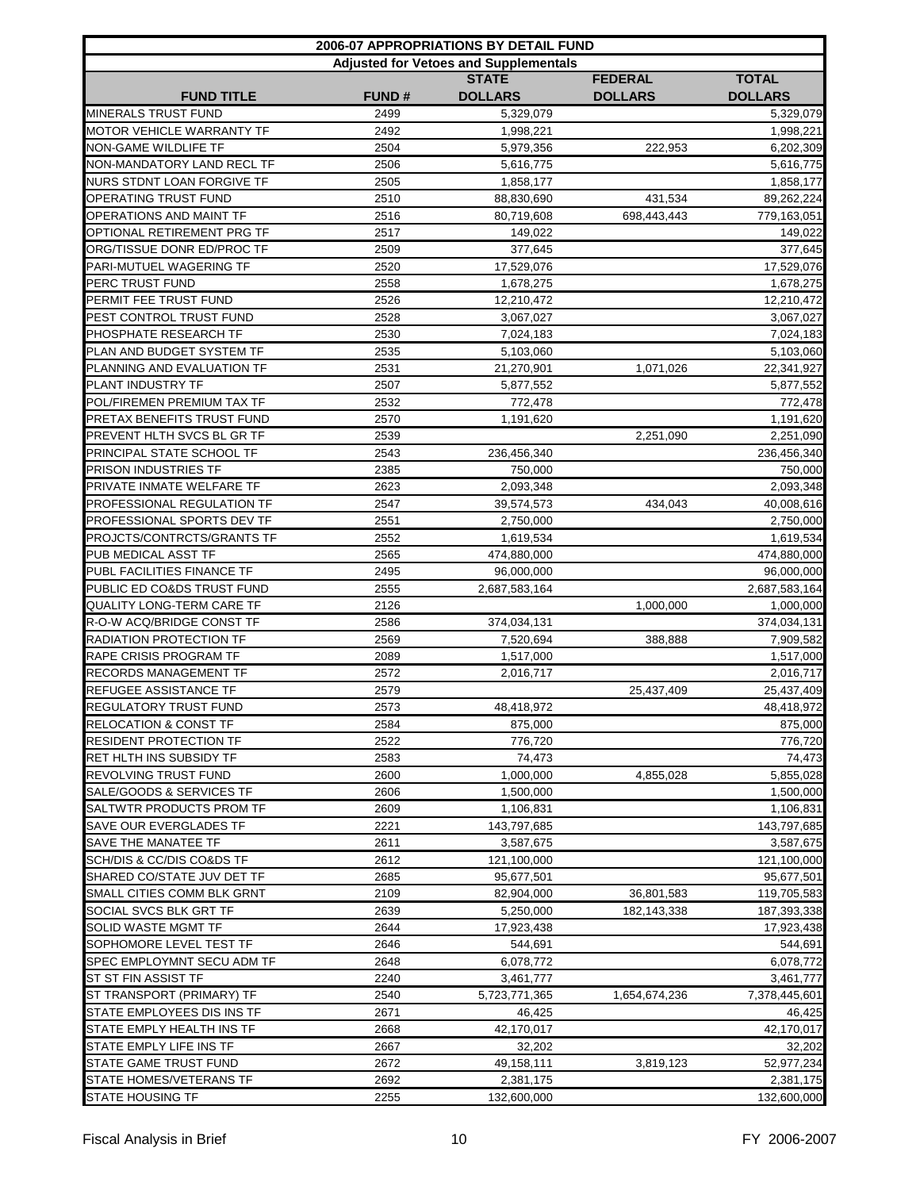| 2006-07 APPROPRIATIONS BY DETAIL FUND | | | | |
|---|---|---|---|---|
| Adjusted for Vetoes and Supplementals | | | | |
| FUND TITLE | FUND # | STATE DOLLARS | FEDERAL DOLLARS | TOTAL DOLLARS |
| MINERALS TRUST FUND | 2499 | 5,329,079 | | 5,329,079 |
| MOTOR VEHICLE WARRANTY TF | 2492 | 1,998,221 | | 1,998,221 |
| NON-GAME WILDLIFE TF | 2504 | 5,979,356 | 222,953 | 6,202,309 |
| NON-MANDATORY LAND RECL TF | 2506 | 5,616,775 | | 5,616,775 |
| NURS STDNT LOAN FORGIVE TF | 2505 | 1,858,177 | | 1,858,177 |
| OPERATING TRUST FUND | 2510 | 88,830,690 | 431,534 | 89,262,224 |
| OPERATIONS AND MAINT TF | 2516 | 80,719,608 | 698,443,443 | 779,163,051 |
| OPTIONAL RETIREMENT PRG TF | 2517 | 149,022 | | 149,022 |
| ORG/TISSUE DONR ED/PROC TF | 2509 | 377,645 | | 377,645 |
| PARI-MUTUEL WAGERING TF | 2520 | 17,529,076 | | 17,529,076 |
| PERC TRUST FUND | 2558 | 1,678,275 | | 1,678,275 |
| PERMIT FEE TRUST FUND | 2526 | 12,210,472 | | 12,210,472 |
| PEST CONTROL TRUST FUND | 2528 | 3,067,027 | | 3,067,027 |
| PHOSPHATE RESEARCH TF | 2530 | 7,024,183 | | 7,024,183 |
| PLAN AND BUDGET SYSTEM TF | 2535 | 5,103,060 | | 5,103,060 |
| PLANNING AND EVALUATION TF | 2531 | 21,270,901 | 1,071,026 | 22,341,927 |
| PLANT INDUSTRY TF | 2507 | 5,877,552 | | 5,877,552 |
| POL/FIREMEN PREMIUM TAX TF | 2532 | 772,478 | | 772,478 |
| PRETAX BENEFITS TRUST FUND | 2570 | 1,191,620 | | 1,191,620 |
| PREVENT HLTH SVCS BL GR TF | 2539 | | 2,251,090 | 2,251,090 |
| PRINCIPAL STATE SCHOOL TF | 2543 | 236,456,340 | | 236,456,340 |
| PRISON INDUSTRIES TF | 2385 | 750,000 | | 750,000 |
| PRIVATE INMATE WELFARE TF | 2623 | 2,093,348 | | 2,093,348 |
| PROFESSIONAL REGULATION TF | 2547 | 39,574,573 | 434,043 | 40,008,616 |
| PROFESSIONAL SPORTS DEV TF | 2551 | 2,750,000 | | 2,750,000 |
| PROJCTS/CONTRCTS/GRANTS TF | 2552 | 1,619,534 | | 1,619,534 |
| PUB MEDICAL ASST TF | 2565 | 474,880,000 | | 474,880,000 |
| PUBL FACILITIES FINANCE TF | 2495 | 96,000,000 | | 96,000,000 |
| PUBLIC ED CO&DS TRUST FUND | 2555 | 2,687,583,164 | | 2,687,583,164 |
| QUALITY LONG-TERM CARE TF | 2126 | | 1,000,000 | 1,000,000 |
| R-O-W ACQ/BRIDGE CONST TF | 2586 | 374,034,131 | | 374,034,131 |
| RADIATION PROTECTION TF | 2569 | 7,520,694 | 388,888 | 7,909,582 |
| RAPE CRISIS PROGRAM TF | 2089 | 1,517,000 | | 1,517,000 |
| RECORDS MANAGEMENT TF | 2572 | 2,016,717 | | 2,016,717 |
| REFUGEE ASSISTANCE TF | 2579 | | 25,437,409 | 25,437,409 |
| REGULATORY TRUST FUND | 2573 | 48,418,972 | | 48,418,972 |
| RELOCATION & CONST TF | 2584 | 875,000 | | 875,000 |
| RESIDENT PROTECTION TF | 2522 | 776,720 | | 776,720 |
| RET HLTH INS SUBSIDY TF | 2583 | 74,473 | | 74,473 |
| REVOLVING TRUST FUND | 2600 | 1,000,000 | 4,855,028 | 5,855,028 |
| SALE/GOODS & SERVICES TF | 2606 | 1,500,000 | | 1,500,000 |
| SALTWTR PRODUCTS PROM TF | 2609 | 1,106,831 | | 1,106,831 |
| SAVE OUR EVERGLADES TF | 2221 | 143,797,685 | | 143,797,685 |
| SAVE THE MANATEE TF | 2611 | 3,587,675 | | 3,587,675 |
| SCH/DIS & CC/DIS CO&DS TF | 2612 | 121,100,000 | | 121,100,000 |
| SHARED CO/STATE JUV DET TF | 2685 | 95,677,501 | | 95,677,501 |
| SMALL CITIES COMM BLK GRNT | 2109 | 82,904,000 | 36,801,583 | 119,705,583 |
| SOCIAL SVCS BLK GRT TF | 2639 | 5,250,000 | 182,143,338 | 187,393,338 |
| SOLID WASTE MGMT TF | 2644 | 17,923,438 | | 17,923,438 |
| SOPHOMORE LEVEL TEST TF | 2646 | 544,691 | | 544,691 |
| SPEC EMPLOYMNT SECU ADM TF | 2648 | 6,078,772 | | 6,078,772 |
| ST ST FIN ASSIST TF | 2240 | 3,461,777 | | 3,461,777 |
| ST TRANSPORT (PRIMARY) TF | 2540 | 5,723,771,365 | 1,654,674,236 | 7,378,445,601 |
| STATE EMPLOYEES DIS INS TF | 2671 | 46,425 | | 46,425 |
| STATE EMPLY HEALTH INS TF | 2668 | 42,170,017 | | 42,170,017 |
| STATE EMPLY LIFE INS TF | 2667 | 32,202 | | 32,202 |
| STATE GAME TRUST FUND | 2672 | 49,158,111 | 3,819,123 | 52,977,234 |
| STATE HOMES/VETERANS TF | 2692 | 2,381,175 | | 2,381,175 |
| STATE HOUSING TF | 2255 | 132,600,000 | | 132,600,000 |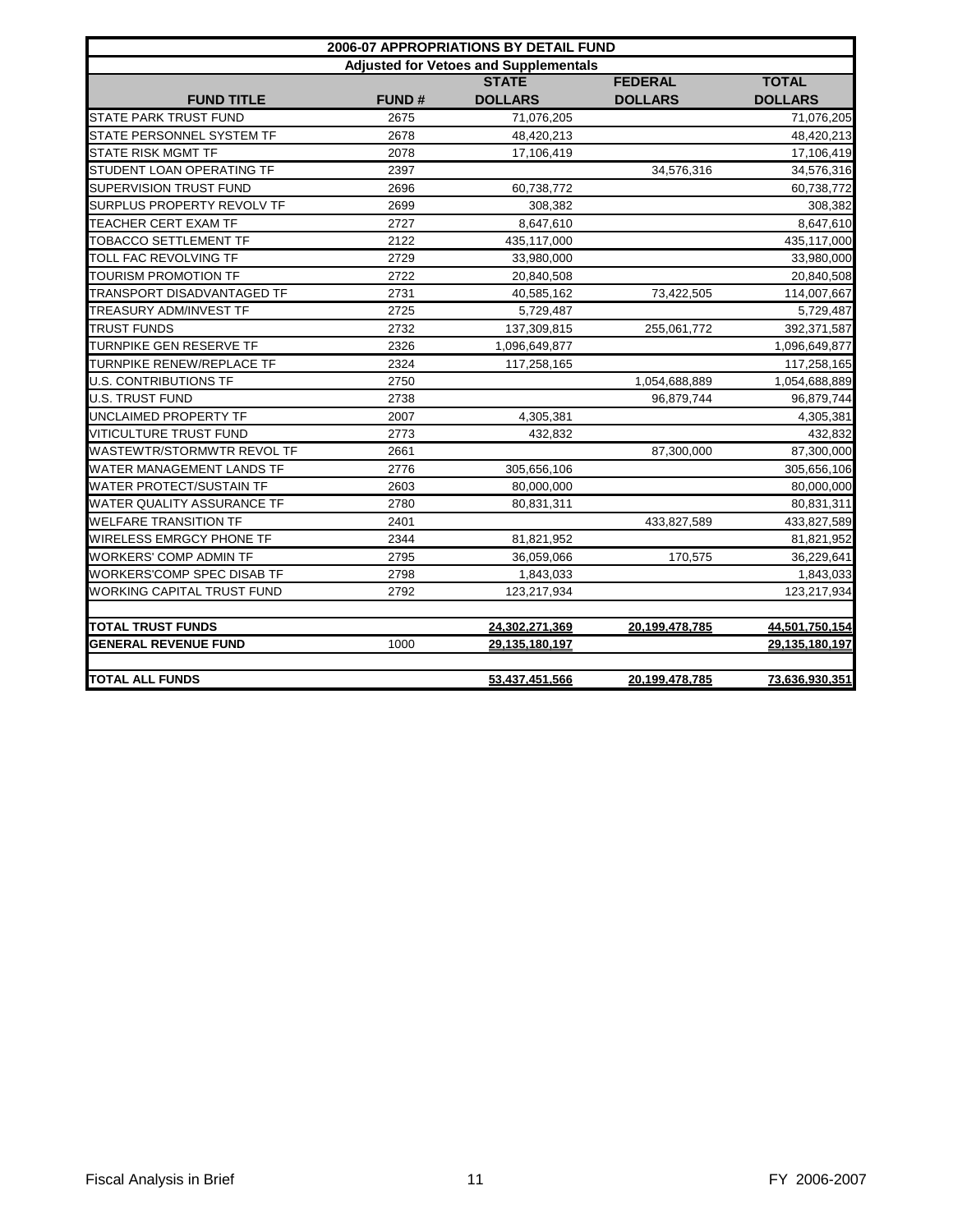| 2006-07 APPROPRIATIONS BY DETAIL FUND | | | | |
|---|---|---|---|---|
| Adjusted for Vetoes and Supplementals | | | | |
| **FUND TITLE** | **FUND #** | **STATE DOLLARS** | **FEDERAL DOLLARS** | **TOTAL DOLLARS** |
| STATE PARK TRUST FUND | 2675 | 71,076,205 | | 71,076,205 |
| STATE PERSONNEL SYSTEM TF | 2678 | 48,420,213 | | 48,420,213 |
| STATE RISK MGMT TF | 2078 | 17,106,419 | | 17,106,419 |
| STUDENT LOAN OPERATING TF | 2397 | | 34,576,316 | 34,576,316 |
| SUPERVISION TRUST FUND | 2696 | 60,738,772 | | 60,738,772 |
| SURPLUS PROPERTY REVOLV TF | 2699 | 308,382 | | 308,382 |
| TEACHER CERT EXAM TF | 2727 | 8,647,610 | | 8,647,610 |
| TOBACCO SETTLEMENT TF | 2122 | 435,117,000 | | 435,117,000 |
| TOLL FAC REVOLVING TF | 2729 | 33,980,000 | | 33,980,000 |
| TOURISM PROMOTION TF | 2722 | 20,840,508 | | 20,840,508 |
| TRANSPORT DISADVANTAGED TF | 2731 | 40,585,162 | 73,422,505 | 114,007,667 |
| TREASURY ADM/INVEST TF | 2725 | 5,729,487 | | 5,729,487 |
| TRUST FUNDS | 2732 | 137,309,815 | 255,061,772 | 392,371,587 |
| TURNPIKE GEN RESERVE TF | 2326 | 1,096,649,877 | | 1,096,649,877 |
| TURNPIKE RENEW/REPLACE TF | 2324 | 117,258,165 | | 117,258,165 |
| U.S. CONTRIBUTIONS TF | 2750 | | 1,054,688,889 | 1,054,688,889 |
| U.S. TRUST FUND | 2738 | | 96,879,744 | 96,879,744 |
| UNCLAIMED PROPERTY TF | 2007 | 4,305,381 | | 4,305,381 |
| VITICULTURE TRUST FUND | 2773 | 432,832 | | 432,832 |
| WASTEWTR/STORMWTR REVOL TF | 2661 | | 87,300,000 | 87,300,000 |
| WATER MANAGEMENT LANDS TF | 2776 | 305,656,106 | | 305,656,106 |
| WATER PROTECT/SUSTAIN TF | 2603 | 80,000,000 | | 80,000,000 |
| WATER QUALITY ASSURANCE TF | 2780 | 80,831,311 | | 80,831,311 |
| WELFARE TRANSITION TF | 2401 | | 433,827,589 | 433,827,589 |
| WIRELESS EMRGCY PHONE TF | 2344 | 81,821,952 | | 81,821,952 |
| WORKERS' COMP ADMIN TF | 2795 | 36,059,066 | 170,575 | 36,229,641 |
| WORKERS'COMP SPEC DISAB TF | 2798 | 1,843,033 | | 1,843,033 |
| WORKING CAPITAL TRUST FUND | 2792 | 123,217,934 | | 123,217,934 |
| | | | | |
| **TOTAL TRUST FUNDS** | | 24,302,271,369 | 20,199,478,785 | 44,501,750,154 |
| **GENERAL REVENUE FUND** | 1000 | 29,135,180,197 | | 29,135,180,197 |
| | | | | |
| **TOTAL ALL FUNDS** | | 53,437,451,566 | 20,199,478,785 | 73,636,930,351 |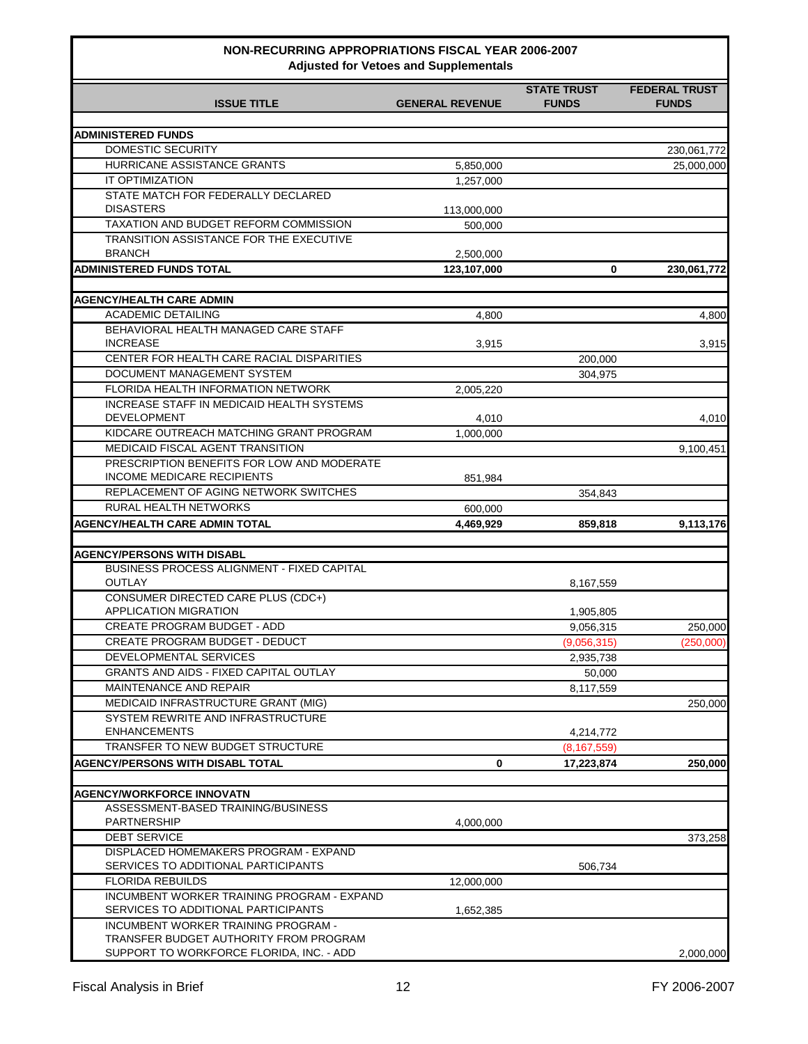## NON-RECURRING APPROPRIATIONS FISCAL YEAR 2006-2007

**Adjusted for Vetoes and Supplementals**

| ISSUE TITLE | GENERAL REVENUE | STATE TRUST FUNDS | FEDERAL TRUST FUNDS |
|---|---|---|---|
| **ADMINISTERED FUNDS** | | | |
| DOMESTIC SECURITY | | | 230,061,772 |
| HURRICANE ASSISTANCE GRANTS | 5,850,000 | | 25,000,000 |
| IT OPTIMIZATION | 1,257,000 | | |
| STATE MATCH FOR FEDERALLY DECLARED DISASTERS | 113,000,000 | | |
| TAXATION AND BUDGET REFORM COMMISSION | 500,000 | | |
| TRANSITION ASSISTANCE FOR THE EXECUTIVE BRANCH | 2,500,000 | | |
| **ADMINISTERED FUNDS TOTAL** | **123,107,000** | **0** | **230,061,772** |
| **AGENCY/HEALTH CARE ADMIN** | | | |
| ACADEMIC DETAILING | 4,800 | | 4,800 |
| BEHAVIORAL HEALTH MANAGED CARE STAFF INCREASE | 3,915 | | 3,915 |
| CENTER FOR HEALTH CARE RACIAL DISPARITIES | | 200,000 | |
| DOCUMENT MANAGEMENT SYSTEM | | 304,975 | |
| FLORIDA HEALTH INFORMATION NETWORK | 2,005,220 | | |
| INCREASE STAFF IN MEDICAID HEALTH SYSTEMS DEVELOPMENT | 4,010 | | 4,010 |
| KIDCARE OUTREACH MATCHING GRANT PROGRAM | 1,000,000 | | |
| MEDICAID FISCAL AGENT TRANSITION | | | 9,100,451 |
| PRESCRIPTION BENEFITS FOR LOW AND MODERATE INCOME MEDICARE RECIPIENTS | 851,984 | | |
| REPLACEMENT OF AGING NETWORK SWITCHES | | 354,843 | |
| RURAL HEALTH NETWORKS | 600,000 | | |
| **AGENCY/HEALTH CARE ADMIN TOTAL** | **4,469,929** | **859,818** | **9,113,176** |
| **AGENCY/PERSONS WITH DISABL** | | | |
| BUSINESS PROCESS ALIGNMENT - FIXED CAPITAL OUTLAY | | 8,167,559 | |
| CONSUMER DIRECTED CARE PLUS (CDC+) APPLICATION MIGRATION | | 1,905,805 | |
| CREATE PROGRAM BUDGET - ADD | | 9,056,315 | 250,000 |
| CREATE PROGRAM BUDGET - DEDUCT | | (9,056,315) | (250,000) |
| DEVELOPMENTAL SERVICES | | 2,935,738 | |
| GRANTS AND AIDS - FIXED CAPITAL OUTLAY | | 50,000 | |
| MAINTENANCE AND REPAIR | | 8,117,559 | |
| MEDICAID INFRASTRUCTURE GRANT (MIG) | | | 250,000 |
| SYSTEM REWRITE AND INFRASTRUCTURE ENHANCEMENTS | | 4,214,772 | |
| TRANSFER TO NEW BUDGET STRUCTURE | | (8,167,559) | |
| **AGENCY/PERSONS WITH DISABL TOTAL** | **0** | **17,223,874** | **250,000** |
| **AGENCY/WORKFORCE INNOVATN** | | | |
| ASSESSMENT-BASED TRAINING/BUSINESS PARTNERSHIP | 4,000,000 | | |
| DEBT SERVICE | | | 373,258 |
| DISPLACED HOMEMAKERS PROGRAM - EXPAND SERVICES TO ADDITIONAL PARTICIPANTS | | 506,734 | |
| FLORIDA REBUILDS | 12,000,000 | | |
| INCUMBENT WORKER TRAINING PROGRAM - EXPAND SERVICES TO ADDITIONAL PARTICIPANTS | 1,652,385 | | |
| INCUMBENT WORKER TRAINING PROGRAM - TRANSFER BUDGET AUTHORITY FROM PROGRAM SUPPORT TO WORKFORCE FLORIDA, INC. - ADD | | | 2,000,000 |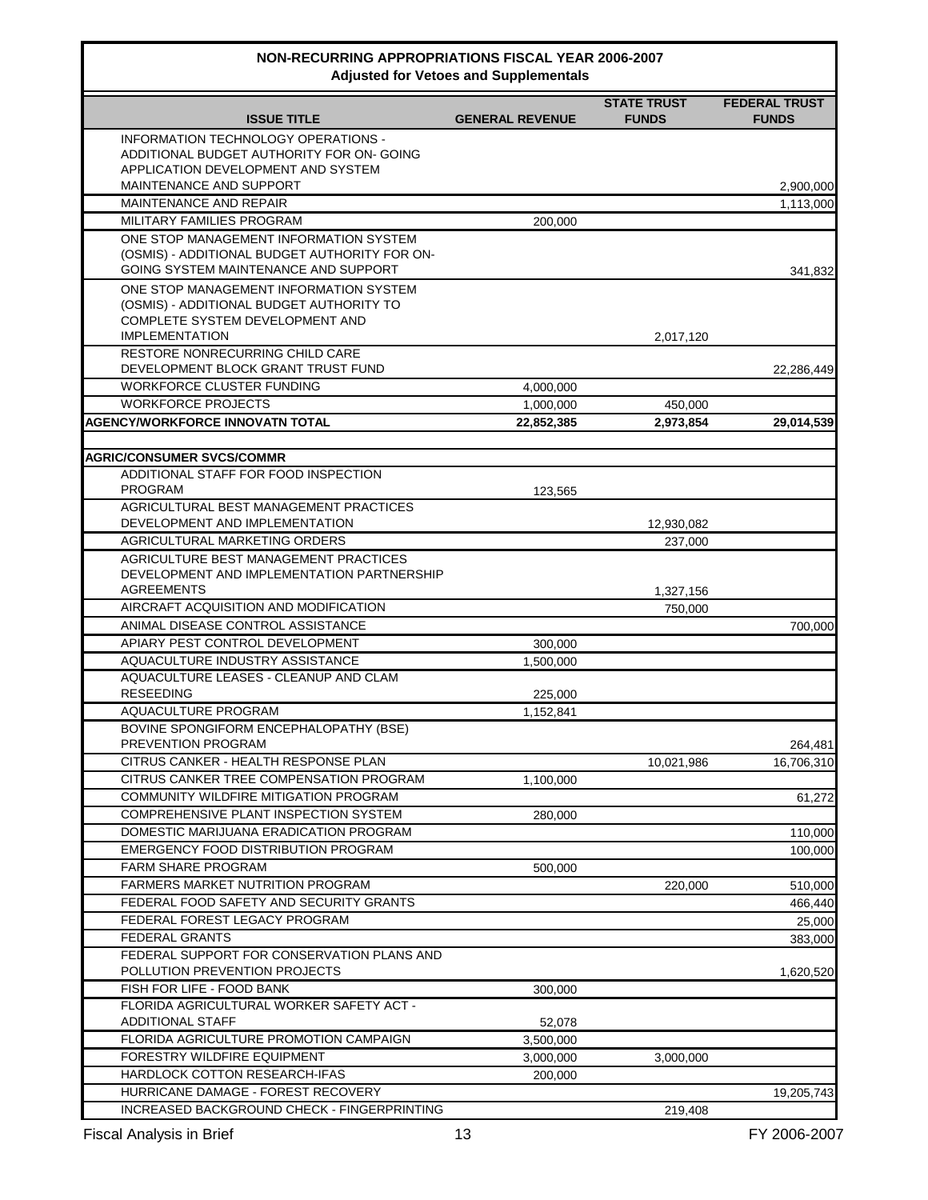## NON-RECURRING APPROPRIATIONS FISCAL YEAR 2006-2007
### Adjusted for Vetoes and Supplementals

| ISSUE TITLE | GENERAL REVENUE | STATE TRUST FUNDS | FEDERAL TRUST FUNDS |
|---|---|---|---|
| INFORMATION TECHNOLOGY OPERATIONS - ADDITIONAL BUDGET AUTHORITY FOR ON- GOING APPLICATION DEVELOPMENT AND SYSTEM MAINTENANCE AND SUPPORT | | | 2,900,000 |
| MAINTENANCE AND REPAIR | | | 1,113,000 |
| MILITARY FAMILIES PROGRAM | 200,000 | | |
| ONE STOP MANAGEMENT INFORMATION SYSTEM (OSMIS) - ADDITIONAL BUDGET AUTHORITY FOR ON-GOING SYSTEM MAINTENANCE AND SUPPORT | | | 341,832 |
| ONE STOP MANAGEMENT INFORMATION SYSTEM (OSMIS) - ADDITIONAL BUDGET AUTHORITY TO COMPLETE SYSTEM DEVELOPMENT AND IMPLEMENTATION | | 2,017,120 | |
| RESTORE NONRECURRING CHILD CARE DEVELOPMENT BLOCK GRANT TRUST FUND | | | 22,286,449 |
| WORKFORCE CLUSTER FUNDING | 4,000,000 | | |
| WORKFORCE PROJECTS | 1,000,000 | 450,000 | |
| **AGENCY/WORKFORCE INNOVATN TOTAL** | **22,852,385** | **2,973,854** | **29,014,539** |
| | | | |
| **AGRIC/CONSUMER SVCS/COMMR** | | | |
| ADDITIONAL STAFF FOR FOOD INSPECTION PROGRAM | 123,565 | | |
| AGRICULTURAL BEST MANAGEMENT PRACTICES DEVELOPMENT AND IMPLEMENTATION | | 12,930,082 | |
| AGRICULTURAL MARKETING ORDERS | | 237,000 | |
| AGRICULTURE BEST MANAGEMENT PRACTICES DEVELOPMENT AND IMPLEMENTATION PARTNERSHIP AGREEMENTS | | 1,327,156 | |
| AIRCRAFT ACQUISITION AND MODIFICATION | | 750,000 | |
| ANIMAL DISEASE CONTROL ASSISTANCE | | | 700,000 |
| APIARY PEST CONTROL DEVELOPMENT | 300,000 | | |
| AQUACULTURE INDUSTRY ASSISTANCE | 1,500,000 | | |
| AQUACULTURE LEASES - CLEANUP AND CLAM RESEEDING | 225,000 | | |
| AQUACULTURE PROGRAM | 1,152,841 | | |
| BOVINE SPONGIFORM ENCEPHALOPATHY (BSE) PREVENTION PROGRAM | | | 264,481 |
| CITRUS CANKER - HEALTH RESPONSE PLAN | | 10,021,986 | 16,706,310 |
| CITRUS CANKER TREE COMPENSATION PROGRAM | 1,100,000 | | |
| COMMUNITY WILDFIRE MITIGATION PROGRAM | | | 61,272 |
| COMPREHENSIVE PLANT INSPECTION SYSTEM | 280,000 | | |
| DOMESTIC MARIJUANA ERADICATION PROGRAM | | | 110,000 |
| EMERGENCY FOOD DISTRIBUTION PROGRAM | | | 100,000 |
| FARM SHARE PROGRAM | 500,000 | | |
| FARMERS MARKET NUTRITION PROGRAM | | 220,000 | 510,000 |
| FEDERAL FOOD SAFETY AND SECURITY GRANTS | | | 466,440 |
| FEDERAL FOREST LEGACY PROGRAM | | | 25,000 |
| FEDERAL GRANTS | | | 383,000 |
| FEDERAL SUPPORT FOR CONSERVATION PLANS AND POLLUTION PREVENTION PROJECTS | | | 1,620,520 |
| FISH FOR LIFE - FOOD BANK | 300,000 | | |
| FLORIDA AGRICULTURAL WORKER SAFETY ACT - ADDITIONAL STAFF | 52,078 | | |
| FLORIDA AGRICULTURE PROMOTION CAMPAIGN | 3,500,000 | | |
| FORESTRY WILDFIRE EQUIPMENT | 3,000,000 | 3,000,000 | |
| HARDLOCK COTTON RESEARCH-IFAS | 200,000 | | |
| HURRICANE DAMAGE - FOREST RECOVERY | | | 19,205,743 |
| INCREASED BACKGROUND CHECK - FINGERPRINTING | | 219,408 | |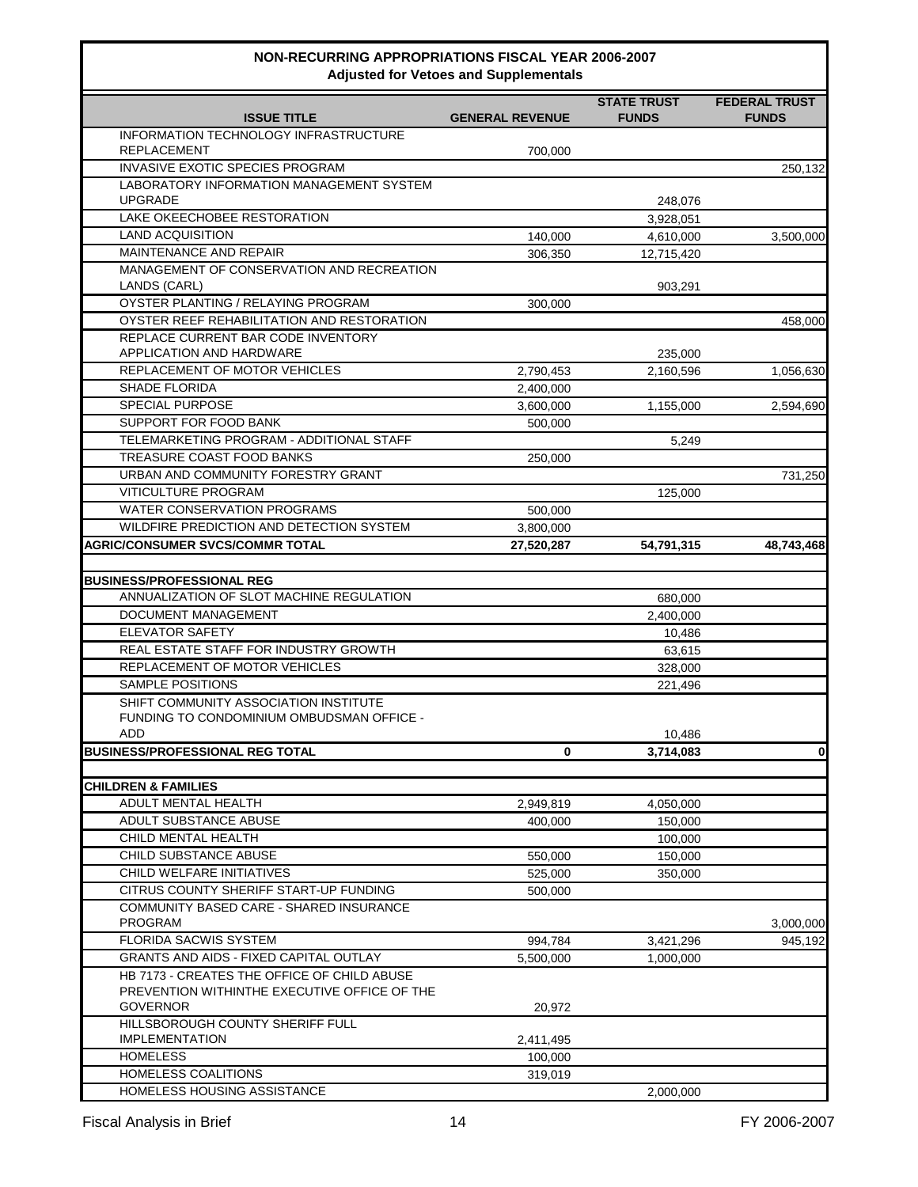## NON-RECURRING APPROPRIATIONS FISCAL YEAR 2006-2007
### Adjusted for Vetoes and Supplementals

| ISSUE TITLE | GENERAL REVENUE | STATE TRUST FUNDS | FEDERAL TRUST FUNDS |
|---|---|---|---|
| INFORMATION TECHNOLOGY INFRASTRUCTURE REPLACEMENT | 700,000 | | |
| INVASIVE EXOTIC SPECIES PROGRAM | | | 250,132 |
| LABORATORY INFORMATION MANAGEMENT SYSTEM UPGRADE | | 248,076 | |
| LAKE OKEECHOBEE RESTORATION | | 3,928,051 | |
| LAND ACQUISITION | 140,000 | 4,610,000 | 3,500,000 |
| MAINTENANCE AND REPAIR | 306,350 | 12,715,420 | |
| MANAGEMENT OF CONSERVATION AND RECREATION LANDS (CARL) | | 903,291 | |
| OYSTER PLANTING / RELAYING PROGRAM | 300,000 | | |
| OYSTER REEF REHABILITATION AND RESTORATION | | | 458,000 |
| REPLACE CURRENT BAR CODE INVENTORY APPLICATION AND HARDWARE | | 235,000 | |
| REPLACEMENT OF MOTOR VEHICLES | 2,790,453 | 2,160,596 | 1,056,630 |
| SHADE FLORIDA | 2,400,000 | | |
| SPECIAL PURPOSE | 3,600,000 | 1,155,000 | 2,594,690 |
| SUPPORT FOR FOOD BANK | 500,000 | | |
| TELEMARKETING PROGRAM - ADDITIONAL STAFF | | 5,249 | |
| TREASURE COAST FOOD BANKS | 250,000 | | |
| URBAN AND COMMUNITY FORESTRY GRANT | | | 731,250 |
| VITICULTURE PROGRAM | | 125,000 | |
| WATER CONSERVATION PROGRAMS | 500,000 | | |
| WILDFIRE PREDICTION AND DETECTION SYSTEM | 3,800,000 | | |
| **AGRIC/CONSUMER SVCS/COMMR TOTAL** | **27,520,287** | **54,791,315** | **48,743,468** |
| | | | |
| **BUSINESS/PROFESSIONAL REG** | | | |
| ANNUALIZATION OF SLOT MACHINE REGULATION | | 680,000 | |
| DOCUMENT MANAGEMENT | | 2,400,000 | |
| ELEVATOR SAFETY | | 10,486 | |
| REAL ESTATE STAFF FOR INDUSTRY GROWTH | | 63,615 | |
| REPLACEMENT OF MOTOR VEHICLES | | 328,000 | |
| SAMPLE POSITIONS | | 221,496 | |
| SHIFT COMMUNITY ASSOCIATION INSTITUTE FUNDING TO CONDOMINIUM OMBUDSMAN OFFICE - ADD | | 10,486 | |
| **BUSINESS/PROFESSIONAL REG TOTAL** | **0** | **3,714,083** | **0** |
| | | | |
| **CHILDREN & FAMILIES** | | | |
| ADULT MENTAL HEALTH | 2,949,819 | 4,050,000 | |
| ADULT SUBSTANCE ABUSE | 400,000 | 150,000 | |
| CHILD MENTAL HEALTH | | 100,000 | |
| CHILD SUBSTANCE ABUSE | 550,000 | 150,000 | |
| CHILD WELFARE INITIATIVES | 525,000 | 350,000 | |
| CITRUS COUNTY SHERIFF START-UP FUNDING | 500,000 | | |
| COMMUNITY BASED CARE - SHARED INSURANCE PROGRAM | | | 3,000,000 |
| FLORIDA SACWIS SYSTEM | 994,784 | 3,421,296 | 945,192 |
| GRANTS AND AIDS - FIXED CAPITAL OUTLAY | 5,500,000 | 1,000,000 | |
| HB 7173 - CREATES THE OFFICE OF CHILD ABUSE PREVENTION WITHINTHE EXECUTIVE OFFICE OF THE GOVERNOR | 20,972 | | |
| HILLSBOROUGH COUNTY SHERIFF FULL IMPLEMENTATION | 2,411,495 | | |
| HOMELESS | 100,000 | | |
| HOMELESS COALITIONS | 319,019 | | |
| HOMELESS HOUSING ASSISTANCE | | 2,000,000 | |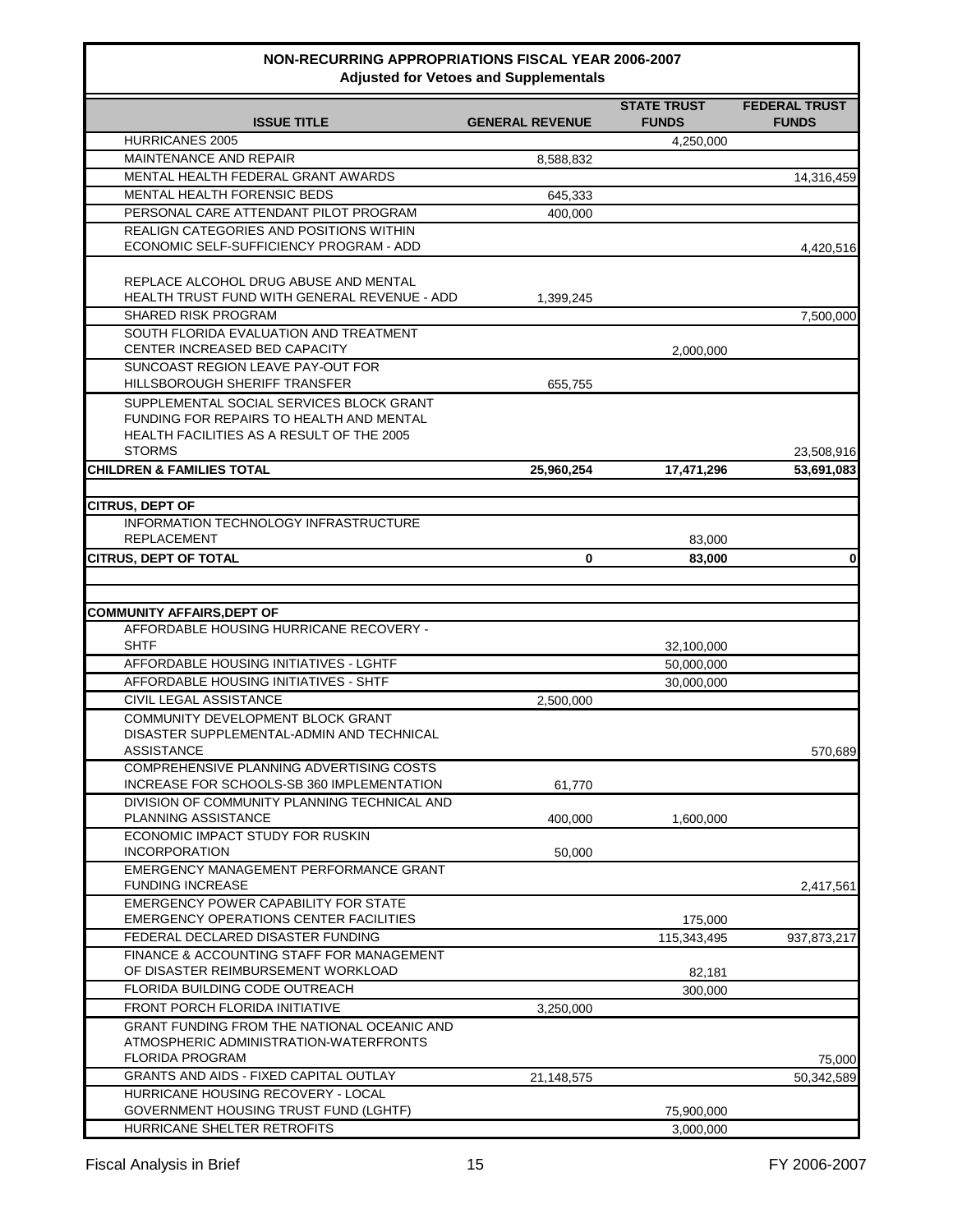## NON-RECURRING APPROPRIATIONS FISCAL YEAR 2006-2007
### Adjusted for Vetoes and Supplementals

| ISSUE TITLE | GENERAL REVENUE | STATE TRUST FUNDS | FEDERAL TRUST FUNDS |
|---|---|---|---|
| HURRICANES 2005 | | 4,250,000 | |
| MAINTENANCE AND REPAIR | 8,588,832 | | |
| MENTAL HEALTH FEDERAL GRANT AWARDS | | | 14,316,459 |
| MENTAL HEALTH FORENSIC BEDS | 645,333 | | |
| PERSONAL CARE ATTENDANT PILOT PROGRAM | 400,000 | | |
| REALIGN CATEGORIES AND POSITIONS WITHIN ECONOMIC SELF-SUFFICIENCY PROGRAM - ADD | | | 4,420,516 |
| REPLACE ALCOHOL DRUG ABUSE AND MENTAL HEALTH TRUST FUND WITH GENERAL REVENUE - ADD | 1,399,245 | | |
| SHARED RISK PROGRAM | | | 7,500,000 |
| SOUTH FLORIDA EVALUATION AND TREATMENT CENTER INCREASED BED CAPACITY | | 2,000,000 | |
| SUNCOAST REGION LEAVE PAY-OUT FOR HILLSBOROUGH SHERIFF TRANSFER | 655,755 | | |
| SUPPLEMENTAL SOCIAL SERVICES BLOCK GRANT FUNDING FOR REPAIRS TO HEALTH AND MENTAL HEALTH FACILITIES AS A RESULT OF THE 2005 STORMS | | | 23,508,916 |
| **CHILDREN & FAMILIES TOTAL** | **25,960,254** | **17,471,296** | **53,691,083** |
| | | | |
| **CITRUS, DEPT OF** | | | |
| INFORMATION TECHNOLOGY INFRASTRUCTURE REPLACEMENT | | 83,000 | |
| **CITRUS, DEPT OF TOTAL** | **0** | **83,000** | **0** |
| | | | |
| **COMMUNITY AFFAIRS,DEPT OF** | | | |
| AFFORDABLE HOUSING HURRICANE RECOVERY - SHTF | | 32,100,000 | |
| AFFORDABLE HOUSING INITIATIVES - LGHTF | | 50,000,000 | |
| AFFORDABLE HOUSING INITIATIVES - SHTF | | 30,000,000 | |
| CIVIL LEGAL ASSISTANCE | 2,500,000 | | |
| COMMUNITY DEVELOPMENT BLOCK GRANT DISASTER SUPPLEMENTAL-ADMIN AND TECHNICAL ASSISTANCE | | | 570,689 |
| COMPREHENSIVE PLANNING ADVERTISING COSTS INCREASE FOR SCHOOLS-SB 360 IMPLEMENTATION | 61,770 | | |
| DIVISION OF COMMUNITY PLANNING TECHNICAL AND PLANNING ASSISTANCE | 400,000 | 1,600,000 | |
| ECONOMIC IMPACT STUDY FOR RUSKIN INCORPORATION | 50,000 | | |
| EMERGENCY MANAGEMENT PERFORMANCE GRANT FUNDING INCREASE | | | 2,417,561 |
| EMERGENCY POWER CAPABILITY FOR STATE EMERGENCY OPERATIONS CENTER FACILITIES | | 175,000 | |
| FEDERAL DECLARED DISASTER FUNDING | | 115,343,495 | 937,873,217 |
| FINANCE & ACCOUNTING STAFF FOR MANAGEMENT OF DISASTER REIMBURSEMENT WORKLOAD | | 82,181 | |
| FLORIDA BUILDING CODE OUTREACH | | 300,000 | |
| FRONT PORCH FLORIDA INITIATIVE | 3,250,000 | | |
| GRANT FUNDING FROM THE NATIONAL OCEANIC AND ATMOSPHERIC ADMINISTRATION-WATERFRONTS FLORIDA PROGRAM | | | 75,000 |
| GRANTS AND AIDS - FIXED CAPITAL OUTLAY | 21,148,575 | | 50,342,589 |
| HURRICANE HOUSING RECOVERY - LOCAL GOVERNMENT HOUSING TRUST FUND (LGHTF) | | 75,900,000 | |
| HURRICANE SHELTER RETROFITS | | 3,000,000 | |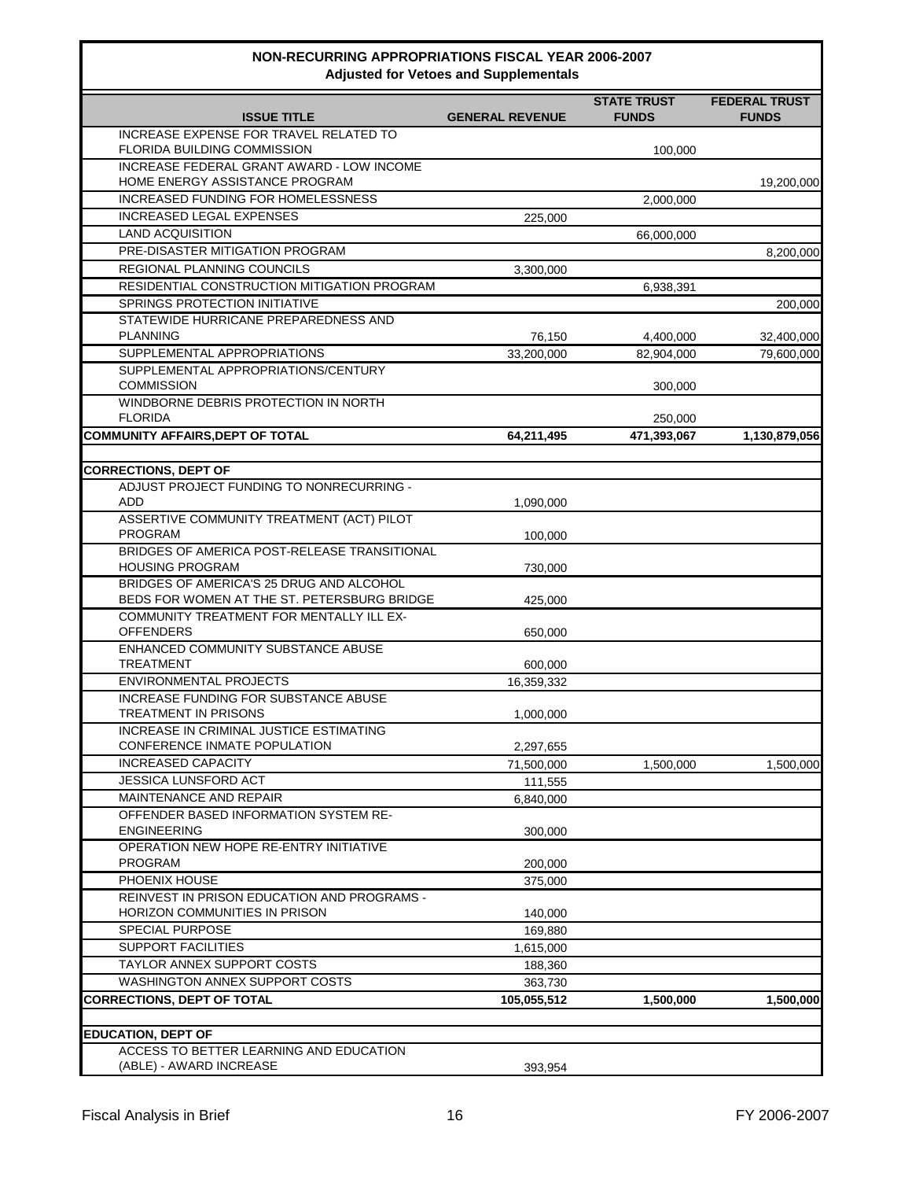## NON-RECURRING APPROPRIATIONS FISCAL YEAR 2006-2007
### Adjusted for Vetoes and Supplementals

| ISSUE TITLE | GENERAL REVENUE | STATE TRUST FUNDS | FEDERAL TRUST FUNDS |
|---|---|---|---|
| INCREASE EXPENSE FOR TRAVEL RELATED TO FLORIDA BUILDING COMMISSION | | 100,000 | |
| INCREASE FEDERAL GRANT AWARD - LOW INCOME HOME ENERGY ASSISTANCE PROGRAM | | | 19,200,000 |
| INCREASED FUNDING FOR HOMELESSNESS | | 2,000,000 | |
| INCREASED LEGAL EXPENSES | 225,000 | | |
| LAND ACQUISITION | | 66,000,000 | |
| PRE-DISASTER MITIGATION PROGRAM | | | 8,200,000 |
| REGIONAL PLANNING COUNCILS | 3,300,000 | | |
| RESIDENTIAL CONSTRUCTION MITIGATION PROGRAM | | 6,938,391 | |
| SPRINGS PROTECTION INITIATIVE | | | 200,000 |
| STATEWIDE HURRICANE PREPAREDNESS AND PLANNING | 76,150 | 4,400,000 | 32,400,000 |
| SUPPLEMENTAL APPROPRIATIONS | 33,200,000 | 82,904,000 | 79,600,000 |
| SUPPLEMENTAL APPROPRIATIONS/CENTURY COMMISSION | | 300,000 | |
| WINDBORNE DEBRIS PROTECTION IN NORTH FLORIDA | | 250,000 | |
| **COMMUNITY AFFAIRS,DEPT OF TOTAL** | **64,211,495** | **471,393,067** | **1,130,879,056** |
| | | | |
| **CORRECTIONS, DEPT OF** | | | |
| ADJUST PROJECT FUNDING TO NONRECURRING - ADD | 1,090,000 | | |
| ASSERTIVE COMMUNITY TREATMENT (ACT) PILOT PROGRAM | 100,000 | | |
| BRIDGES OF AMERICA POST-RELEASE TRANSITIONAL HOUSING PROGRAM | 730,000 | | |
| BRIDGES OF AMERICA'S 25 DRUG AND ALCOHOL BEDS FOR WOMEN AT THE ST. PETERSBURG BRIDGE | 425,000 | | |
| COMMUNITY TREATMENT FOR MENTALLY ILL EX-OFFENDERS | 650,000 | | |
| ENHANCED COMMUNITY SUBSTANCE ABUSE TREATMENT | 600,000 | | |
| ENVIRONMENTAL PROJECTS | 16,359,332 | | |
| INCREASE FUNDING FOR SUBSTANCE ABUSE TREATMENT IN PRISONS | 1,000,000 | | |
| INCREASE IN CRIMINAL JUSTICE ESTIMATING CONFERENCE INMATE POPULATION | 2,297,655 | | |
| INCREASED CAPACITY | 71,500,000 | 1,500,000 | 1,500,000 |
| JESSICA LUNSFORD ACT | 111,555 | | |
| MAINTENANCE AND REPAIR | 6,840,000 | | |
| OFFENDER BASED INFORMATION SYSTEM RE-ENGINEERING | 300,000 | | |
| OPERATION NEW HOPE RE-ENTRY INITIATIVE PROGRAM | 200,000 | | |
| PHOENIX HOUSE | 375,000 | | |
| REINVEST IN PRISON EDUCATION AND PROGRAMS - HORIZON COMMUNITIES IN PRISON | 140,000 | | |
| SPECIAL PURPOSE | 169,880 | | |
| SUPPORT FACILITIES | 1,615,000 | | |
| TAYLOR ANNEX SUPPORT COSTS | 188,360 | | |
| WASHINGTON ANNEX SUPPORT COSTS | 363,730 | | |
| **CORRECTIONS, DEPT OF TOTAL** | **105,055,512** | **1,500,000** | **1,500,000** |
| | | | |
| **EDUCATION, DEPT OF** | | | |
| ACCESS TO BETTER LEARNING AND EDUCATION (ABLE) - AWARD INCREASE | 393,954 | | |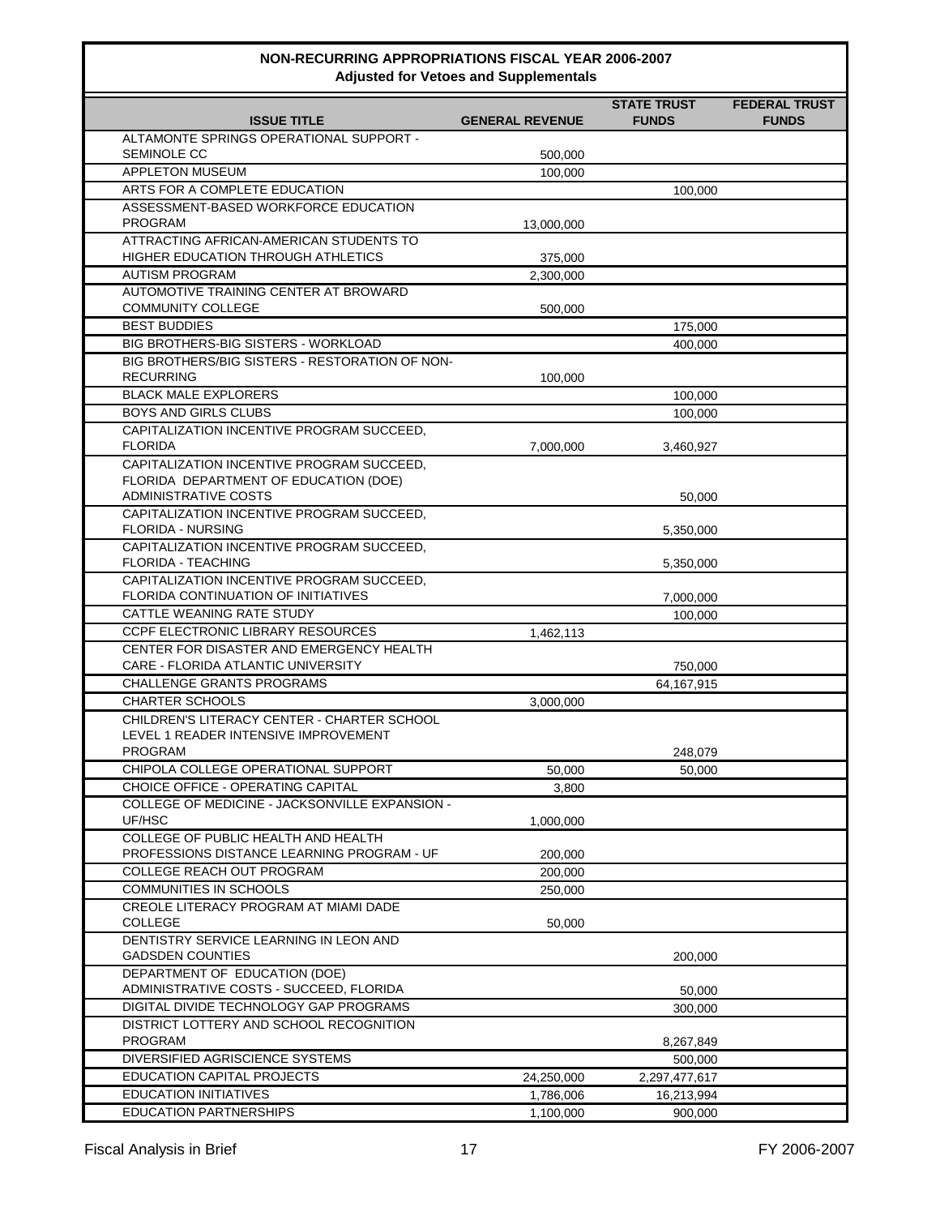# NON-RECURRING APPROPRIATIONS FISCAL YEAR 2006-2007
## Adjusted for Vetoes and Supplementals

| ISSUE TITLE | GENERAL REVENUE | STATE TRUST FUNDS | FEDERAL TRUST FUNDS |
|---|---|---|---|
| ALTAMONTE SPRINGS OPERATIONAL SUPPORT - SEMINOLE CC | 500,000 | | |
| APPLETON MUSEUM | 100,000 | | |
| ARTS FOR A COMPLETE EDUCATION | | 100,000 | |
| ASSESSMENT-BASED WORKFORCE EDUCATION PROGRAM | 13,000,000 | | |
| ATTRACTING AFRICAN-AMERICAN STUDENTS TO HIGHER EDUCATION THROUGH ATHLETICS | 375,000 | | |
| AUTISM PROGRAM | 2,300,000 | | |
| AUTOMOTIVE TRAINING CENTER AT BROWARD COMMUNITY COLLEGE | 500,000 | | |
| BEST BUDDIES | | 175,000 | |
| BIG BROTHERS-BIG SISTERS - WORKLOAD | | 400,000 | |
| BIG BROTHERS/BIG SISTERS - RESTORATION OF NON-RECURRING | 100,000 | | |
| BLACK MALE EXPLORERS | | 100,000 | |
| BOYS AND GIRLS CLUBS | | 100,000 | |
| CAPITALIZATION INCENTIVE PROGRAM SUCCEED, FLORIDA | 7,000,000 | 3,460,927 | |
| CAPITALIZATION INCENTIVE PROGRAM SUCCEED, FLORIDA DEPARTMENT OF EDUCATION (DOE) ADMINISTRATIVE COSTS | | 50,000 | |
| CAPITALIZATION INCENTIVE PROGRAM SUCCEED, FLORIDA - NURSING | | 5,350,000 | |
| CAPITALIZATION INCENTIVE PROGRAM SUCCEED, FLORIDA - TEACHING | | 5,350,000 | |
| CAPITALIZATION INCENTIVE PROGRAM SUCCEED, FLORIDA CONTINUATION OF INITIATIVES | | 7,000,000 | |
| CATTLE WEANING RATE STUDY | | 100,000 | |
| CCPF ELECTRONIC LIBRARY RESOURCES | 1,462,113 | | |
| CENTER FOR DISASTER AND EMERGENCY HEALTH CARE - FLORIDA ATLANTIC UNIVERSITY | | 750,000 | |
| CHALLENGE GRANTS PROGRAMS | | 64,167,915 | |
| CHARTER SCHOOLS | 3,000,000 | | |
| CHILDREN'S LITERACY CENTER - CHARTER SCHOOL LEVEL 1 READER INTENSIVE IMPROVEMENT PROGRAM | | 248,079 | |
| CHIPOLA COLLEGE OPERATIONAL SUPPORT | 50,000 | 50,000 | |
| CHOICE OFFICE - OPERATING CAPITAL | 3,800 | | |
| COLLEGE OF MEDICINE - JACKSONVILLE EXPANSION - UF/HSC | 1,000,000 | | |
| COLLEGE OF PUBLIC HEALTH AND HEALTH PROFESSIONS DISTANCE LEARNING PROGRAM - UF | 200,000 | | |
| COLLEGE REACH OUT PROGRAM | 200,000 | | |
| COMMUNITIES IN SCHOOLS | 250,000 | | |
| CREOLE LITERACY PROGRAM AT MIAMI DADE COLLEGE | 50,000 | | |
| DENTISTRY SERVICE LEARNING IN LEON AND GADSDEN COUNTIES | | 200,000 | |
| DEPARTMENT OF EDUCATION (DOE) ADMINISTRATIVE COSTS - SUCCEED, FLORIDA | | 50,000 | |
| DIGITAL DIVIDE TECHNOLOGY GAP PROGRAMS | | 300,000 | |
| DISTRICT LOTTERY AND SCHOOL RECOGNITION PROGRAM | | 8,267,849 | |
| DIVERSIFIED AGRISCIENCE SYSTEMS | | 500,000 | |
| EDUCATION CAPITAL PROJECTS | 24,250,000 | 2,297,477,617 | |
| EDUCATION INITIATIVES | 1,786,006 | 16,213,994 | |
| EDUCATION PARTNERSHIPS | 1,100,000 | 900,000 | |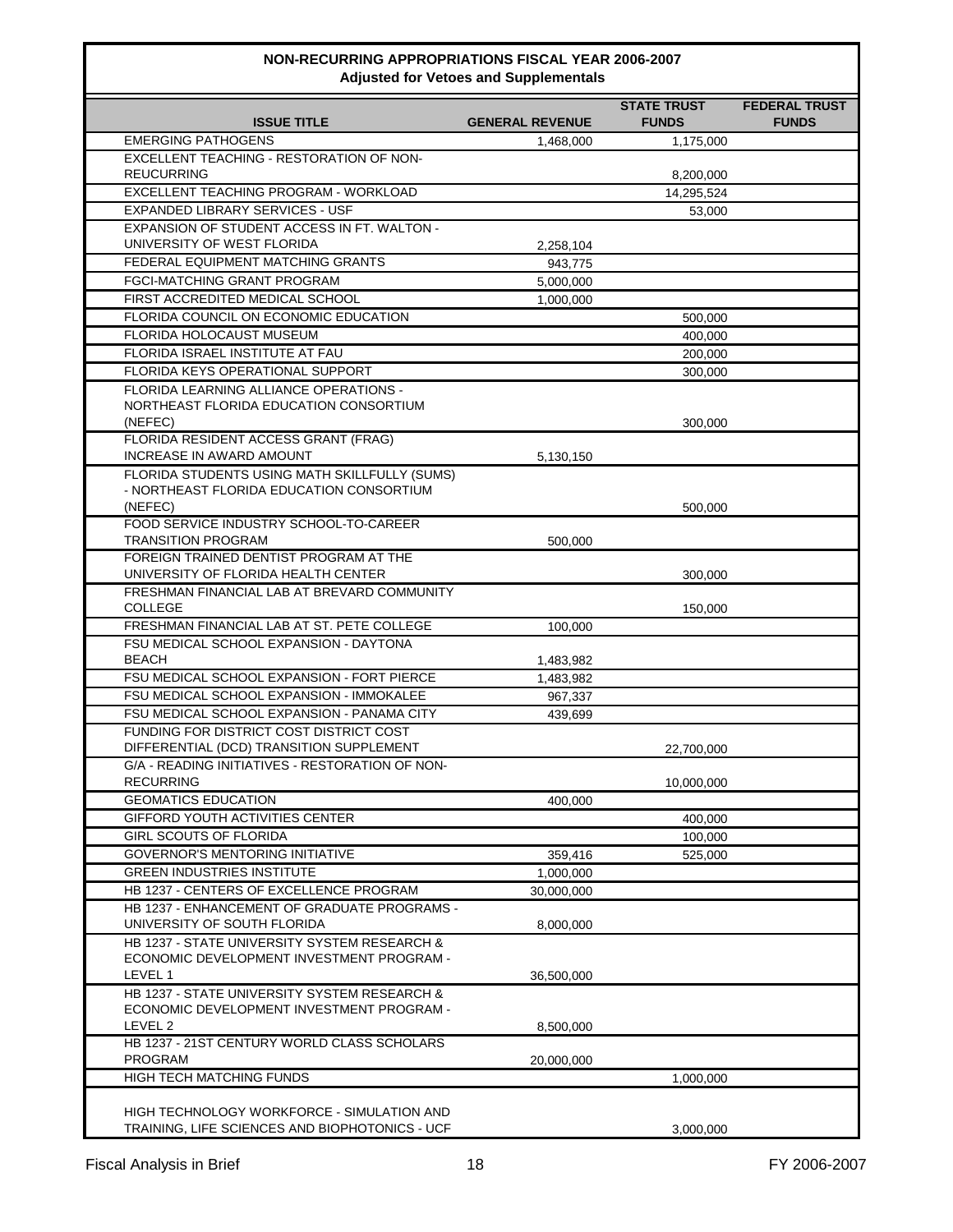## NON-RECURRING APPROPRIATIONS FISCAL YEAR 2006-2007
### Adjusted for Vetoes and Supplementals

| ISSUE TITLE | GENERAL REVENUE | STATE TRUST FUNDS | FEDERAL TRUST FUNDS |
|---|---|---|---|
| EMERGING PATHOGENS | 1,468,000 | 1,175,000 | |
| EXCELLENT TEACHING - RESTORATION OF NON-REUCURRING | | 8,200,000 | |
| EXCELLENT TEACHING PROGRAM - WORKLOAD | | 14,295,524 | |
| EXPANDED LIBRARY SERVICES - USF | | 53,000 | |
| EXPANSION OF STUDENT ACCESS IN FT. WALTON - UNIVERSITY OF WEST FLORIDA | 2,258,104 | | |
| FEDERAL EQUIPMENT MATCHING GRANTS | 943,775 | | |
| FGCI-MATCHING GRANT PROGRAM | 5,000,000 | | |
| FIRST ACCREDITED MEDICAL SCHOOL | 1,000,000 | | |
| FLORIDA COUNCIL ON ECONOMIC EDUCATION | | 500,000 | |
| FLORIDA HOLOCAUST MUSEUM | | 400,000 | |
| FLORIDA ISRAEL INSTITUTE AT FAU | | 200,000 | |
| FLORIDA KEYS OPERATIONAL SUPPORT | | 300,000 | |
| FLORIDA LEARNING ALLIANCE OPERATIONS - NORTHEAST FLORIDA EDUCATION CONSORTIUM (NEFEC) | | 300,000 | |
| FLORIDA RESIDENT ACCESS GRANT (FRAG) INCREASE IN AWARD AMOUNT | 5,130,150 | | |
| FLORIDA STUDENTS USING MATH SKILLFULLY (SUMS) - NORTHEAST FLORIDA EDUCATION CONSORTIUM (NEFEC) | | 500,000 | |
| FOOD SERVICE INDUSTRY SCHOOL-TO-CAREER TRANSITION PROGRAM | 500,000 | | |
| FOREIGN TRAINED DENTIST PROGRAM AT THE UNIVERSITY OF FLORIDA HEALTH CENTER | | 300,000 | |
| FRESHMAN FINANCIAL LAB AT BREVARD COMMUNITY COLLEGE | | 150,000 | |
| FRESHMAN FINANCIAL LAB AT ST. PETE COLLEGE | 100,000 | | |
| FSU MEDICAL SCHOOL EXPANSION - DAYTONA BEACH | 1,483,982 | | |
| FSU MEDICAL SCHOOL EXPANSION - FORT PIERCE | 1,483,982 | | |
| FSU MEDICAL SCHOOL EXPANSION - IMMOKALEE | 967,337 | | |
| FSU MEDICAL SCHOOL EXPANSION - PANAMA CITY | 439,699 | | |
| FUNDING FOR DISTRICT COST DISTRICT COST DIFFERENTIAL (DCD) TRANSITION SUPPLEMENT | | 22,700,000 | |
| G/A - READING INITIATIVES - RESTORATION OF NON-RECURRING | | 10,000,000 | |
| GEOMATICS EDUCATION | 400,000 | | |
| GIFFORD YOUTH ACTIVITIES CENTER | | 400,000 | |
| GIRL SCOUTS OF FLORIDA | | 100,000 | |
| GOVERNOR'S MENTORING INITIATIVE | 359,416 | 525,000 | |
| GREEN INDUSTRIES INSTITUTE | 1,000,000 | | |
| HB 1237 - CENTERS OF EXCELLENCE PROGRAM | 30,000,000 | | |
| HB 1237 - ENHANCEMENT OF GRADUATE PROGRAMS - UNIVERSITY OF SOUTH FLORIDA | 8,000,000 | | |
| HB 1237 - STATE UNIVERSITY SYSTEM RESEARCH & ECONOMIC DEVELOPMENT INVESTMENT PROGRAM - LEVEL 1 | 36,500,000 | | |
| HB 1237 - STATE UNIVERSITY SYSTEM RESEARCH & ECONOMIC DEVELOPMENT INVESTMENT PROGRAM - LEVEL 2 | 8,500,000 | | |
| HB 1237 - 21ST CENTURY WORLD CLASS SCHOLARS PROGRAM | 20,000,000 | | |
| HIGH TECH MATCHING FUNDS | | 1,000,000 | |
| HIGH TECHNOLOGY WORKFORCE - SIMULATION AND TRAINING, LIFE SCIENCES AND BIOPHOTONICS - UCF | | 3,000,000 | |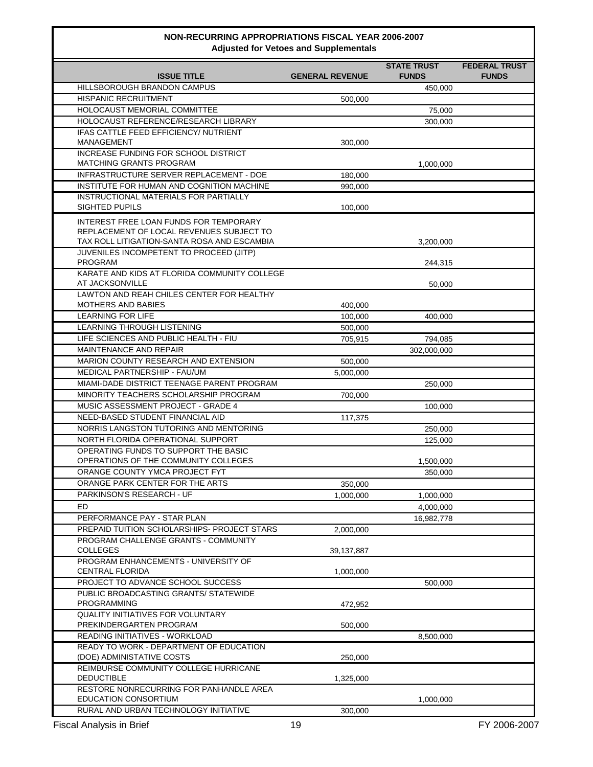# NON-RECURRING APPROPRIATIONS FISCAL YEAR 2006-2007

## Adjusted for Vetoes and Supplementals

| ISSUE TITLE | GENERAL REVENUE | STATE TRUST FUNDS | FEDERAL TRUST FUNDS |
|---|---|---|---|
| HILLSBOROUGH BRANDON CAMPUS | | 450,000 | |
| HISPANIC RECRUITMENT | 500,000 | | |
| HOLOCAUST MEMORIAL COMMITTEE | | 75,000 | |
| HOLOCAUST REFERENCE/RESEARCH LIBRARY | | 300,000 | |
| IFAS CATTLE FEED EFFICIENCY/ NUTRIENT MANAGEMENT | 300,000 | | |
| INCREASE FUNDING FOR SCHOOL DISTRICT MATCHING GRANTS PROGRAM | | 1,000,000 | |
| INFRASTRUCTURE SERVER REPLACEMENT - DOE | 180,000 | | |
| INSTITUTE FOR HUMAN AND COGNITION MACHINE | 990,000 | | |
| INSTRUCTIONAL MATERIALS FOR PARTIALLY SIGHTED PUPILS | 100,000 | | |
| INTEREST FREE LOAN FUNDS FOR TEMPORARY REPLACEMENT OF LOCAL REVENUES SUBJECT TO TAX ROLL LITIGATION-SANTA ROSA AND ESCAMBIA | | 3,200,000 | |
| JUVENILES INCOMPETENT TO PROCEED (JITP) PROGRAM | | 244,315 | |
| KARATE AND KIDS AT FLORIDA COMMUNITY COLLEGE AT JACKSONVILLE | | 50,000 | |
| LAWTON AND REAH CHILES CENTER FOR HEALTHY MOTHERS AND BABIES | 400,000 | | |
| LEARNING FOR LIFE | 100,000 | 400,000 | |
| LEARNING THROUGH LISTENING | 500,000 | | |
| LIFE SCIENCES AND PUBLIC HEALTH - FIU | 705,915 | 794,085 | |
| MAINTENANCE AND REPAIR | | 302,000,000 | |
| MARION COUNTY RESEARCH AND EXTENSION | 500,000 | | |
| MEDICAL PARTNERSHIP - FAU/UM | 5,000,000 | | |
| MIAMI-DADE DISTRICT TEENAGE PARENT PROGRAM | | 250,000 | |
| MINORITY TEACHERS SCHOLARSHIP PROGRAM | 700,000 | | |
| MUSIC ASSESSMENT PROJECT - GRADE 4 | | 100,000 | |
| NEED-BASED STUDENT FINANCIAL AID | 117,375 | | |
| NORRIS LANGSTON TUTORING AND MENTORING | | 250,000 | |
| NORTH FLORIDA OPERATIONAL SUPPORT | | 125,000 | |
| OPERATING FUNDS TO SUPPORT THE BASIC OPERATIONS OF THE COMMUNITY COLLEGES | | 1,500,000 | |
| ORANGE COUNTY YMCA PROJECT FYT | | 350,000 | |
| ORANGE PARK CENTER FOR THE ARTS | 350,000 | | |
| PARKINSON'S RESEARCH - UF | 1,000,000 | 1,000,000 | |
| ED | | 4,000,000 | |
| PERFORMANCE PAY - STAR PLAN | | 16,982,778 | |
| PREPAID TUITION SCHOLARSHIPS- PROJECT STARS | 2,000,000 | | |
| PROGRAM CHALLENGE GRANTS - COMMUNITY COLLEGES | 39,137,887 | | |
| PROGRAM ENHANCEMENTS - UNIVERSITY OF CENTRAL FLORIDA | 1,000,000 | | |
| PROJECT TO ADVANCE SCHOOL SUCCESS | | 500,000 | |
| PUBLIC BROADCASTING GRANTS/ STATEWIDE PROGRAMMING | 472,952 | | |
| QUALITY INITIATIVES FOR VOLUNTARY PREKINDERGARTEN PROGRAM | 500,000 | | |
| READING INITIATIVES - WORKLOAD | | 8,500,000 | |
| READY TO WORK - DEPARTMENT OF EDUCATION (DOE) ADMINISTATIVE COSTS | 250,000 | | |
| REIMBURSE COMMUNITY COLLEGE HURRICANE DEDUCTIBLE | 1,325,000 | | |
| RESTORE NONRECURRING FOR PANHANDLE AREA EDUCATION CONSORTIUM | | 1,000,000 | |
| RURAL AND URBAN TECHNOLOGY INITIATIVE | 300,000 | | |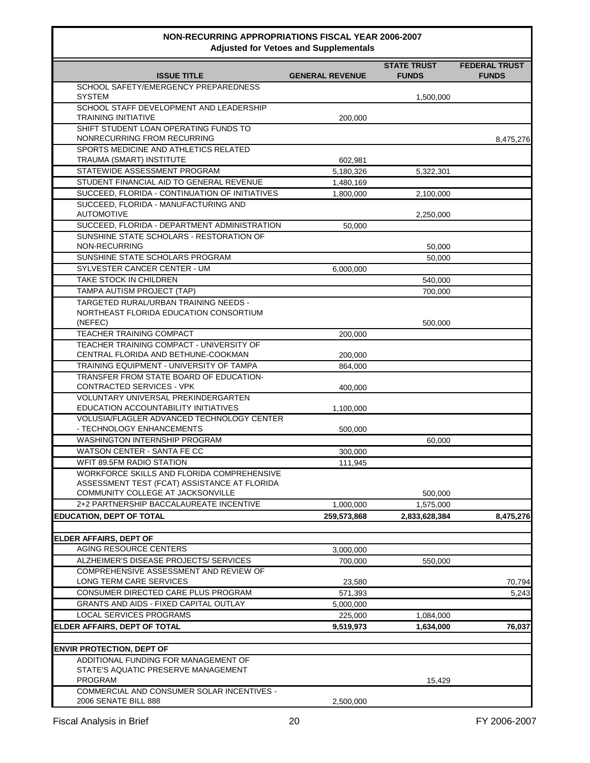# NON-RECURRING APPROPRIATIONS FISCAL YEAR 2006-2007
## Adjusted for Vetoes and Supplementals

| ISSUE TITLE | GENERAL REVENUE | STATE TRUST FUNDS | FEDERAL TRUST FUNDS |
|---|---|---|---|
| SCHOOL SAFETY/EMERGENCY PREPAREDNESS SYSTEM | | 1,500,000 | |
| SCHOOL STAFF DEVELOPMENT AND LEADERSHIP TRAINING INITIATIVE | 200,000 | | |
| SHIFT STUDENT LOAN OPERATING FUNDS TO NONRECURRING FROM RECURRING | | | 8,475,276 |
| SPORTS MEDICINE AND ATHLETICS RELATED TRAUMA (SMART) INSTITUTE | 602,981 | | |
| STATEWIDE ASSESSMENT PROGRAM | 5,180,326 | 5,322,301 | |
| STUDENT FINANCIAL AID TO GENERAL REVENUE | 1,480,169 | | |
| SUCCEED, FLORIDA - CONTINUATION OF INITIATIVES | 1,800,000 | 2,100,000 | |
| SUCCEED, FLORIDA - MANUFACTURING AND AUTOMOTIVE | | 2,250,000 | |
| SUCCEED, FLORIDA - DEPARTMENT ADMINISTRATION | 50,000 | | |
| SUNSHINE STATE SCHOLARS - RESTORATION OF NON-RECURRING | | 50,000 | |
| SUNSHINE STATE SCHOLARS PROGRAM | | 50,000 | |
| SYLVESTER CANCER CENTER - UM | 6,000,000 | | |
| TAKE STOCK IN CHILDREN | | 540,000 | |
| TAMPA AUTISM PROJECT (TAP) | | 700,000 | |
| TARGETED RURAL/URBAN TRAINING NEEDS - NORTHEAST FLORIDA EDUCATION CONSORTIUM (NEFEC) | | 500,000 | |
| TEACHER TRAINING COMPACT | 200,000 | | |
| TEACHER TRAINING COMPACT - UNIVERSITY OF CENTRAL FLORIDA AND BETHUNE-COOKMAN | 200,000 | | |
| TRAINING EQUIPMENT - UNIVERSITY OF TAMPA | 864,000 | | |
| TRANSFER FROM STATE BOARD OF EDUCATION-CONTRACTED SERVICES - VPK | 400,000 | | |
| VOLUNTARY UNIVERSAL PREKINDERGARTEN EDUCATION ACCOUNTABILITY INITIATIVES | 1,100,000 | | |
| VOLUSIA/FLAGLER ADVANCED TECHNOLOGY CENTER - TECHNOLOGY ENHANCEMENTS | 500,000 | | |
| WASHINGTON INTERNSHIP PROGRAM | | 60,000 | |
| WATSON CENTER - SANTA FE CC | 300,000 | | |
| WFIT 89.5FM RADIO STATION | 111,945 | | |
| WORKFORCE SKILLS AND FLORIDA COMPREHENSIVE ASSESSMENT TEST (FCAT) ASSISTANCE AT FLORIDA COMMUNITY COLLEGE AT JACKSONVILLE | | 500,000 | |
| 2+2 PARTNERSHIP BACCALAUREATE INCENTIVE | 1,000,000 | 1,575,000 | |
| **EDUCATION, DEPT OF TOTAL** | **259,573,868** | **2,833,628,384** | **8,475,276** |
| | | | |
| **ELDER AFFAIRS, DEPT OF** | | | |
| AGING RESOURCE CENTERS | 3,000,000 | | |
| ALZHEIMER'S DISEASE PROJECTS/ SERVICES | 700,000 | 550,000 | |
| COMPREHENSIVE ASSESSMENT AND REVIEW OF LONG TERM CARE SERVICES | 23,580 | | 70,794 |
| CONSUMER DIRECTED CARE PLUS PROGRAM | 571,393 | | 5,243 |
| GRANTS AND AIDS - FIXED CAPITAL OUTLAY | 5,000,000 | | |
| LOCAL SERVICES PROGRAMS | 225,000 | 1,084,000 | |
| **ELDER AFFAIRS, DEPT OF TOTAL** | **9,519,973** | **1,634,000** | **76,037** |
| | | | |
| **ENVIR PROTECTION, DEPT OF** | | | |
| ADDITIONAL FUNDING FOR MANAGEMENT OF STATE'S AQUATIC PRESERVE MANAGEMENT PROGRAM | | 15,429 | |
| COMMERCIAL AND CONSUMER SOLAR INCENTIVES - 2006 SENATE BILL 888 | 2,500,000 | | |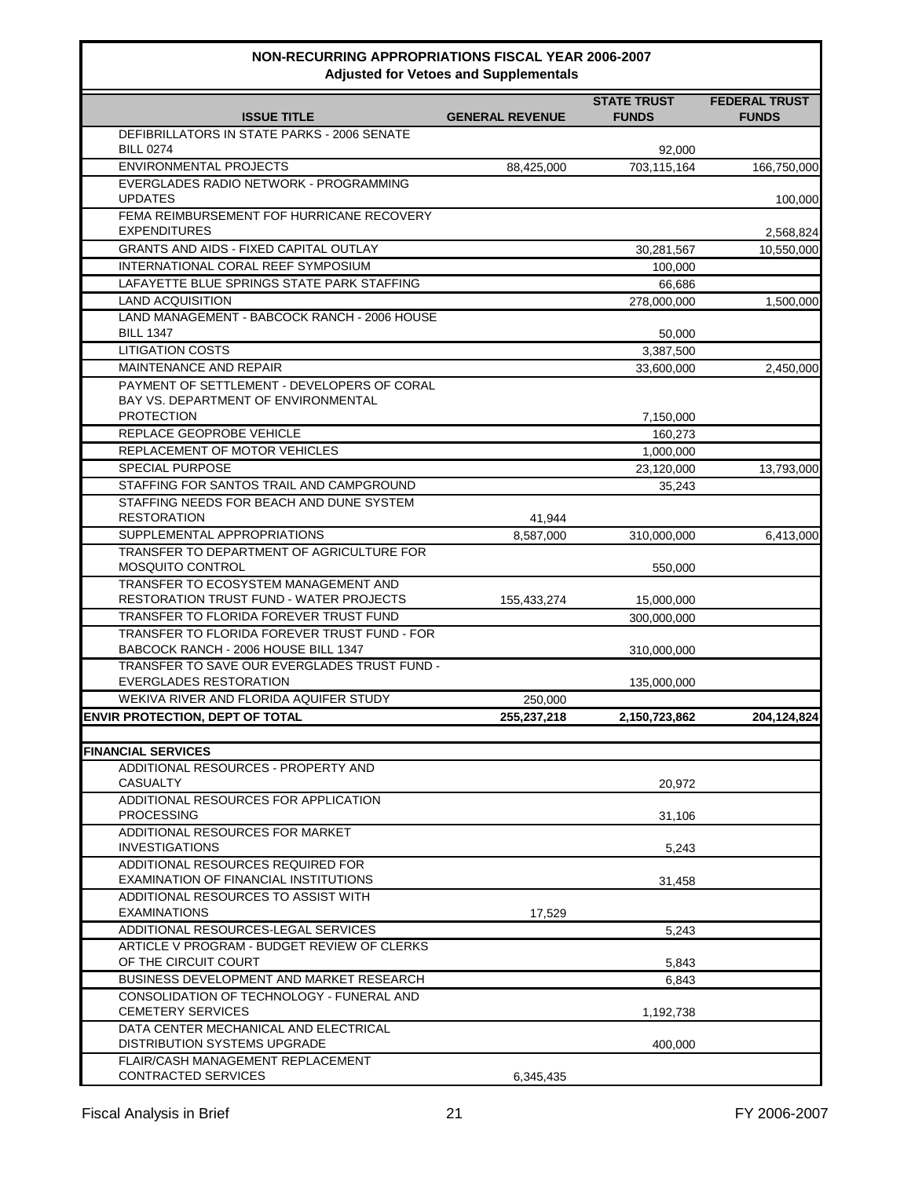## NON-RECURRING APPROPRIATIONS FISCAL YEAR 2006-2007
### Adjusted for Vetoes and Supplementals

| ISSUE TITLE | GENERAL REVENUE | STATE TRUST FUNDS | FEDERAL TRUST FUNDS |
|---|---|---|---|
| DEFIBRILLATORS IN STATE PARKS - 2006 SENATE BILL 0274 | | 92,000 | |
| ENVIRONMENTAL PROJECTS | 88,425,000 | 703,115,164 | 166,750,000 |
| EVERGLADES RADIO NETWORK - PROGRAMMING UPDATES | | | 100,000 |
| FEMA REIMBURSEMENT FOF HURRICANE RECOVERY EXPENDITURES | | | 2,568,824 |
| GRANTS AND AIDS - FIXED CAPITAL OUTLAY | | 30,281,567 | 10,550,000 |
| INTERNATIONAL CORAL REEF SYMPOSIUM | | 100,000 | |
| LAFAYETTE BLUE SPRINGS STATE PARK STAFFING | | 66,686 | |
| LAND ACQUISITION | | 278,000,000 | 1,500,000 |
| LAND MANAGEMENT - BABCOCK RANCH - 2006 HOUSE BILL 1347 | | 50,000 | |
| LITIGATION COSTS | | 3,387,500 | |
| MAINTENANCE AND REPAIR | | 33,600,000 | 2,450,000 |
| PAYMENT OF SETTLEMENT - DEVELOPERS OF CORAL BAY VS. DEPARTMENT OF ENVIRONMENTAL PROTECTION | | 7,150,000 | |
| REPLACE GEOPROBE VEHICLE | | 160,273 | |
| REPLACEMENT OF MOTOR VEHICLES | | 1,000,000 | |
| SPECIAL PURPOSE | | 23,120,000 | 13,793,000 |
| STAFFING FOR SANTOS TRAIL AND CAMPGROUND | | 35,243 | |
| STAFFING NEEDS FOR BEACH AND DUNE SYSTEM RESTORATION | 41,944 | | |
| SUPPLEMENTAL APPROPRIATIONS | 8,587,000 | 310,000,000 | 6,413,000 |
| TRANSFER TO DEPARTMENT OF AGRICULTURE FOR MOSQUITO CONTROL | | 550,000 | |
| TRANSFER TO ECOSYSTEM MANAGEMENT AND RESTORATION TRUST FUND - WATER PROJECTS | 155,433,274 | 15,000,000 | |
| TRANSFER TO FLORIDA FOREVER TRUST FUND | | 300,000,000 | |
| TRANSFER TO FLORIDA FOREVER TRUST FUND - FOR BABCOCK RANCH - 2006 HOUSE BILL 1347 | | 310,000,000 | |
| TRANSFER TO SAVE OUR EVERGLADES TRUST FUND - EVERGLADES RESTORATION | | 135,000,000 | |
| WEKIVA RIVER AND FLORIDA AQUIFER STUDY | 250,000 | | |
| **ENVIR PROTECTION, DEPT OF TOTAL** | **255,237,218** | **2,150,723,862** | **204,124,824** |
| | | | |
| **FINANCIAL SERVICES** | | | |
| ADDITIONAL RESOURCES - PROPERTY AND CASUALTY | | 20,972 | |
| ADDITIONAL RESOURCES FOR APPLICATION PROCESSING | | 31,106 | |
| ADDITIONAL RESOURCES FOR MARKET INVESTIGATIONS | | 5,243 | |
| ADDITIONAL RESOURCES REQUIRED FOR EXAMINATION OF FINANCIAL INSTITUTIONS | | 31,458 | |
| ADDITIONAL RESOURCES TO ASSIST WITH EXAMINATIONS | 17,529 | | |
| ADDITIONAL RESOURCES-LEGAL SERVICES | | 5,243 | |
| ARTICLE V PROGRAM - BUDGET REVIEW OF CLERKS OF THE CIRCUIT COURT | | 5,843 | |
| BUSINESS DEVELOPMENT AND MARKET RESEARCH | | 6,843 | |
| CONSOLIDATION OF TECHNOLOGY - FUNERAL AND CEMETERY SERVICES | | 1,192,738 | |
| DATA CENTER MECHANICAL AND ELECTRICAL DISTRIBUTION SYSTEMS UPGRADE | | 400,000 | |
| FLAIR/CASH MANAGEMENT REPLACEMENT CONTRACTED SERVICES | 6,345,435 | | |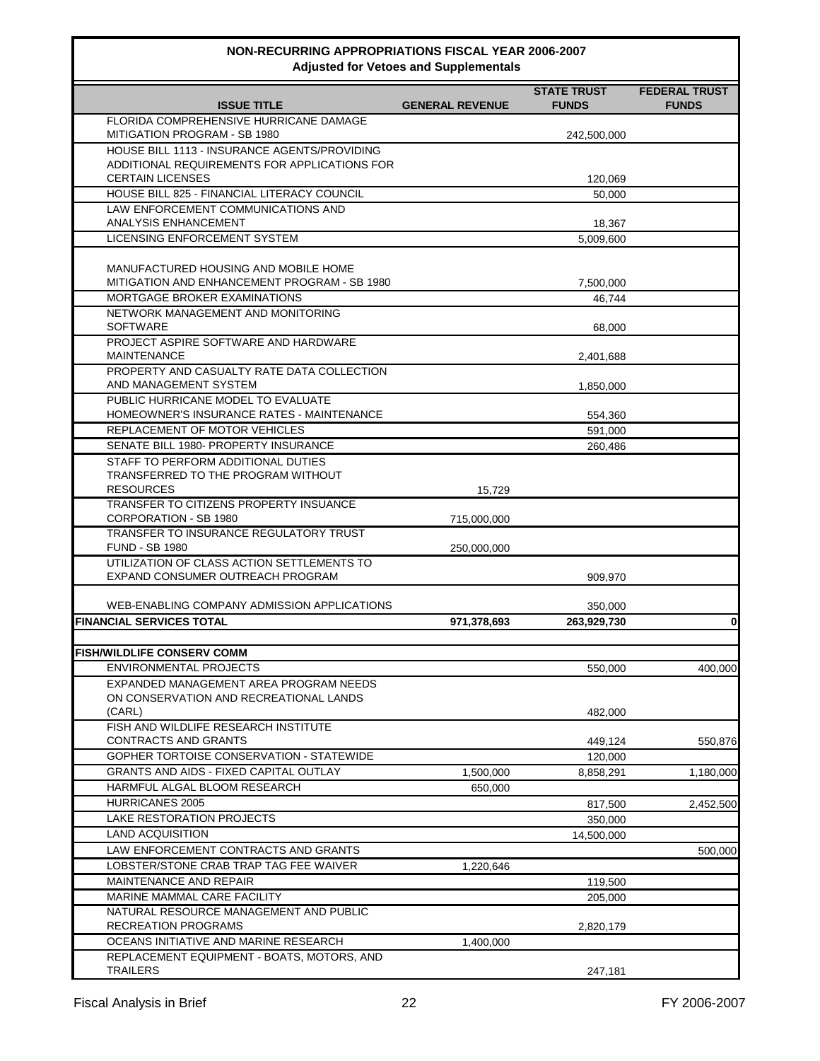**NON-RECURRING APPROPRIATIONS FISCAL YEAR 2006-2007**
**Adjusted for Vetoes and Supplementals**

| ISSUE TITLE | GENERAL REVENUE | STATE TRUST FUNDS | FEDERAL TRUST FUNDS |
|---|---|---|---|
| FLORIDA COMPREHENSIVE HURRICANE DAMAGE MITIGATION PROGRAM - SB 1980 | | 242,500,000 | |
| HOUSE BILL 1113 - INSURANCE AGENTS/PROVIDING ADDITIONAL REQUIREMENTS FOR APPLICATIONS FOR CERTAIN LICENSES | | 120,069 | |
| HOUSE BILL 825 - FINANCIAL LITERACY COUNCIL | | 50,000 | |
| LAW ENFORCEMENT COMMUNICATIONS AND ANALYSIS ENHANCEMENT | | 18,367 | |
| LICENSING ENFORCEMENT SYSTEM | | 5,009,600 | |
| MANUFACTURED HOUSING AND MOBILE HOME MITIGATION AND ENHANCEMENT PROGRAM - SB 1980 | | 7,500,000 | |
| MORTGAGE BROKER EXAMINATIONS | | 46,744 | |
| NETWORK MANAGEMENT AND MONITORING SOFTWARE | | 68,000 | |
| PROJECT ASPIRE SOFTWARE AND HARDWARE MAINTENANCE | | 2,401,688 | |
| PROPERTY AND CASUALTY RATE DATA COLLECTION AND MANAGEMENT SYSTEM | | 1,850,000 | |
| PUBLIC HURRICANE MODEL TO EVALUATE HOMEOWNER'S INSURANCE RATES - MAINTENANCE | | 554,360 | |
| REPLACEMENT OF MOTOR VEHICLES | | 591,000 | |
| SENATE BILL 1980- PROPERTY INSURANCE | | 260,486 | |
| STAFF TO PERFORM ADDITIONAL DUTIES TRANSFERRED TO THE PROGRAM WITHOUT RESOURCES | 15,729 | | |
| TRANSFER TO CITIZENS PROPERTY INSUANCE CORPORATION - SB 1980 | 715,000,000 | | |
| TRANSFER TO INSURANCE REGULATORY TRUST FUND - SB 1980 | 250,000,000 | | |
| UTILIZATION OF CLASS ACTION SETTLEMENTS TO EXPAND CONSUMER OUTREACH PROGRAM | | 909,970 | |
| WEB-ENABLING COMPANY ADMISSION APPLICATIONS | | 350,000 | |
| **FINANCIAL SERVICES TOTAL** | **971,378,693** | **263,929,730** | **0** |
| | | | |
| **FISH/WILDLIFE CONSERV COMM** | | | |
| ENVIRONMENTAL PROJECTS | | 550,000 | 400,000 |
| EXPANDED MANAGEMENT AREA PROGRAM NEEDS ON CONSERVATION AND RECREATIONAL LANDS (CARL) | | 482,000 | |
| FISH AND WILDLIFE RESEARCH INSTITUTE CONTRACTS AND GRANTS | | 449,124 | 550,876 |
| GOPHER TORTOISE CONSERVATION - STATEWIDE | | 120,000 | |
| GRANTS AND AIDS - FIXED CAPITAL OUTLAY | 1,500,000 | 8,858,291 | 1,180,000 |
| HARMFUL ALGAL BLOOM RESEARCH | 650,000 | | |
| HURRICANES 2005 | | 817,500 | 2,452,500 |
| LAKE RESTORATION PROJECTS | | 350,000 | |
| LAND ACQUISITION | | 14,500,000 | |
| LAW ENFORCEMENT CONTRACTS AND GRANTS | | | 500,000 |
| LOBSTER/STONE CRAB TRAP TAG FEE WAIVER | 1,220,646 | | |
| MAINTENANCE AND REPAIR | | 119,500 | |
| MARINE MAMMAL CARE FACILITY | | 205,000 | |
| NATURAL RESOURCE MANAGEMENT AND PUBLIC RECREATION PROGRAMS | | 2,820,179 | |
| OCEANS INITIATIVE AND MARINE RESEARCH | 1,400,000 | | |
| REPLACEMENT EQUIPMENT - BOATS, MOTORS, AND TRAILERS | | 247,181 | |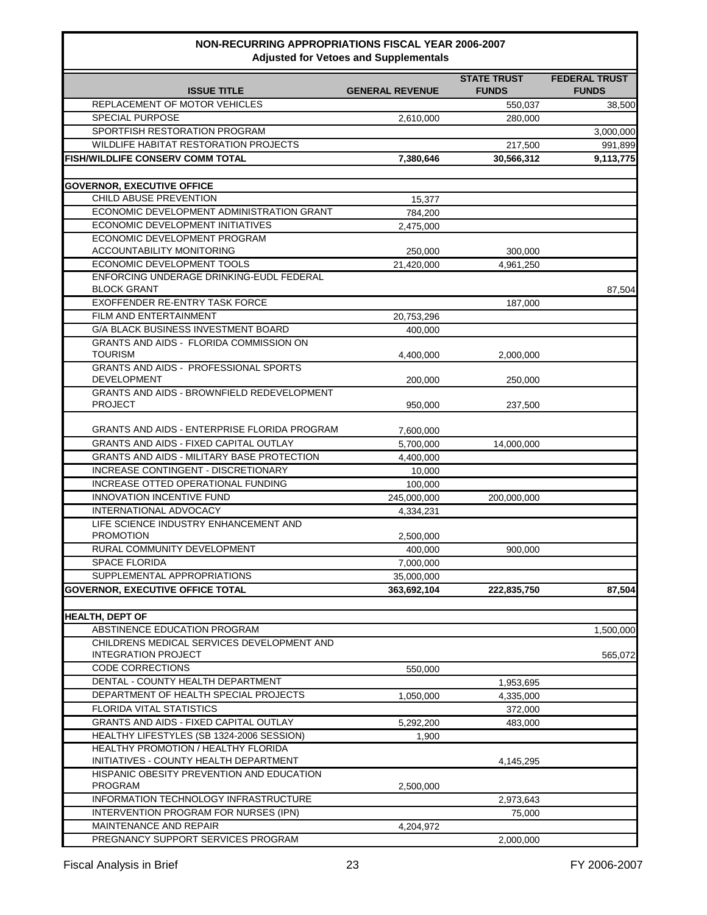## NON-RECURRING APPROPRIATIONS FISCAL YEAR 2006-2007
### Adjusted for Vetoes and Supplementals

| ISSUE TITLE | GENERAL REVENUE | STATE TRUST FUNDS | FEDERAL TRUST FUNDS |
|---|---|---|---|
| REPLACEMENT OF MOTOR VEHICLES | | 550,037 | 38,500 |
| SPECIAL PURPOSE | 2,610,000 | 280,000 | |
| SPORTFISH RESTORATION PROGRAM | | | 3,000,000 |
| WILDLIFE HABITAT RESTORATION PROJECTS | | 217,500 | 991,899 |
| **FISH/WILDLIFE CONSERV COMM TOTAL** | **7,380,646** | **30,566,312** | **9,113,775** |
| | | | |
| **GOVERNOR, EXECUTIVE OFFICE** | | | |
| CHILD ABUSE PREVENTION | 15,377 | | |
| ECONOMIC DEVELOPMENT ADMINISTRATION GRANT | 784,200 | | |
| ECONOMIC DEVELOPMENT INITIATIVES | 2,475,000 | | |
| ECONOMIC DEVELOPMENT PROGRAM ACCOUNTABILITY MONITORING | 250,000 | 300,000 | |
| ECONOMIC DEVELOPMENT TOOLS | 21,420,000 | 4,961,250 | |
| ENFORCING UNDERAGE DRINKING-EUDL FEDERAL BLOCK GRANT | | | 87,504 |
| EXOFFENDER RE-ENTRY TASK FORCE | | 187,000 | |
| FILM AND ENTERTAINMENT | 20,753,296 | | |
| G/A BLACK BUSINESS INVESTMENT BOARD | 400,000 | | |
| GRANTS AND AIDS - FLORIDA COMMISSION ON TOURISM | 4,400,000 | 2,000,000 | |
| GRANTS AND AIDS - PROFESSIONAL SPORTS DEVELOPMENT | 200,000 | 250,000 | |
| GRANTS AND AIDS - BROWNFIELD REDEVELOPMENT PROJECT | 950,000 | 237,500 | |
| GRANTS AND AIDS - ENTERPRISE FLORIDA PROGRAM | 7,600,000 | | |
| GRANTS AND AIDS - FIXED CAPITAL OUTLAY | 5,700,000 | 14,000,000 | |
| GRANTS AND AIDS - MILITARY BASE PROTECTION | 4,400,000 | | |
| INCREASE CONTINGENT - DISCRETIONARY | 10,000 | | |
| INCREASE OTTED OPERATIONAL FUNDING | 100,000 | | |
| INNOVATION INCENTIVE FUND | 245,000,000 | 200,000,000 | |
| INTERNATIONAL ADVOCACY | 4,334,231 | | |
| LIFE SCIENCE INDUSTRY ENHANCEMENT AND PROMOTION | 2,500,000 | | |
| RURAL COMMUNITY DEVELOPMENT | 400,000 | 900,000 | |
| SPACE FLORIDA | 7,000,000 | | |
| SUPPLEMENTAL APPROPRIATIONS | 35,000,000 | | |
| **GOVERNOR, EXECUTIVE OFFICE TOTAL** | **363,692,104** | **222,835,750** | **87,504** |
| | | | |
| **HEALTH, DEPT OF** | | | |
| ABSTINENCE EDUCATION PROGRAM | | | 1,500,000 |
| CHILDRENS MEDICAL SERVICES DEVELOPMENT AND INTEGRATION PROJECT | | | 565,072 |
| CODE CORRECTIONS | 550,000 | | |
| DENTAL - COUNTY HEALTH DEPARTMENT | | 1,953,695 | |
| DEPARTMENT OF HEALTH SPECIAL PROJECTS | 1,050,000 | 4,335,000 | |
| FLORIDA VITAL STATISTICS | | 372,000 | |
| GRANTS AND AIDS - FIXED CAPITAL OUTLAY | 5,292,200 | 483,000 | |
| HEALTHY LIFESTYLES (SB 1324-2006 SESSION) | 1,900 | | |
| HEALTHY PROMOTION / HEALTHY FLORIDA INITIATIVES - COUNTY HEALTH DEPARTMENT | | 4,145,295 | |
| HISPANIC OBESITY PREVENTION AND EDUCATION PROGRAM | 2,500,000 | | |
| INFORMATION TECHNOLOGY INFRASTRUCTURE | | 2,973,643 | |
| INTERVENTION PROGRAM FOR NURSES (IPN) | | 75,000 | |
| MAINTENANCE AND REPAIR | 4,204,972 | | |
| PREGNANCY SUPPORT SERVICES PROGRAM | | 2,000,000 | |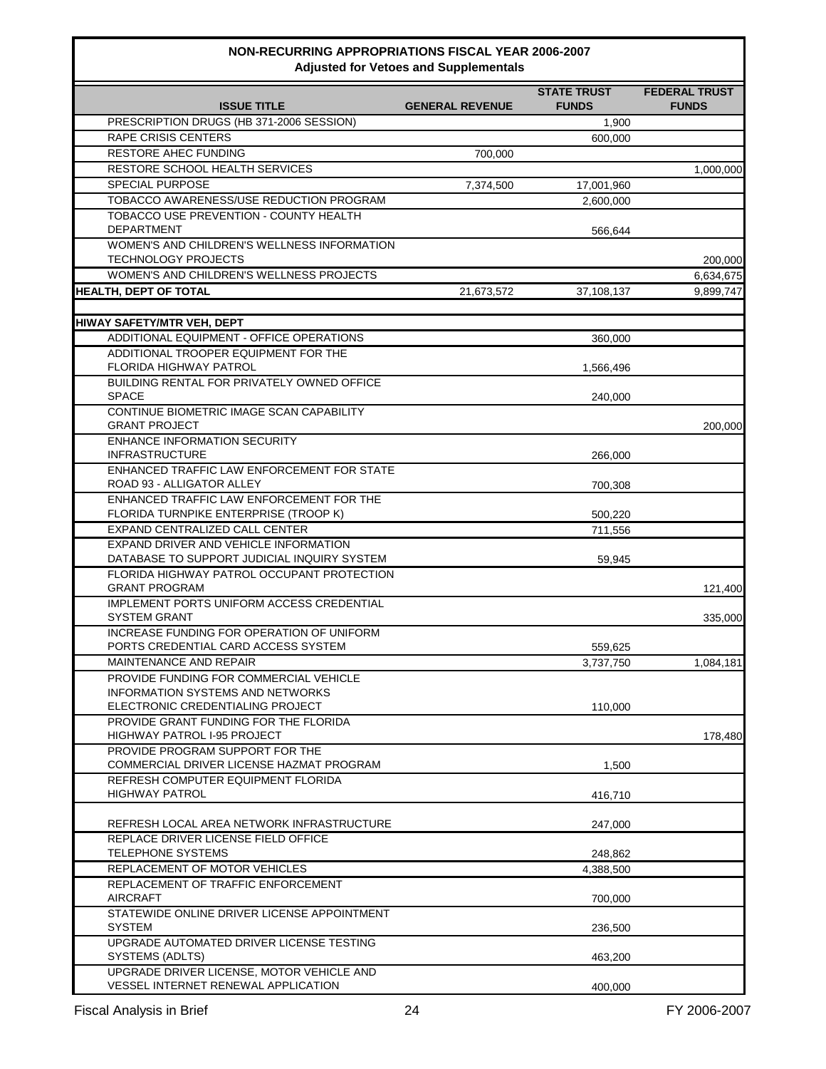# NON-RECURRING APPROPRIATIONS FISCAL YEAR 2006-2007
## Adjusted for Vetoes and Supplementals

| ISSUE TITLE | GENERAL REVENUE | STATE TRUST FUNDS | FEDERAL TRUST FUNDS |
|---|---|---|---|
| PRESCRIPTION DRUGS (HB 371-2006 SESSION) | | 1,900 | |
| RAPE CRISIS CENTERS | | 600,000 | |
| RESTORE AHEC FUNDING | 700,000 | | |
| RESTORE SCHOOL HEALTH SERVICES | | | 1,000,000 |
| SPECIAL PURPOSE | 7,374,500 | 17,001,960 | |
| TOBACCO AWARENESS/USE REDUCTION PROGRAM | | 2,600,000 | |
| TOBACCO USE PREVENTION - COUNTY HEALTH DEPARTMENT | | 566,644 | |
| WOMEN'S AND CHILDREN'S WELLNESS INFORMATION TECHNOLOGY PROJECTS | | | 200,000 |
| WOMEN'S AND CHILDREN'S WELLNESS PROJECTS | | | 6,634,675 |
| **HEALTH, DEPT OF TOTAL** | 21,673,572 | 37,108,137 | 9,899,747 |
| | | | |
| **HIWAY SAFETY/MTR VEH, DEPT** | | | |
| ADDITIONAL EQUIPMENT - OFFICE OPERATIONS | | 360,000 | |
| ADDITIONAL TROOPER EQUIPMENT FOR THE FLORIDA HIGHWAY PATROL | | 1,566,496 | |
| BUILDING RENTAL FOR PRIVATELY OWNED OFFICE SPACE | | 240,000 | |
| CONTINUE BIOMETRIC IMAGE SCAN CAPABILITY GRANT PROJECT | | | 200,000 |
| ENHANCE INFORMATION SECURITY INFRASTRUCTURE | | 266,000 | |
| ENHANCED TRAFFIC LAW ENFORCEMENT FOR STATE ROAD 93 - ALLIGATOR ALLEY | | 700,308 | |
| ENHANCED TRAFFIC LAW ENFORCEMENT FOR THE FLORIDA TURNPIKE ENTERPRISE (TROOP K) | | 500,220 | |
| EXPAND CENTRALIZED CALL CENTER | | 711,556 | |
| EXPAND DRIVER AND VEHICLE INFORMATION DATABASE TO SUPPORT JUDICIAL INQUIRY SYSTEM | | 59,945 | |
| FLORIDA HIGHWAY PATROL OCCUPANT PROTECTION GRANT PROGRAM | | | 121,400 |
| IMPLEMENT PORTS UNIFORM ACCESS CREDENTIAL SYSTEM GRANT | | | 335,000 |
| INCREASE FUNDING FOR OPERATION OF UNIFORM PORTS CREDENTIAL CARD ACCESS SYSTEM | | 559,625 | |
| MAINTENANCE AND REPAIR | | 3,737,750 | 1,084,181 |
| PROVIDE FUNDING FOR COMMERCIAL VEHICLE INFORMATION SYSTEMS AND NETWORKS ELECTRONIC CREDENTIALING PROJECT | | 110,000 | |
| PROVIDE GRANT FUNDING FOR THE FLORIDA HIGHWAY PATROL I-95 PROJECT | | | 178,480 |
| PROVIDE PROGRAM SUPPORT FOR THE COMMERCIAL DRIVER LICENSE HAZMAT PROGRAM | | 1,500 | |
| REFRESH COMPUTER EQUIPMENT FLORIDA HIGHWAY PATROL | | 416,710 | |
| REFRESH LOCAL AREA NETWORK INFRASTRUCTURE | | 247,000 | |
| REPLACE DRIVER LICENSE FIELD OFFICE TELEPHONE SYSTEMS | | 248,862 | |
| REPLACEMENT OF MOTOR VEHICLES | | 4,388,500 | |
| REPLACEMENT OF TRAFFIC ENFORCEMENT AIRCRAFT | | 700,000 | |
| STATEWIDE ONLINE DRIVER LICENSE APPOINTMENT SYSTEM | | 236,500 | |
| UPGRADE AUTOMATED DRIVER LICENSE TESTING SYSTEMS (ADLTS) | | 463,200 | |
| UPGRADE DRIVER LICENSE, MOTOR VEHICLE AND VESSEL INTERNET RENEWAL APPLICATION | | 400,000 | |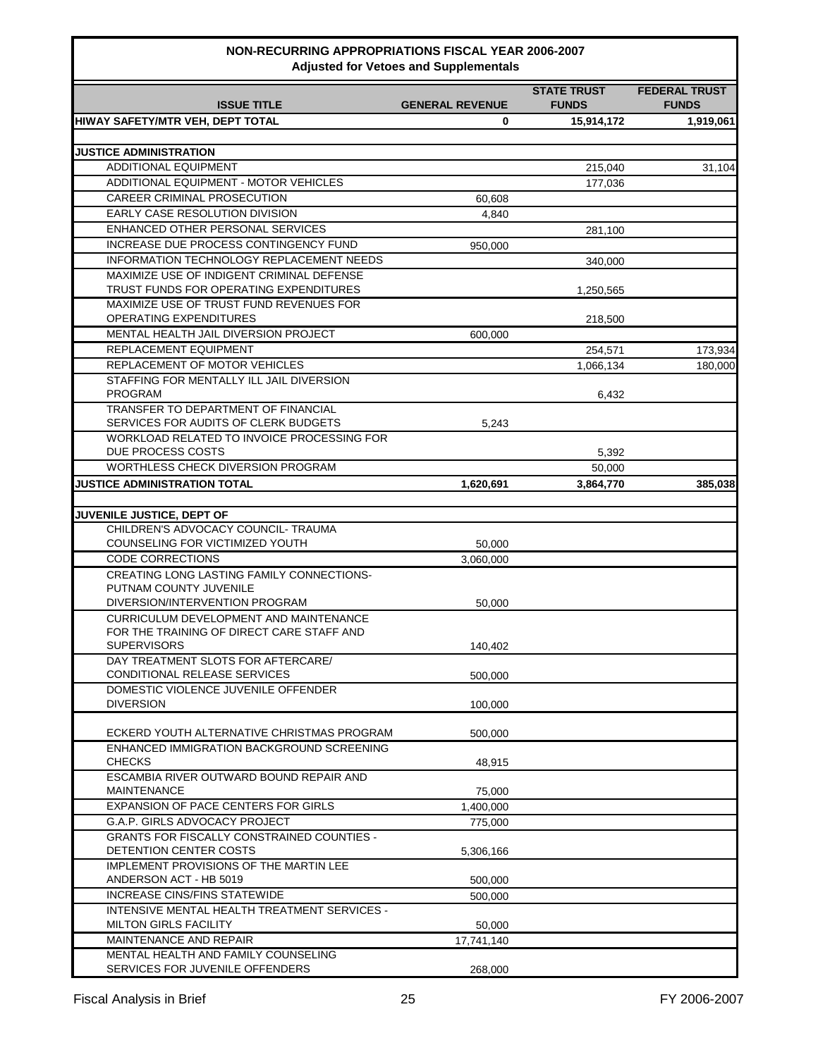## NON-RECURRING APPROPRIATIONS FISCAL YEAR 2006-2007

### Adjusted for Vetoes and Supplementals

| ISSUE TITLE | GENERAL REVENUE | STATE TRUST FUNDS | FEDERAL TRUST FUNDS |
|---|---|---|---|
| **HIWAY SAFETY/MTR VEH, DEPT TOTAL** | **0** | **15,914,172** | **1,919,061** |
| | | | |
| **JUSTICE ADMINISTRATION** | | | |
| ADDITIONAL EQUIPMENT | | 215,040 | 31,104 |
| ADDITIONAL EQUIPMENT - MOTOR VEHICLES | | 177,036 | |
| CAREER CRIMINAL PROSECUTION | 60,608 | | |
| EARLY CASE RESOLUTION DIVISION | 4,840 | | |
| ENHANCED OTHER PERSONAL SERVICES | | 281,100 | |
| INCREASE DUE PROCESS CONTINGENCY FUND | 950,000 | | |
| INFORMATION TECHNOLOGY REPLACEMENT NEEDS | | 340,000 | |
| MAXIMIZE USE OF INDIGENT CRIMINAL DEFENSE TRUST FUNDS FOR OPERATING EXPENDITURES | | 1,250,565 | |
| MAXIMIZE USE OF TRUST FUND REVENUES FOR OPERATING EXPENDITURES | | 218,500 | |
| MENTAL HEALTH JAIL DIVERSION PROJECT | 600,000 | | |
| REPLACEMENT EQUIPMENT | | 254,571 | 173,934 |
| REPLACEMENT OF MOTOR VEHICLES | | 1,066,134 | 180,000 |
| STAFFING FOR MENTALLY ILL JAIL DIVERSION PROGRAM | | 6,432 | |
| TRANSFER TO DEPARTMENT OF FINANCIAL SERVICES FOR AUDITS OF CLERK BUDGETS | 5,243 | | |
| WORKLOAD RELATED TO INVOICE PROCESSING FOR DUE PROCESS COSTS | | 5,392 | |
| WORTHLESS CHECK DIVERSION PROGRAM | | 50,000 | |
| **JUSTICE ADMINISTRATION TOTAL** | **1,620,691** | **3,864,770** | **385,038** |
| | | | |
| **JUVENILE JUSTICE, DEPT OF** | | | |
| CHILDREN'S ADVOCACY COUNCIL- TRAUMA COUNSELING FOR VICTIMIZED YOUTH | 50,000 | | |
| CODE CORRECTIONS | 3,060,000 | | |
| CREATING LONG LASTING FAMILY CONNECTIONS- PUTNAM COUNTY JUVENILE DIVERSION/INTERVENTION PROGRAM | 50,000 | | |
| CURRICULUM DEVELOPMENT AND MAINTENANCE FOR THE TRAINING OF DIRECT CARE STAFF AND SUPERVISORS | 140,402 | | |
| DAY TREATMENT SLOTS FOR AFTERCARE/ CONDITIONAL RELEASE SERVICES | 500,000 | | |
| DOMESTIC VIOLENCE JUVENILE OFFENDER DIVERSION | 100,000 | | |
| ECKERD YOUTH ALTERNATIVE CHRISTMAS PROGRAM | 500,000 | | |
| ENHANCED IMMIGRATION BACKGROUND SCREENING CHECKS | 48,915 | | |
| ESCAMBIA RIVER OUTWARD BOUND REPAIR AND MAINTENANCE | 75,000 | | |
| EXPANSION OF PACE CENTERS FOR GIRLS | 1,400,000 | | |
| G.A.P. GIRLS ADVOCACY PROJECT | 775,000 | | |
| GRANTS FOR FISCALLY CONSTRAINED COUNTIES - DETENTION CENTER COSTS | 5,306,166 | | |
| IMPLEMENT PROVISIONS OF THE MARTIN LEE ANDERSON ACT - HB 5019 | 500,000 | | |
| INCREASE CINS/FINS STATEWIDE | 500,000 | | |
| INTENSIVE MENTAL HEALTH TREATMENT SERVICES - MILTON GIRLS FACILITY | 50,000 | | |
| MAINTENANCE AND REPAIR | 17,741,140 | | |
| MENTAL HEALTH AND FAMILY COUNSELING SERVICES FOR JUVENILE OFFENDERS | 268,000 | | |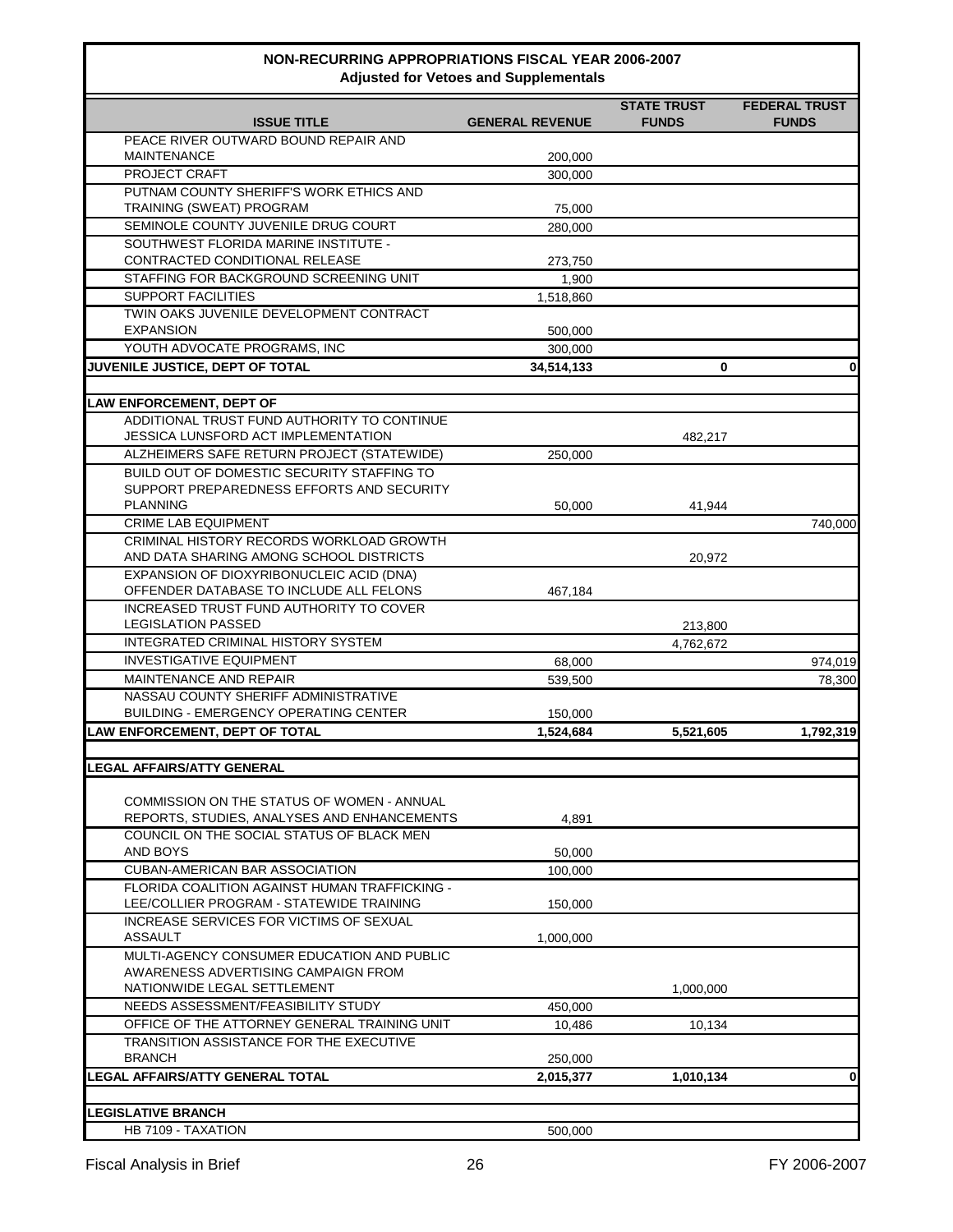## NON-RECURRING APPROPRIATIONS FISCAL YEAR 2006-2007
### Adjusted for Vetoes and Supplementals

| ISSUE TITLE | GENERAL REVENUE | STATE TRUST FUNDS | FEDERAL TRUST FUNDS |
|---|---|---|---|
| PEACE RIVER OUTWARD BOUND REPAIR AND MAINTENANCE | 200,000 | | |
| PROJECT CRAFT | 300,000 | | |
| PUTNAM COUNTY SHERIFF'S WORK ETHICS AND TRAINING (SWEAT) PROGRAM | 75,000 | | |
| SEMINOLE COUNTY JUVENILE DRUG COURT | 280,000 | | |
| SOUTHWEST FLORIDA MARINE INSTITUTE - CONTRACTED CONDITIONAL RELEASE | 273,750 | | |
| STAFFING FOR BACKGROUND SCREENING UNIT | 1,900 | | |
| SUPPORT FACILITIES | 1,518,860 | | |
| TWIN OAKS JUVENILE DEVELOPMENT CONTRACT EXPANSION | 500,000 | | |
| YOUTH ADVOCATE PROGRAMS, INC | 300,000 | | |
| **JUVENILE JUSTICE, DEPT OF TOTAL** | **34,514,133** | **0** | **0** |
| | | | |
| **LAW ENFORCEMENT, DEPT OF** | | | |
| ADDITIONAL TRUST FUND AUTHORITY TO CONTINUE JESSICA LUNSFORD ACT IMPLEMENTATION | | 482,217 | |
| ALZHEIMERS SAFE RETURN PROJECT (STATEWIDE) | 250,000 | | |
| BUILD OUT OF DOMESTIC SECURITY STAFFING TO SUPPORT PREPAREDNESS EFFORTS AND SECURITY PLANNING | 50,000 | 41,944 | |
| CRIME LAB EQUIPMENT | | | 740,000 |
| CRIMINAL HISTORY RECORDS WORKLOAD GROWTH AND DATA SHARING AMONG SCHOOL DISTRICTS | | 20,972 | |
| EXPANSION OF DIOXYRIBONUCLEIC ACID (DNA) OFFENDER DATABASE TO INCLUDE ALL FELONS | 467,184 | | |
| INCREASED TRUST FUND AUTHORITY TO COVER LEGISLATION PASSED | | 213,800 | |
| INTEGRATED CRIMINAL HISTORY SYSTEM | | 4,762,672 | |
| INVESTIGATIVE EQUIPMENT | 68,000 | | 974,019 |
| MAINTENANCE AND REPAIR | 539,500 | | 78,300 |
| NASSAU COUNTY SHERIFF ADMINISTRATIVE BUILDING - EMERGENCY OPERATING CENTER | 150,000 | | |
| **LAW ENFORCEMENT, DEPT OF TOTAL** | **1,524,684** | **5,521,605** | **1,792,319** |
| | | | |
| **LEGAL AFFAIRS/ATTY GENERAL** | | | |
| COMMISSION ON THE STATUS OF WOMEN - ANNUAL REPORTS, STUDIES, ANALYSES AND ENHANCEMENTS | 4,891 | | |
| COUNCIL ON THE SOCIAL STATUS OF BLACK MEN AND BOYS | 50,000 | | |
| CUBAN-AMERICAN BAR ASSOCIATION | 100,000 | | |
| FLORIDA COALITION AGAINST HUMAN TRAFFICKING - LEE/COLLIER PROGRAM - STATEWIDE TRAINING | 150,000 | | |
| INCREASE SERVICES FOR VICTIMS OF SEXUAL ASSAULT | 1,000,000 | | |
| MULTI-AGENCY CONSUMER EDUCATION AND PUBLIC AWARENESS ADVERTISING CAMPAIGN FROM NATIONWIDE LEGAL SETTLEMENT | | 1,000,000 | |
| NEEDS ASSESSMENT/FEASIBILITY STUDY | 450,000 | | |
| OFFICE OF THE ATTORNEY GENERAL TRAINING UNIT | 10,486 | 10,134 | |
| TRANSITION ASSISTANCE FOR THE EXECUTIVE BRANCH | 250,000 | | |
| **LEGAL AFFAIRS/ATTY GENERAL TOTAL** | **2,015,377** | **1,010,134** | **0** |
| | | | |
| **LEGISLATIVE BRANCH** | | | |
| HB 7109 - TAXATION | 500,000 | | |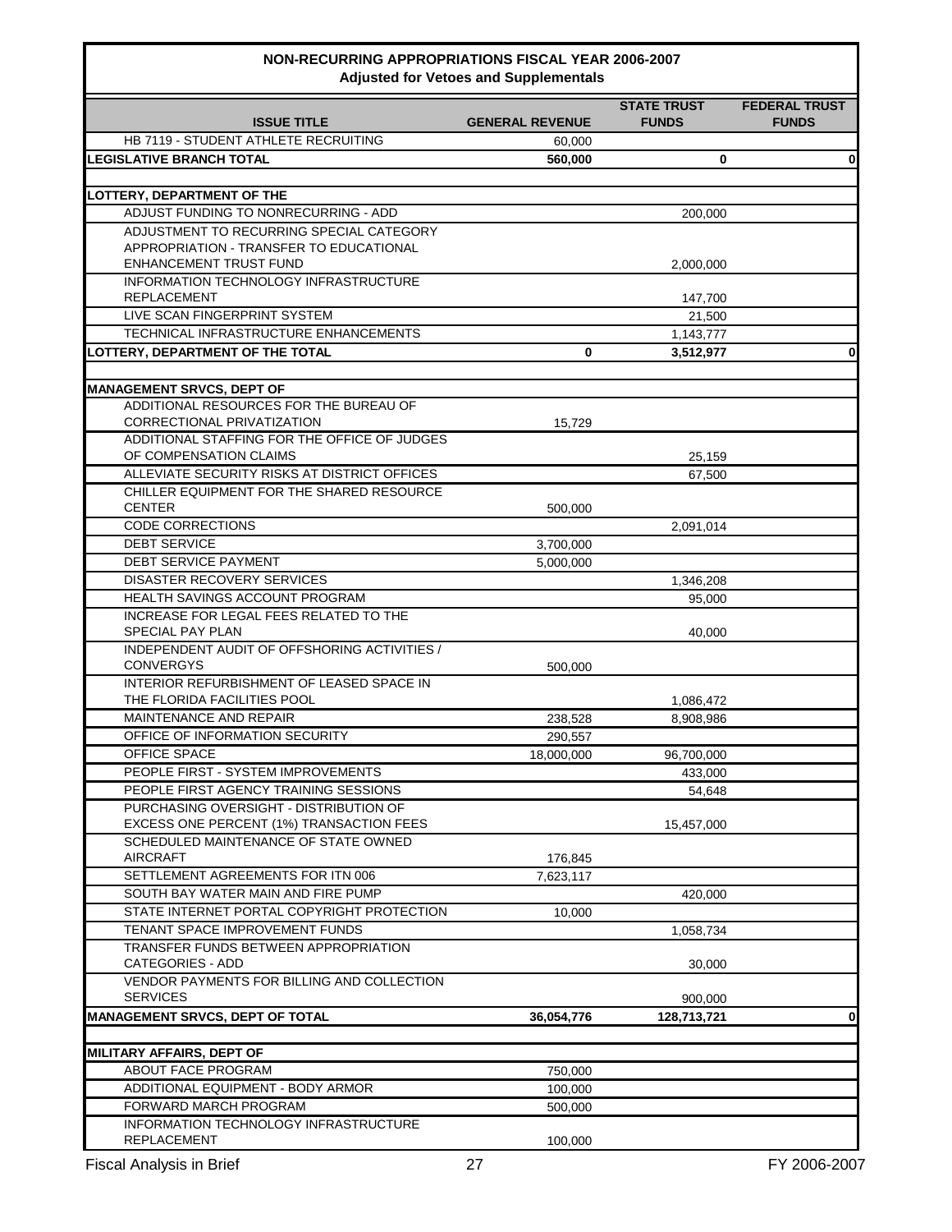## NON-RECURRING APPROPRIATIONS FISCAL YEAR 2006-2007
### Adjusted for Vetoes and Supplementals

| ISSUE TITLE | GENERAL REVENUE | STATE TRUST FUNDS | FEDERAL TRUST FUNDS |
|---|---|---|---|
| HB 7119 - STUDENT ATHLETE RECRUITING | 60,000 | | |
| **LEGISLATIVE BRANCH TOTAL** | **560,000** | **0** | **0** |
| | | | |
| **LOTTERY, DEPARTMENT OF THE** | | | |
| ADJUST FUNDING TO NONRECURRING - ADD | | 200,000 | |
| ADJUSTMENT TO RECURRING SPECIAL CATEGORY APPROPRIATION - TRANSFER TO EDUCATIONAL ENHANCEMENT TRUST FUND | | 2,000,000 | |
| INFORMATION TECHNOLOGY INFRASTRUCTURE REPLACEMENT | | 147,700 | |
| LIVE SCAN FINGERPRINT SYSTEM | | 21,500 | |
| TECHNICAL INFRASTRUCTURE ENHANCEMENTS | | 1,143,777 | |
| **LOTTERY, DEPARTMENT OF THE TOTAL** | **0** | **3,512,977** | **0** |
| | | | |
| **MANAGEMENT SRVCS, DEPT OF** | | | |
| ADDITIONAL RESOURCES FOR THE BUREAU OF CORRECTIONAL PRIVATIZATION | 15,729 | | |
| ADDITIONAL STAFFING FOR THE OFFICE OF JUDGES OF COMPENSATION CLAIMS | | 25,159 | |
| ALLEVIATE SECURITY RISKS AT DISTRICT OFFICES | | 67,500 | |
| CHILLER EQUIPMENT FOR THE SHARED RESOURCE CENTER | 500,000 | | |
| CODE CORRECTIONS | | 2,091,014 | |
| DEBT SERVICE | 3,700,000 | | |
| DEBT SERVICE PAYMENT | 5,000,000 | | |
| DISASTER RECOVERY SERVICES | | 1,346,208 | |
| HEALTH SAVINGS ACCOUNT PROGRAM | | 95,000 | |
| INCREASE FOR LEGAL FEES RELATED TO THE SPECIAL PAY PLAN | | 40,000 | |
| INDEPENDENT AUDIT OF OFFSHORING ACTIVITIES / CONVERGYS | 500,000 | | |
| INTERIOR REFURBISHMENT OF LEASED SPACE IN THE FLORIDA FACILITIES POOL | | 1,086,472 | |
| MAINTENANCE AND REPAIR | 238,528 | 8,908,986 | |
| OFFICE OF INFORMATION SECURITY | 290,557 | | |
| OFFICE SPACE | 18,000,000 | 96,700,000 | |
| PEOPLE FIRST - SYSTEM IMPROVEMENTS | | 433,000 | |
| PEOPLE FIRST AGENCY TRAINING SESSIONS | | 54,648 | |
| PURCHASING OVERSIGHT - DISTRIBUTION OF EXCESS ONE PERCENT (1%) TRANSACTION FEES | | 15,457,000 | |
| SCHEDULED MAINTENANCE OF STATE OWNED AIRCRAFT | 176,845 | | |
| SETTLEMENT AGREEMENTS FOR ITN 006 | 7,623,117 | | |
| SOUTH BAY WATER MAIN AND FIRE PUMP | | 420,000 | |
| STATE INTERNET PORTAL COPYRIGHT PROTECTION | 10,000 | | |
| TENANT SPACE IMPROVEMENT FUNDS | | 1,058,734 | |
| TRANSFER FUNDS BETWEEN APPROPRIATION CATEGORIES - ADD | | 30,000 | |
| VENDOR PAYMENTS FOR BILLING AND COLLECTION SERVICES | | 900,000 | |
| **MANAGEMENT SRVCS, DEPT OF TOTAL** | **36,054,776** | **128,713,721** | **0** |
| | | | |
| **MILITARY AFFAIRS, DEPT OF** | | | |
| ABOUT FACE PROGRAM | 750,000 | | |
| ADDITIONAL EQUIPMENT - BODY ARMOR | 100,000 | | |
| FORWARD MARCH PROGRAM | 500,000 | | |
| INFORMATION TECHNOLOGY INFRASTRUCTURE REPLACEMENT | 100,000 | | |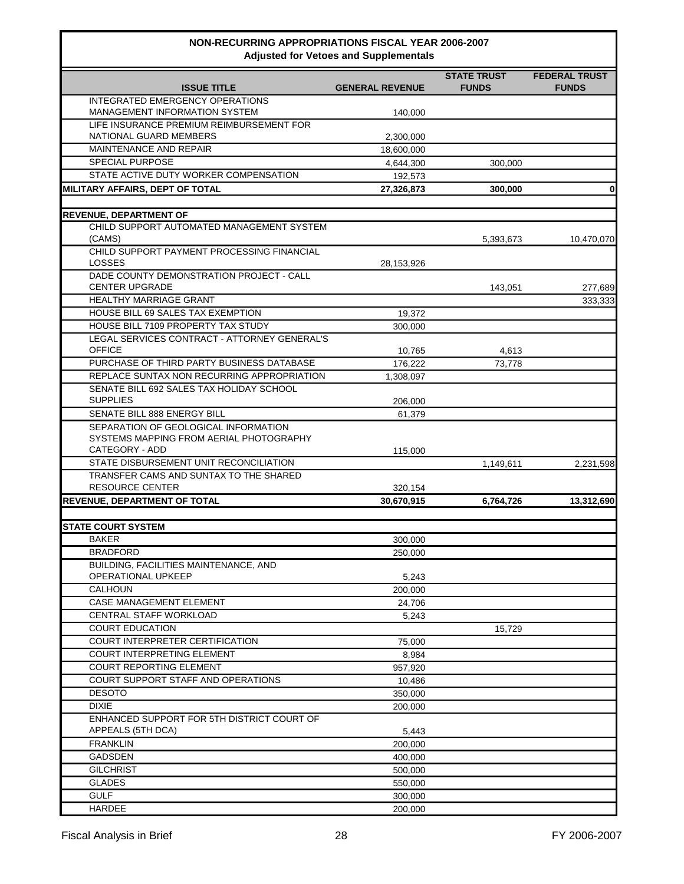## NON-RECURRING APPROPRIATIONS FISCAL YEAR 2006-2007
### Adjusted for Vetoes and Supplementals

| ISSUE TITLE | GENERAL REVENUE | STATE TRUST FUNDS | FEDERAL TRUST FUNDS |
|---|---|---|---|
| INTEGRATED EMERGENCY OPERATIONS MANAGEMENT INFORMATION SYSTEM | 140,000 | | |
| LIFE INSURANCE PREMIUM REIMBURSEMENT FOR NATIONAL GUARD MEMBERS | 2,300,000 | | |
| MAINTENANCE AND REPAIR | 18,600,000 | | |
| SPECIAL PURPOSE | 4,644,300 | 300,000 | |
| STATE ACTIVE DUTY WORKER COMPENSATION | 192,573 | | |
| **MILITARY AFFAIRS, DEPT OF TOTAL** | **27,326,873** | **300,000** | **0** |
| | | | |
| **REVENUE, DEPARTMENT OF** | | | |
| CHILD SUPPORT AUTOMATED MANAGEMENT SYSTEM (CAMS) | | 5,393,673 | 10,470,070 |
| CHILD SUPPORT PAYMENT PROCESSING FINANCIAL LOSSES | 28,153,926 | | |
| DADE COUNTY DEMONSTRATION PROJECT - CALL CENTER UPGRADE | | 143,051 | 277,689 |
| HEALTHY MARRIAGE GRANT | | | 333,333 |
| HOUSE BILL 69 SALES TAX EXEMPTION | 19,372 | | |
| HOUSE BILL 7109 PROPERTY TAX STUDY | 300,000 | | |
| LEGAL SERVICES CONTRACT - ATTORNEY GENERAL'S OFFICE | 10,765 | 4,613 | |
| PURCHASE OF THIRD PARTY BUSINESS DATABASE | 176,222 | 73,778 | |
| REPLACE SUNTAX NON RECURRING APPROPRIATION | 1,308,097 | | |
| SENATE BILL 692 SALES TAX HOLIDAY SCHOOL SUPPLIES | 206,000 | | |
| SENATE BILL 888 ENERGY BILL | 61,379 | | |
| SEPARATION OF GEOLOGICAL INFORMATION SYSTEMS MAPPING FROM AERIAL PHOTOGRAPHY CATEGORY - ADD | 115,000 | | |
| STATE DISBURSEMENT UNIT RECONCILIATION | | 1,149,611 | 2,231,598 |
| TRANSFER CAMS AND SUNTAX TO THE SHARED RESOURCE CENTER | 320,154 | | |
| **REVENUE, DEPARTMENT OF TOTAL** | **30,670,915** | **6,764,726** | **13,312,690** |
| | | | |
| **STATE COURT SYSTEM** | | | |
| BAKER | 300,000 | | |
| BRADFORD | 250,000 | | |
| BUILDING, FACILITIES MAINTENANCE, AND OPERATIONAL UPKEEP | 5,243 | | |
| CALHOUN | 200,000 | | |
| CASE MANAGEMENT ELEMENT | 24,706 | | |
| CENTRAL STAFF WORKLOAD | 5,243 | | |
| COURT EDUCATION | | 15,729 | |
| COURT INTERPRETER CERTIFICATION | 75,000 | | |
| COURT INTERPRETING ELEMENT | 8,984 | | |
| COURT REPORTING ELEMENT | 957,920 | | |
| COURT SUPPORT STAFF AND OPERATIONS | 10,486 | | |
| DESOTO | 350,000 | | |
| DIXIE | 200,000 | | |
| ENHANCED SUPPORT FOR 5TH DISTRICT COURT OF APPEALS (5TH DCA) | 5,443 | | |
| FRANKLIN | 200,000 | | |
| GADSDEN | 400,000 | | |
| GILCHRIST | 500,000 | | |
| GLADES | 550,000 | | |
| GULF | 300,000 | | |
| HARDEE | 200,000 | | |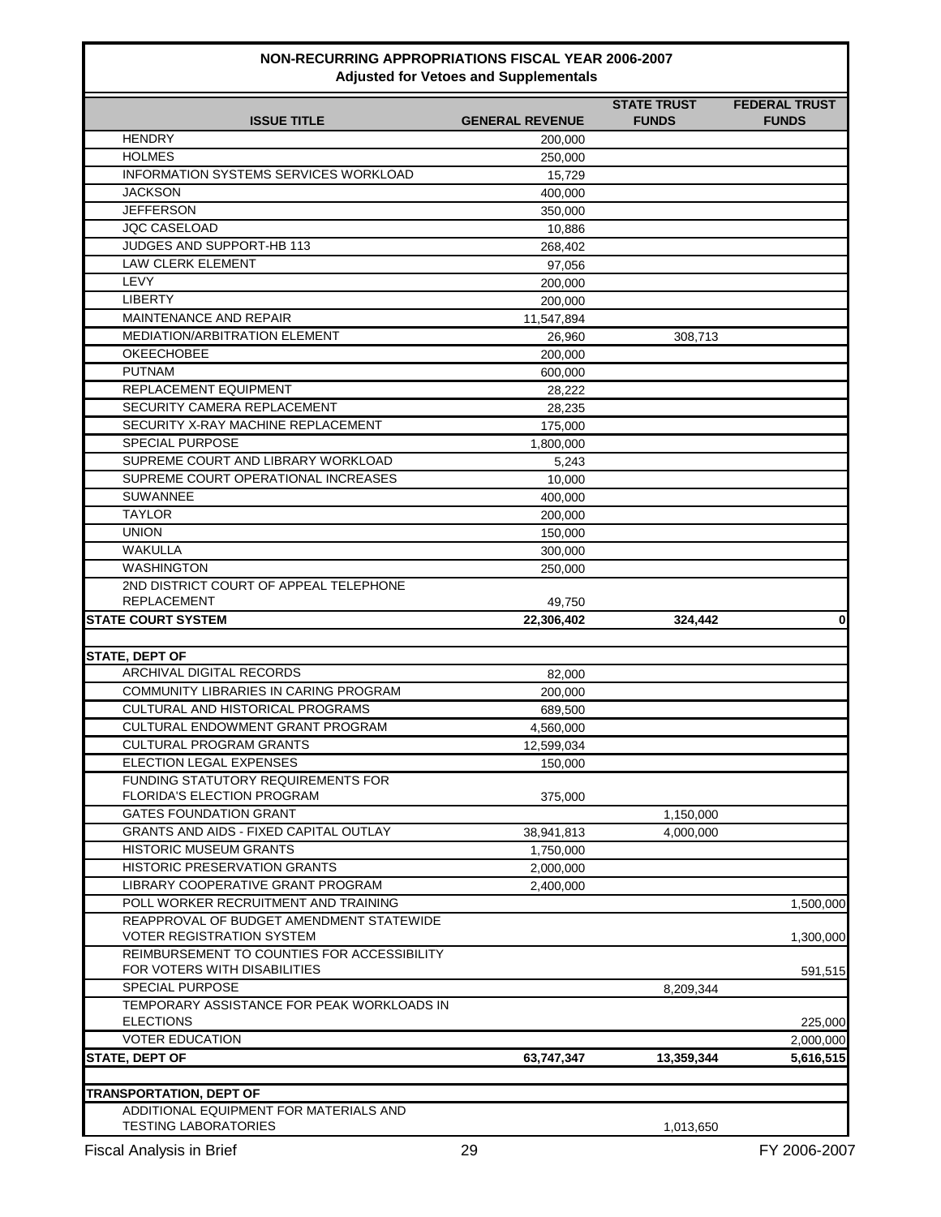## NON-RECURRING APPROPRIATIONS FISCAL YEAR 2006-2007
### Adjusted for Vetoes and Supplementals

| ISSUE TITLE | GENERAL REVENUE | STATE TRUST FUNDS | FEDERAL TRUST FUNDS |
|---|---|---|---|
| HENDRY | 200,000 | | |
| HOLMES | 250,000 | | |
| INFORMATION SYSTEMS SERVICES WORKLOAD | 15,729 | | |
| JACKSON | 400,000 | | |
| JEFFERSON | 350,000 | | |
| JQC CASELOAD | 10,886 | | |
| JUDGES AND SUPPORT-HB 113 | 268,402 | | |
| LAW CLERK ELEMENT | 97,056 | | |
| LEVY | 200,000 | | |
| LIBERTY | 200,000 | | |
| MAINTENANCE AND REPAIR | 11,547,894 | | |
| MEDIATION/ARBITRATION ELEMENT | 26,960 | 308,713 | |
| OKEECHOBEE | 200,000 | | |
| PUTNAM | 600,000 | | |
| REPLACEMENT EQUIPMENT | 28,222 | | |
| SECURITY CAMERA REPLACEMENT | 28,235 | | |
| SECURITY X-RAY MACHINE REPLACEMENT | 175,000 | | |
| SPECIAL PURPOSE | 1,800,000 | | |
| SUPREME COURT AND LIBRARY WORKLOAD | 5,243 | | |
| SUPREME COURT OPERATIONAL INCREASES | 10,000 | | |
| SUWANNEE | 400,000 | | |
| TAYLOR | 200,000 | | |
| UNION | 150,000 | | |
| WAKULLA | 300,000 | | |
| WASHINGTON | 250,000 | | |
| 2ND DISTRICT COURT OF APPEAL TELEPHONE REPLACEMENT | 49,750 | | |
| **STATE COURT SYSTEM** | **22,306,402** | **324,442** | **0** |
| | | | |
| **STATE, DEPT OF** | | | |
| ARCHIVAL DIGITAL RECORDS | 82,000 | | |
| COMMUNITY LIBRARIES IN CARING PROGRAM | 200,000 | | |
| CULTURAL AND HISTORICAL PROGRAMS | 689,500 | | |
| CULTURAL ENDOWMENT GRANT PROGRAM | 4,560,000 | | |
| CULTURAL PROGRAM GRANTS | 12,599,034 | | |
| ELECTION LEGAL EXPENSES | 150,000 | | |
| FUNDING STATUTORY REQUIREMENTS FOR FLORIDA'S ELECTION PROGRAM | 375,000 | | |
| GATES FOUNDATION GRANT | | 1,150,000 | |
| GRANTS AND AIDS - FIXED CAPITAL OUTLAY | 38,941,813 | 4,000,000 | |
| HISTORIC MUSEUM GRANTS | 1,750,000 | | |
| HISTORIC PRESERVATION GRANTS | 2,000,000 | | |
| LIBRARY COOPERATIVE GRANT PROGRAM | 2,400,000 | | |
| POLL WORKER RECRUITMENT AND TRAINING | | | 1,500,000 |
| REAPPROVAL OF BUDGET AMENDMENT STATEWIDE VOTER REGISTRATION SYSTEM | | | 1,300,000 |
| REIMBURSEMENT TO COUNTIES FOR ACCESSIBILITY FOR VOTERS WITH DISABILITIES | | | 591,515 |
| SPECIAL PURPOSE | | 8,209,344 | |
| TEMPORARY ASSISTANCE FOR PEAK WORKLOADS IN ELECTIONS | | | 225,000 |
| VOTER EDUCATION | | | 2,000,000 |
| **STATE, DEPT OF** | **63,747,347** | **13,359,344** | **5,616,515** |
| | | | |
| **TRANSPORTATION, DEPT OF** | | | |
| ADDITIONAL EQUIPMENT FOR MATERIALS AND TESTING LABORATORIES | | 1,013,650 | |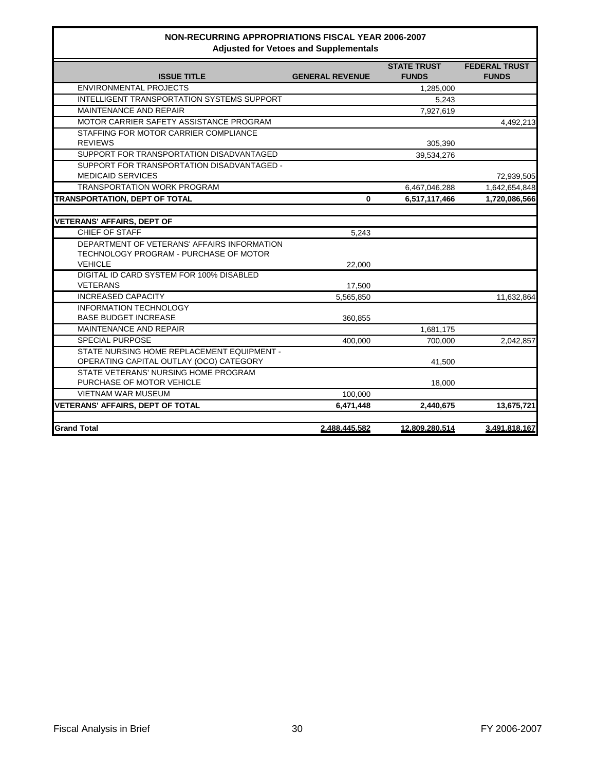## NON-RECURRING APPROPRIATIONS FISCAL YEAR 2006-2007
### Adjusted for Vetoes and Supplementals

| ISSUE TITLE | GENERAL REVENUE | STATE TRUST FUNDS | FEDERAL TRUST FUNDS |
|---|---|---|---|
| ENVIRONMENTAL PROJECTS | | 1,285,000 | |
| INTELLIGENT TRANSPORTATION SYSTEMS SUPPORT | | 5,243 | |
| MAINTENANCE AND REPAIR | | 7,927,619 | |
| MOTOR CARRIER SAFETY ASSISTANCE PROGRAM | | | 4,492,213 |
| STAFFING FOR MOTOR CARRIER COMPLIANCE REVIEWS | | 305,390 | |
| SUPPORT FOR TRANSPORTATION DISADVANTAGED | | 39,534,276 | |
| SUPPORT FOR TRANSPORTATION DISADVANTAGED - MEDICAID SERVICES | | | 72,939,505 |
| TRANSPORTATION WORK PROGRAM | | 6,467,046,288 | 1,642,654,848 |
| **TRANSPORTATION, DEPT OF TOTAL** | **0** | **6,517,117,466** | **1,720,086,566** |
| | | | |
| **VETERANS' AFFAIRS, DEPT OF** | | | |
| CHIEF OF STAFF | 5,243 | | |
| DEPARTMENT OF VETERANS' AFFAIRS INFORMATION TECHNOLOGY PROGRAM - PURCHASE OF MOTOR VEHICLE | 22,000 | | |
| DIGITAL ID CARD SYSTEM FOR 100% DISABLED VETERANS | 17,500 | | |
| INCREASED CAPACITY | 5,565,850 | | 11,632,864 |
| INFORMATION TECHNOLOGY BASE BUDGET INCREASE | 360,855 | | |
| MAINTENANCE AND REPAIR | | 1,681,175 | |
| SPECIAL PURPOSE | 400,000 | 700,000 | 2,042,857 |
| STATE NURSING HOME REPLACEMENT EQUIPMENT - OPERATING CAPITAL OUTLAY (OCO) CATEGORY | | 41,500 | |
| STATE VETERANS' NURSING HOME PROGRAM PURCHASE OF MOTOR VEHICLE | | 18,000 | |
| VIETNAM WAR MUSEUM | 100,000 | | |
| **VETERANS' AFFAIRS, DEPT OF TOTAL** | **6,471,448** | **2,440,675** | **13,675,721** |
| | | | |
| **Grand Total** | **2,488,445,582** | **12,809,280,514** | **3,491,818,167** |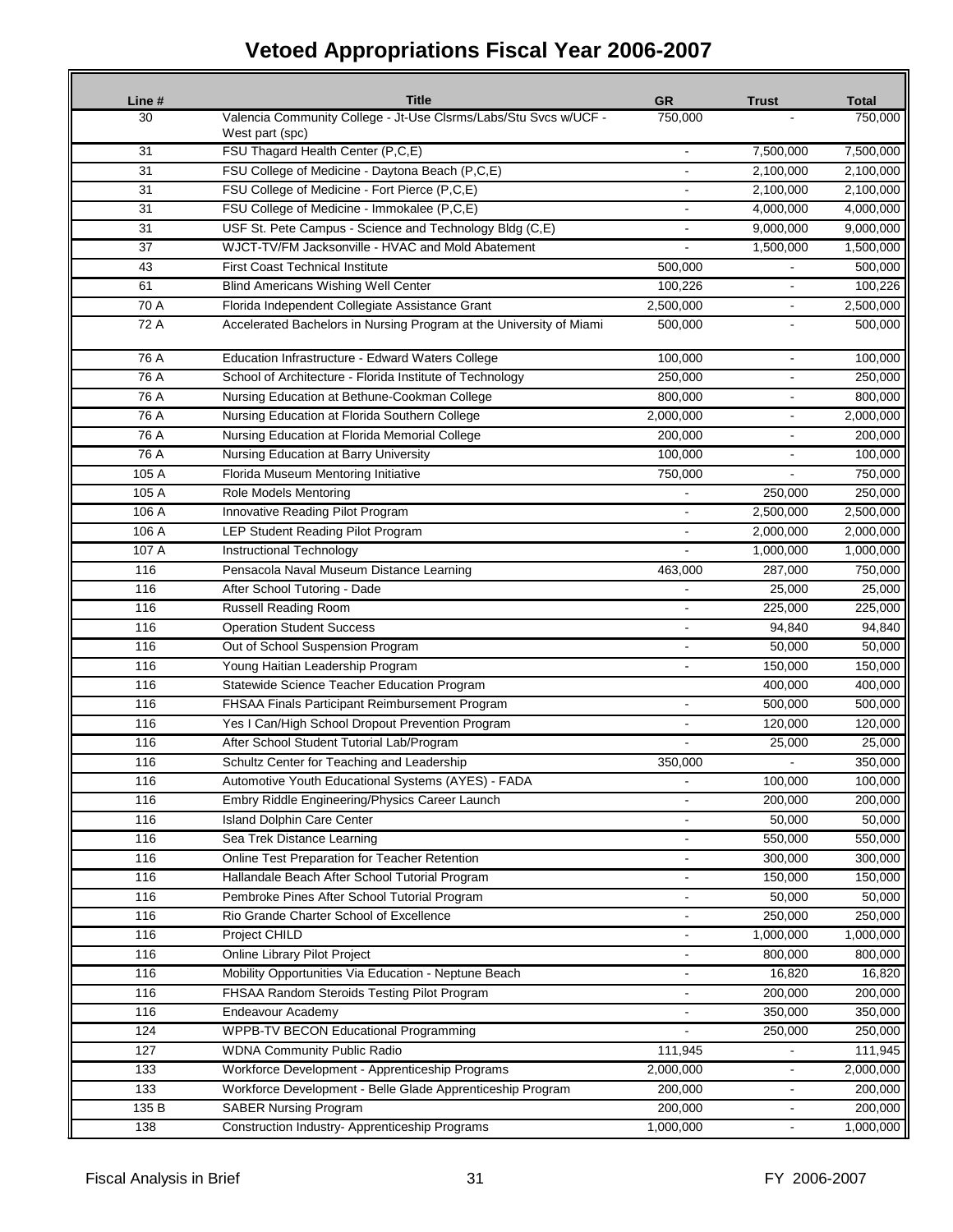# Vetoed Appropriations Fiscal Year 2006-2007

| Line # | Title | GR | Trust | Total |
|---|---|---|---|---|
| 30 | Valencia Community College - Jt-Use Clsrms/Labs/Stu Svcs w/UCF - West part (spc) | 750,000 | - | 750,000 |
| 31 | FSU Thagard Health Center (P,C,E) | - | 7,500,000 | 7,500,000 |
| 31 | FSU College of Medicine - Daytona Beach (P,C,E) | - | 2,100,000 | 2,100,000 |
| 31 | FSU College of Medicine - Fort Pierce (P,C,E) | - | 2,100,000 | 2,100,000 |
| 31 | FSU College of Medicine - Immokalee (P,C,E) | - | 4,000,000 | 4,000,000 |
| 31 | USF St. Pete Campus - Science and Technology Bldg (C,E) | - | 9,000,000 | 9,000,000 |
| 37 | WJCT-TV/FM Jacksonville - HVAC and Mold Abatement | - | 1,500,000 | 1,500,000 |
| 43 | First Coast Technical Institute | 500,000 | - | 500,000 |
| 61 | Blind Americans Wishing Well Center | 100,226 | - | 100,226 |
| 70 A | Florida Independent Collegiate Assistance Grant | 2,500,000 | - | 2,500,000 |
| 72 A | Accelerated Bachelors in Nursing Program at the University of Miami | 500,000 | - | 500,000 |
| 76 A | Education Infrastructure - Edward Waters College | 100,000 | - | 100,000 |
| 76 A | School of Architecture - Florida Institute of Technology | 250,000 | - | 250,000 |
| 76 A | Nursing Education at Bethune-Cookman College | 800,000 | - | 800,000 |
| 76 A | Nursing Education at Florida Southern College | 2,000,000 | - | 2,000,000 |
| 76 A | Nursing Education at Florida Memorial College | 200,000 | - | 200,000 |
| 76 A | Nursing Education at Barry University | 100,000 | - | 100,000 |
| 105 A | Florida Museum Mentoring Initiative | 750,000 | - | 750,000 |
| 105 A | Role Models Mentoring | - | 250,000 | 250,000 |
| 106 A | Innovative Reading Pilot Program | - | 2,500,000 | 2,500,000 |
| 106 A | LEP Student Reading Pilot Program | - | 2,000,000 | 2,000,000 |
| 107 A | Instructional Technology | - | 1,000,000 | 1,000,000 |
| 116 | Pensacola Naval Museum Distance Learning | 463,000 | 287,000 | 750,000 |
| 116 | After School Tutoring - Dade | - | 25,000 | 25,000 |
| 116 | Russell Reading Room | - | 225,000 | 225,000 |
| 116 | Operation Student Success | - | 94,840 | 94,840 |
| 116 | Out of School Suspension Program | - | 50,000 | 50,000 |
| 116 | Young Haitian Leadership Program | - | 150,000 | 150,000 |
| 116 | Statewide Science Teacher Education Program | | 400,000 | 400,000 |
| 116 | FHSAA Finals Participant Reimbursement Program | - | 500,000 | 500,000 |
| 116 | Yes I Can/High School Dropout Prevention Program | - | 120,000 | 120,000 |
| 116 | After School Student Tutorial Lab/Program | - | 25,000 | 25,000 |
| 116 | Schultz Center for Teaching and Leadership | 350,000 | - | 350,000 |
| 116 | Automotive Youth Educational Systems (AYES) - FADA | - | 100,000 | 100,000 |
| 116 | Embry Riddle Engineering/Physics Career Launch | - | 200,000 | 200,000 |
| 116 | Island Dolphin Care Center | - | 50,000 | 50,000 |
| 116 | Sea Trek Distance Learning | - | 550,000 | 550,000 |
| 116 | Online Test Preparation for Teacher Retention | - | 300,000 | 300,000 |
| 116 | Hallandale Beach After School Tutorial Program | - | 150,000 | 150,000 |
| 116 | Pembroke Pines After School Tutorial Program | - | 50,000 | 50,000 |
| 116 | Rio Grande Charter School of Excellence | - | 250,000 | 250,000 |
| 116 | Project CHILD | - | 1,000,000 | 1,000,000 |
| 116 | Online Library Pilot Project | - | 800,000 | 800,000 |
| 116 | Mobility Opportunities Via Education - Neptune Beach | - | 16,820 | 16,820 |
| 116 | FHSAA Random Steroids Testing Pilot Program | - | 200,000 | 200,000 |
| 116 | Endeavour Academy | - | 350,000 | 350,000 |
| 124 | WPPB-TV BECON Educational Programming | - | 250,000 | 250,000 |
| 127 | WDNA Community Public Radio | 111,945 | - | 111,945 |
| 133 | Workforce Development - Apprenticeship Programs | 2,000,000 | - | 2,000,000 |
| 133 | Workforce Development - Belle Glade Apprenticeship Program | 200,000 | - | 200,000 |
| 135 B | SABER Nursing Program | 200,000 | - | 200,000 |
| 138 | Construction Industry- Apprenticeship Programs | 1,000,000 | - | 1,000,000 |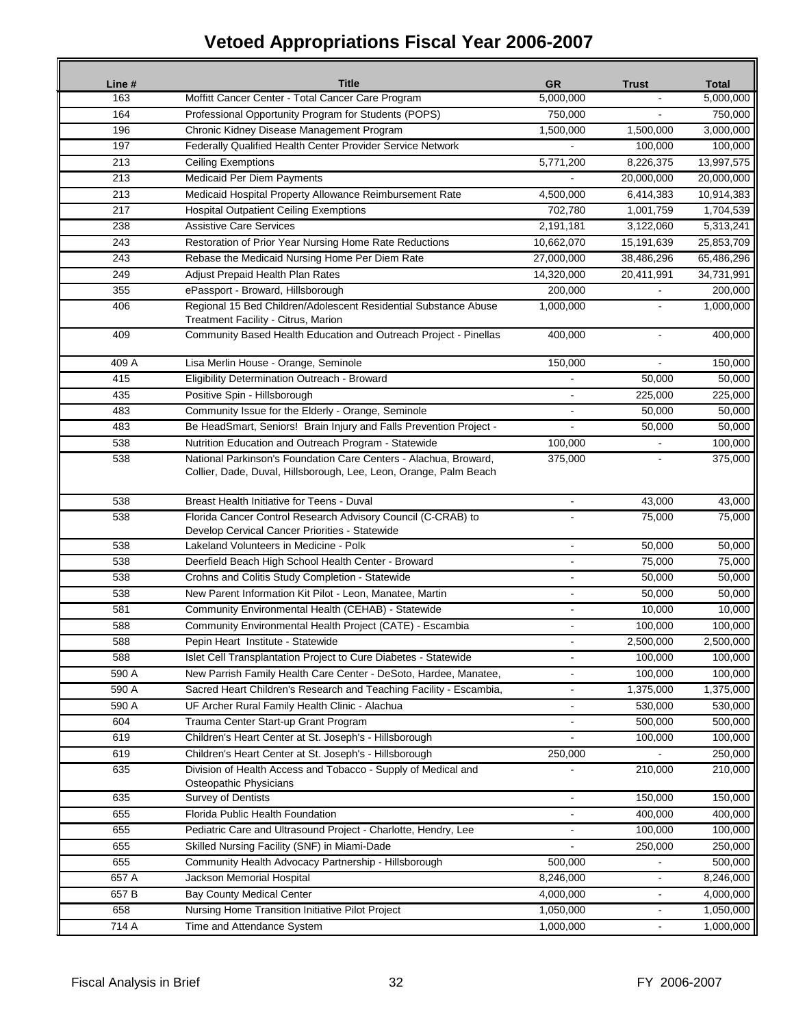# Vetoed Appropriations Fiscal Year 2006-2007

| Line # | Title | GR | Trust | Total |
|---|---|---|---|---|
| 163 | Moffitt Cancer Center - Total Cancer Care Program | 5,000,000 | - | 5,000,000 |
| 164 | Professional Opportunity Program for Students (POPS) | 750,000 | - | 750,000 |
| 196 | Chronic Kidney Disease Management Program | 1,500,000 | 1,500,000 | 3,000,000 |
| 197 | Federally Qualified Health Center Provider Service Network | - | 100,000 | 100,000 |
| 213 | Ceiling Exemptions | 5,771,200 | 8,226,375 | 13,997,575 |
| 213 | Medicaid Per Diem Payments | - | 20,000,000 | 20,000,000 |
| 213 | Medicaid Hospital Property Allowance Reimbursement Rate | 4,500,000 | 6,414,383 | 10,914,383 |
| 217 | Hospital Outpatient Ceiling Exemptions | 702,780 | 1,001,759 | 1,704,539 |
| 238 | Assistive Care Services | 2,191,181 | 3,122,060 | 5,313,241 |
| 243 | Restoration of Prior Year Nursing Home Rate Reductions | 10,662,070 | 15,191,639 | 25,853,709 |
| 243 | Rebase the Medicaid Nursing Home Per Diem Rate | 27,000,000 | 38,486,296 | 65,486,296 |
| 249 | Adjust Prepaid Health Plan Rates | 14,320,000 | 20,411,991 | 34,731,991 |
| 355 | ePassport - Broward, Hillsborough | 200,000 | - | 200,000 |
| 406 | Regional 15 Bed Children/Adolescent Residential Substance Abuse Treatment Facility - Citrus, Marion | 1,000,000 | - | 1,000,000 |
| 409 | Community Based Health Education and Outreach Project - Pinellas | 400,000 | - | 400,000 |
| 409 A | Lisa Merlin House - Orange, Seminole | 150,000 | - | 150,000 |
| 415 | Eligibility Determination Outreach - Broward | - | 50,000 | 50,000 |
| 435 | Positive Spin - Hillsborough | - | 225,000 | 225,000 |
| 483 | Community Issue for the Elderly - Orange, Seminole | - | 50,000 | 50,000 |
| 483 | Be HeadSmart, Seniors! Brain Injury and Falls Prevention Project - | - | 50,000 | 50,000 |
| 538 | Nutrition Education and Outreach Program - Statewide | 100,000 | - | 100,000 |
| 538 | National Parkinson's Foundation Care Centers - Alachua, Broward, Collier, Dade, Duval, Hillsborough, Lee, Leon, Orange, Palm Beach | 375,000 | - | 375,000 |
| 538 | Breast Health Initiative for Teens - Duval | - | 43,000 | 43,000 |
| 538 | Florida Cancer Control Research Advisory Council (C-CRAB) to Develop Cervical Cancer Priorities - Statewide | - | 75,000 | 75,000 |
| 538 | Lakeland Volunteers in Medicine - Polk | - | 50,000 | 50,000 |
| 538 | Deerfield Beach High School Health Center - Broward | - | 75,000 | 75,000 |
| 538 | Crohns and Colitis Study Completion - Statewide | - | 50,000 | 50,000 |
| 538 | New Parent Information Kit Pilot - Leon, Manatee, Martin | - | 50,000 | 50,000 |
| 581 | Community Environmental Health (CEHAB) - Statewide | - | 10,000 | 10,000 |
| 588 | Community Environmental Health Project (CATE) - Escambia | - | 100,000 | 100,000 |
| 588 | Pepin Heart Institute - Statewide | - | 2,500,000 | 2,500,000 |
| 588 | Islet Cell Transplantation Project to Cure Diabetes - Statewide | - | 100,000 | 100,000 |
| 590 A | New Parrish Family Health Care Center - DeSoto, Hardee, Manatee, | - | 100,000 | 100,000 |
| 590 A | Sacred Heart Children's Research and Teaching Facility - Escambia, | - | 1,375,000 | 1,375,000 |
| 590 A | UF Archer Rural Family Health Clinic - Alachua | - | 530,000 | 530,000 |
| 604 | Trauma Center Start-up Grant Program | - | 500,000 | 500,000 |
| 619 | Children's Heart Center at St. Joseph's - Hillsborough | - | 100,000 | 100,000 |
| 619 | Children's Heart Center at St. Joseph's - Hillsborough | 250,000 | - | 250,000 |
| 635 | Division of Health Access and Tobacco - Supply of Medical and Osteopathic Physicians | - | 210,000 | 210,000 |
| 635 | Survey of Dentists | - | 150,000 | 150,000 |
| 655 | Florida Public Health Foundation | - | 400,000 | 400,000 |
| 655 | Pediatric Care and Ultrasound Project - Charlotte, Hendry, Lee | - | 100,000 | 100,000 |
| 655 | Skilled Nursing Facility (SNF) in Miami-Dade | - | 250,000 | 250,000 |
| 655 | Community Health Advocacy Partnership - Hillsborough | 500,000 | - | 500,000 |
| 657 A | Jackson Memorial Hospital | 8,246,000 | - | 8,246,000 |
| 657 B | Bay County Medical Center | 4,000,000 | - | 4,000,000 |
| 658 | Nursing Home Transition Initiative Pilot Project | 1,050,000 | - | 1,050,000 |
| 714 A | Time and Attendance System | 1,000,000 | - | 1,000,000 |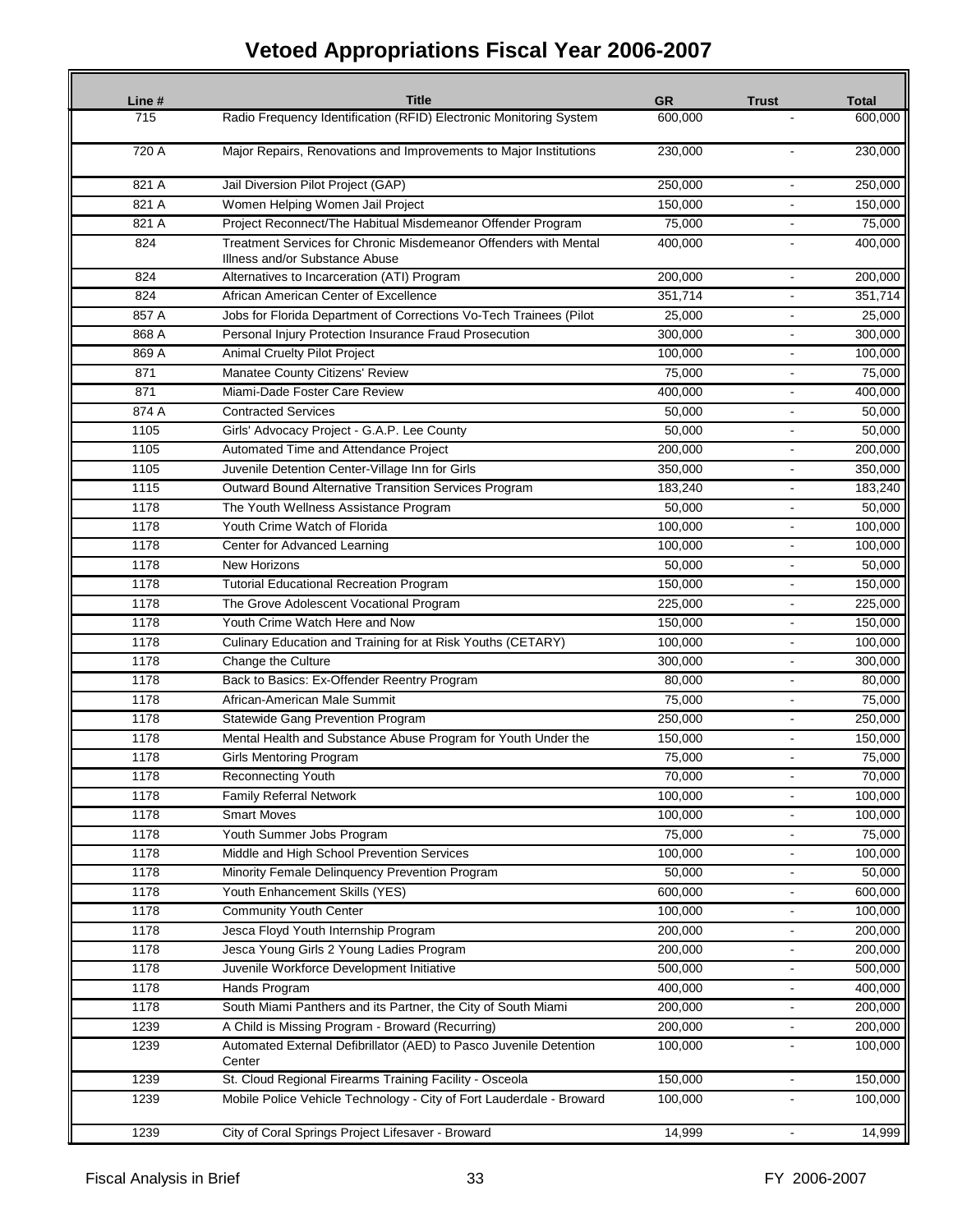# Vetoed Appropriations Fiscal Year 2006-2007

| Line # | Title | GR | Trust | Total |
|---|---|---|---|---|
| 715 | Radio Frequency Identification (RFID) Electronic Monitoring System | 600,000 | - | 600,000 |
| 720 A | Major Repairs, Renovations and Improvements to Major Institutions | 230,000 | - | 230,000 |
| 821 A | Jail Diversion Pilot Project (GAP) | 250,000 | - | 250,000 |
| 821 A | Women Helping Women Jail Project | 150,000 | - | 150,000 |
| 821 A | Project Reconnect/The Habitual Misdemeanor Offender Program | 75,000 | - | 75,000 |
| 824 | Treatment Services for Chronic Misdemeanor Offenders with Mental Illness and/or Substance Abuse | 400,000 | - | 400,000 |
| 824 | Alternatives to Incarceration (ATI) Program | 200,000 | - | 200,000 |
| 824 | African American Center of Excellence | 351,714 | - | 351,714 |
| 857 A | Jobs for Florida Department of Corrections Vo-Tech Trainees (Pilot | 25,000 | - | 25,000 |
| 868 A | Personal Injury Protection Insurance Fraud Prosecution | 300,000 | - | 300,000 |
| 869 A | Animal Cruelty Pilot Project | 100,000 | - | 100,000 |
| 871 | Manatee County Citizens' Review | 75,000 | - | 75,000 |
| 871 | Miami-Dade Foster Care Review | 400,000 | - | 400,000 |
| 874 A | Contracted Services | 50,000 | - | 50,000 |
| 1105 | Girls' Advocacy Project - G.A.P. Lee County | 50,000 | - | 50,000 |
| 1105 | Automated Time and Attendance Project | 200,000 | - | 200,000 |
| 1105 | Juvenile Detention Center-Village Inn for Girls | 350,000 | - | 350,000 |
| 1115 | Outward Bound Alternative Transition Services Program | 183,240 | - | 183,240 |
| 1178 | The Youth Wellness Assistance Program | 50,000 | - | 50,000 |
| 1178 | Youth Crime Watch of Florida | 100,000 | - | 100,000 |
| 1178 | Center for Advanced Learning | 100,000 | - | 100,000 |
| 1178 | New Horizons | 50,000 | - | 50,000 |
| 1178 | Tutorial Educational Recreation Program | 150,000 | - | 150,000 |
| 1178 | The Grove Adolescent Vocational Program | 225,000 | - | 225,000 |
| 1178 | Youth Crime Watch Here and Now | 150,000 | - | 150,000 |
| 1178 | Culinary Education and Training for at Risk Youths (CETARY) | 100,000 | - | 100,000 |
| 1178 | Change the Culture | 300,000 | - | 300,000 |
| 1178 | Back to Basics: Ex-Offender Reentry Program | 80,000 | - | 80,000 |
| 1178 | African-American Male Summit | 75,000 | - | 75,000 |
| 1178 | Statewide Gang Prevention Program | 250,000 | - | 250,000 |
| 1178 | Mental Health and Substance Abuse Program for Youth Under the | 150,000 | - | 150,000 |
| 1178 | Girls Mentoring Program | 75,000 | - | 75,000 |
| 1178 | Reconnecting Youth | 70,000 | - | 70,000 |
| 1178 | Family Referral Network | 100,000 | - | 100,000 |
| 1178 | Smart Moves | 100,000 | - | 100,000 |
| 1178 | Youth Summer Jobs Program | 75,000 | - | 75,000 |
| 1178 | Middle and High School Prevention Services | 100,000 | - | 100,000 |
| 1178 | Minority Female Delinquency Prevention Program | 50,000 | - | 50,000 |
| 1178 | Youth Enhancement Skills (YES) | 600,000 | - | 600,000 |
| 1178 | Community Youth Center | 100,000 | - | 100,000 |
| 1178 | Jesca Floyd Youth Internship Program | 200,000 | - | 200,000 |
| 1178 | Jesca Young Girls 2 Young Ladies Program | 200,000 | - | 200,000 |
| 1178 | Juvenile Workforce Development Initiative | 500,000 | - | 500,000 |
| 1178 | Hands Program | 400,000 | - | 400,000 |
| 1178 | South Miami Panthers and its Partner, the City of South Miami | 200,000 | - | 200,000 |
| 1239 | A Child is Missing Program - Broward (Recurring) | 200,000 | - | 200,000 |
| 1239 | Automated External Defibrillator (AED) to Pasco Juvenile Detention Center | 100,000 | - | 100,000 |
| 1239 | St. Cloud Regional Firearms Training Facility - Osceola | 150,000 | - | 150,000 |
| 1239 | Mobile Police Vehicle Technology - City of Fort Lauderdale - Broward | 100,000 | - | 100,000 |
| 1239 | City of Coral Springs Project Lifesaver - Broward | 14,999 | - | 14,999 |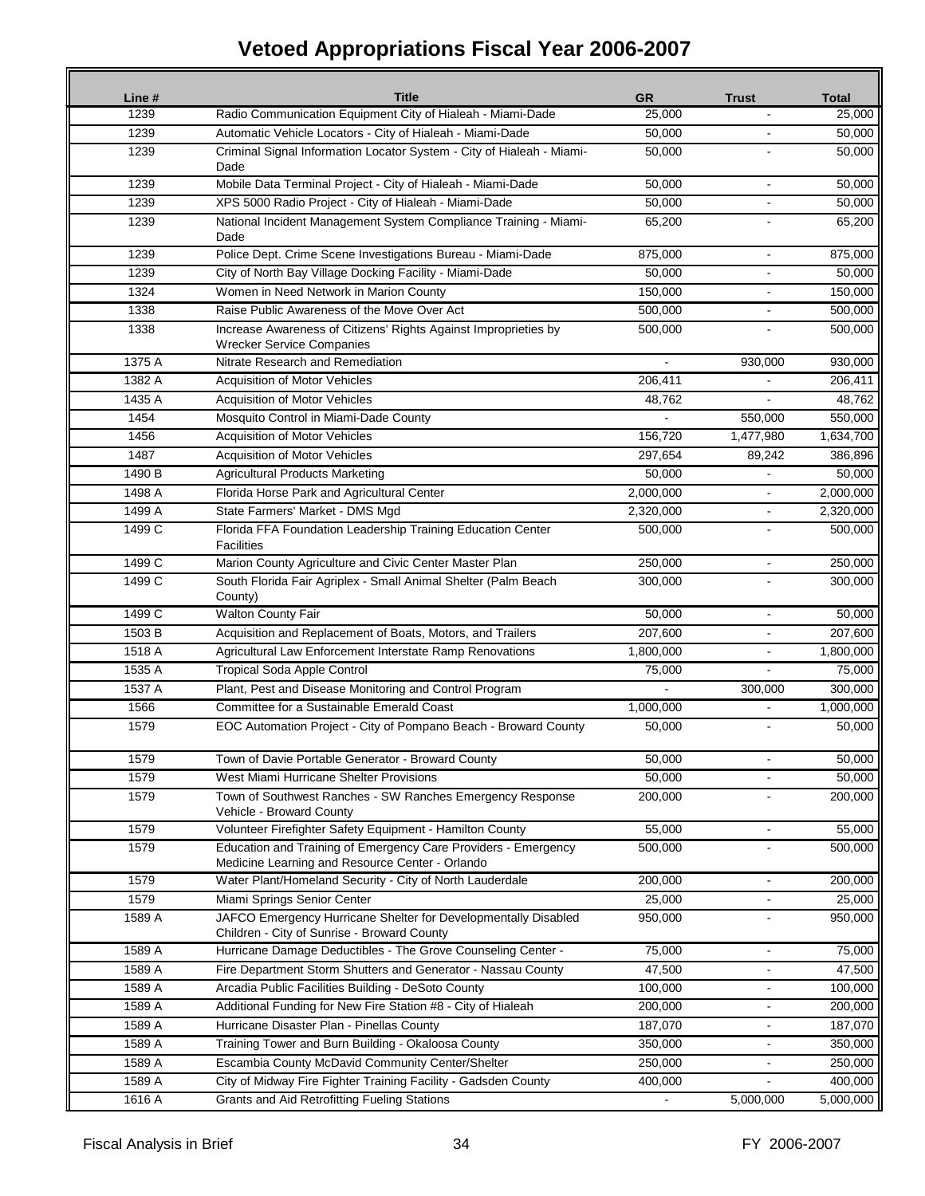# Vetoed Appropriations Fiscal Year 2006-2007

| Line # | Title | GR | Trust | Total |
|---|---|---|---|---|
| 1239 | Radio Communication Equipment City of Hialeah - Miami-Dade | 25,000 | - | 25,000 |
| 1239 | Automatic Vehicle Locators - City of Hialeah - Miami-Dade | 50,000 | - | 50,000 |
| 1239 | Criminal Signal Information Locator System - City of Hialeah - Miami-Dade | 50,000 | - | 50,000 |
| 1239 | Mobile Data Terminal Project - City of Hialeah - Miami-Dade | 50,000 | - | 50,000 |
| 1239 | XPS 5000 Radio Project - City of Hialeah - Miami-Dade | 50,000 | - | 50,000 |
| 1239 | National Incident Management System Compliance Training - Miami-Dade | 65,200 | - | 65,200 |
| 1239 | Police Dept. Crime Scene Investigations Bureau - Miami-Dade | 875,000 | - | 875,000 |
| 1239 | City of North Bay Village Docking Facility - Miami-Dade | 50,000 | - | 50,000 |
| 1324 | Women in Need Network in Marion County | 150,000 | - | 150,000 |
| 1338 | Raise Public Awareness of the Move Over Act | 500,000 | - | 500,000 |
| 1338 | Increase Awareness of Citizens' Rights Against Improprieties by Wrecker Service Companies | 500,000 | - | 500,000 |
| 1375 A | Nitrate Research and Remediation | - | 930,000 | 930,000 |
| 1382 A | Acquisition of Motor Vehicles | 206,411 | - | 206,411 |
| 1435 A | Acquisition of Motor Vehicles | 48,762 | - | 48,762 |
| 1454 | Mosquito Control in Miami-Dade County | - | 550,000 | 550,000 |
| 1456 | Acquisition of Motor Vehicles | 156,720 | 1,477,980 | 1,634,700 |
| 1487 | Acquisition of Motor Vehicles | 297,654 | 89,242 | 386,896 |
| 1490 B | Agricultural Products Marketing | 50,000 | - | 50,000 |
| 1498 A | Florida Horse Park and Agricultural Center | 2,000,000 | - | 2,000,000 |
| 1499 A | State Farmers' Market - DMS Mgd | 2,320,000 | - | 2,320,000 |
| 1499 C | Florida FFA Foundation Leadership Training Education Center Facilities | 500,000 | - | 500,000 |
| 1499 C | Marion County Agriculture and Civic Center Master Plan | 250,000 | - | 250,000 |
| 1499 C | South Florida Fair Agriplex - Small Animal Shelter (Palm Beach County) | 300,000 | - | 300,000 |
| 1499 C | Walton County Fair | 50,000 | - | 50,000 |
| 1503 B | Acquisition and Replacement of Boats, Motors, and Trailers | 207,600 | - | 207,600 |
| 1518 A | Agricultural Law Enforcement Interstate Ramp Renovations | 1,800,000 | - | 1,800,000 |
| 1535 A | Tropical Soda Apple Control | 75,000 | - | 75,000 |
| 1537 A | Plant, Pest and Disease Monitoring and Control Program | - | 300,000 | 300,000 |
| 1566 | Committee for a Sustainable Emerald Coast | 1,000,000 | - | 1,000,000 |
| 1579 | EOC Automation Project - City of Pompano Beach - Broward County | 50,000 | - | 50,000 |
| 1579 | Town of Davie Portable Generator - Broward County | 50,000 | - | 50,000 |
| 1579 | West Miami Hurricane Shelter Provisions | 50,000 | - | 50,000 |
| 1579 | Town of Southwest Ranches - SW Ranches Emergency Response Vehicle - Broward County | 200,000 | - | 200,000 |
| 1579 | Volunteer Firefighter Safety Equipment - Hamilton County | 55,000 | - | 55,000 |
| 1579 | Education and Training of Emergency Care Providers - Emergency Medicine Learning and Resource Center - Orlando | 500,000 | - | 500,000 |
| 1579 | Water Plant/Homeland Security - City of North Lauderdale | 200,000 | - | 200,000 |
| 1579 | Miami Springs Senior Center | 25,000 | - | 25,000 |
| 1589 A | JAFCO Emergency Hurricane Shelter for Developmentally Disabled Children - City of Sunrise - Broward County | 950,000 | - | 950,000 |
| 1589 A | Hurricane Damage Deductibles - The Grove Counseling Center - | 75,000 | - | 75,000 |
| 1589 A | Fire Department Storm Shutters and Generator - Nassau County | 47,500 | - | 47,500 |
| 1589 A | Arcadia Public Facilities Building - DeSoto County | 100,000 | - | 100,000 |
| 1589 A | Additional Funding for New Fire Station #8 - City of Hialeah | 200,000 | - | 200,000 |
| 1589 A | Hurricane Disaster Plan - Pinellas County | 187,070 | - | 187,070 |
| 1589 A | Training Tower and Burn Building - Okaloosa County | 350,000 | - | 350,000 |
| 1589 A | Escambia County McDavid Community Center/Shelter | 250,000 | - | 250,000 |
| 1589 A | City of Midway Fire Fighter Training Facility - Gadsden County | 400,000 | - | 400,000 |
| 1616 A | Grants and Aid Retrofitting Fueling Stations | - | 5,000,000 | 5,000,000 |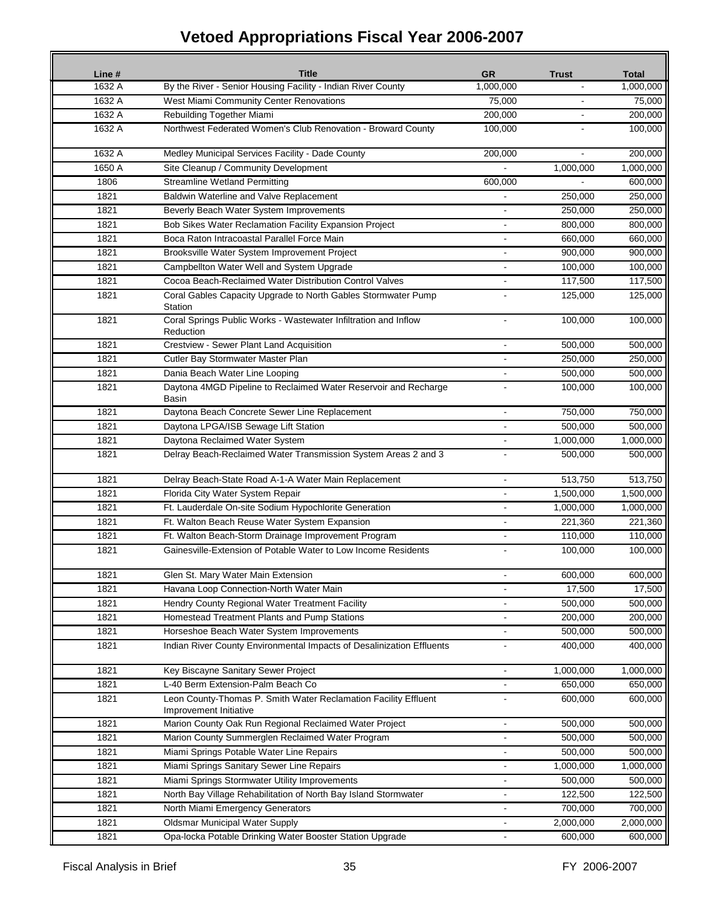# Vetoed Appropriations Fiscal Year 2006-2007

| Line # | Title | GR | Trust | Total |
|---|---|---|---|---|
| 1632 A | By the River - Senior Housing Facility - Indian River County | 1,000,000 | - | 1,000,000 |
| 1632 A | West Miami Community Center Renovations | 75,000 | - | 75,000 |
| 1632 A | Rebuilding Together Miami | 200,000 | - | 200,000 |
| 1632 A | Northwest Federated Women's Club Renovation - Broward County | 100,000 | - | 100,000 |
| 1632 A | Medley Municipal Services Facility - Dade County | 200,000 | - | 200,000 |
| 1650 A | Site Cleanup / Community Development | - | 1,000,000 | 1,000,000 |
| 1806 | Streamline Wetland Permitting | 600,000 | - | 600,000 |
| 1821 | Baldwin Waterline and Valve Replacement | - | 250,000 | 250,000 |
| 1821 | Beverly Beach Water System Improvements | - | 250,000 | 250,000 |
| 1821 | Bob Sikes Water Reclamation Facility Expansion Project | - | 800,000 | 800,000 |
| 1821 | Boca Raton Intracoastal Parallel Force Main | - | 660,000 | 660,000 |
| 1821 | Brooksville Water System Improvement Project | - | 900,000 | 900,000 |
| 1821 | Campbellton Water Well and System Upgrade | - | 100,000 | 100,000 |
| 1821 | Cocoa Beach-Reclaimed Water Distribution Control Valves | - | 117,500 | 117,500 |
| 1821 | Coral Gables Capacity Upgrade to North Gables Stormwater Pump Station | - | 125,000 | 125,000 |
| 1821 | Coral Springs Public Works - Wastewater Infiltration and Inflow Reduction | - | 100,000 | 100,000 |
| 1821 | Crestview - Sewer Plant Land Acquisition | - | 500,000 | 500,000 |
| 1821 | Cutler Bay Stormwater Master Plan | - | 250,000 | 250,000 |
| 1821 | Dania Beach Water Line Looping | - | 500,000 | 500,000 |
| 1821 | Daytona 4MGD Pipeline to Reclaimed Water Reservoir and Recharge Basin | - | 100,000 | 100,000 |
| 1821 | Daytona Beach Concrete Sewer Line Replacement | - | 750,000 | 750,000 |
| 1821 | Daytona LPGA/ISB Sewage Lift Station | - | 500,000 | 500,000 |
| 1821 | Daytona Reclaimed Water System | - | 1,000,000 | 1,000,000 |
| 1821 | Delray Beach-Reclaimed Water Transmission System Areas 2 and 3 | - | 500,000 | 500,000 |
| 1821 | Delray Beach-State Road A-1-A Water Main Replacement | - | 513,750 | 513,750 |
| 1821 | Florida City Water System Repair | - | 1,500,000 | 1,500,000 |
| 1821 | Ft. Lauderdale On-site Sodium Hypochlorite Generation | - | 1,000,000 | 1,000,000 |
| 1821 | Ft. Walton Beach Reuse Water System Expansion | - | 221,360 | 221,360 |
| 1821 | Ft. Walton Beach-Storm Drainage Improvement Program | - | 110,000 | 110,000 |
| 1821 | Gainesville-Extension of Potable Water to Low Income Residents | - | 100,000 | 100,000 |
| 1821 | Glen St. Mary Water Main Extension | - | 600,000 | 600,000 |
| 1821 | Havana Loop Connection-North Water Main | - | 17,500 | 17,500 |
| 1821 | Hendry County Regional Water Treatment Facility | - | 500,000 | 500,000 |
| 1821 | Homestead Treatment Plants and Pump Stations | - | 200,000 | 200,000 |
| 1821 | Horseshoe Beach Water System Improvements | - | 500,000 | 500,000 |
| 1821 | Indian River County Environmental Impacts of Desalinization Effluents | - | 400,000 | 400,000 |
| 1821 | Key Biscayne Sanitary Sewer Project | - | 1,000,000 | 1,000,000 |
| 1821 | L-40 Berm Extension-Palm Beach Co | - | 650,000 | 650,000 |
| 1821 | Leon County-Thomas P. Smith Water Reclamation Facility Effluent Improvement Initiative | - | 600,000 | 600,000 |
| 1821 | Marion County Oak Run Regional Reclaimed Water Project | - | 500,000 | 500,000 |
| 1821 | Marion County Summerglen Reclaimed Water Program | - | 500,000 | 500,000 |
| 1821 | Miami Springs Potable Water Line Repairs | - | 500,000 | 500,000 |
| 1821 | Miami Springs Sanitary Sewer Line Repairs | - | 1,000,000 | 1,000,000 |
| 1821 | Miami Springs Stormwater Utility Improvements | - | 500,000 | 500,000 |
| 1821 | North Bay Village Rehabilitation of North Bay Island Stormwater | - | 122,500 | 122,500 |
| 1821 | North Miami Emergency Generators | - | 700,000 | 700,000 |
| 1821 | Oldsmar Municipal Water Supply | - | 2,000,000 | 2,000,000 |
| 1821 | Opa-locka Potable Drinking Water Booster Station Upgrade | - | 600,000 | 600,000 |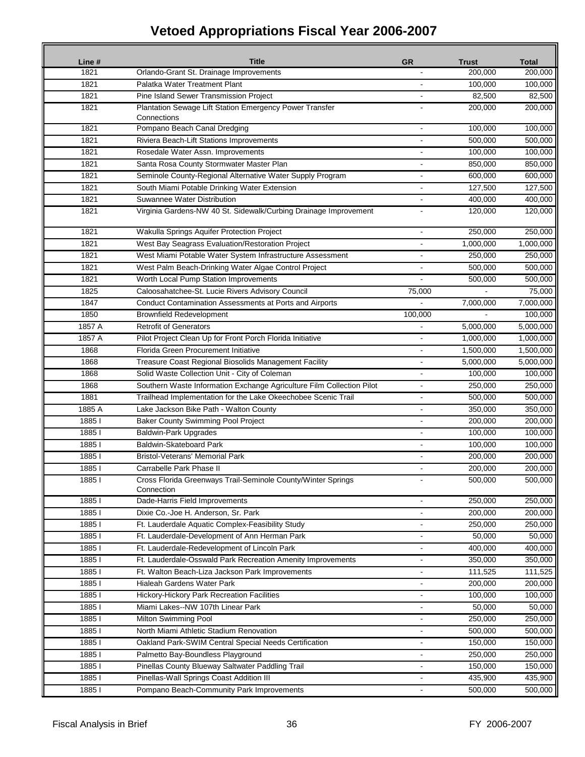# Vetoed Appropriations Fiscal Year 2006-2007

| Line # | Title | GR | Trust | Total |
|---|---|---|---|---|
| 1821 | Orlando-Grant St. Drainage Improvements | - | 200,000 | 200,000 |
| 1821 | Palatka Water Treatment Plant | - | 100,000 | 100,000 |
| 1821 | Pine Island Sewer Transmission Project | - | 82,500 | 82,500 |
| 1821 | Plantation Sewage Lift Station Emergency Power Transfer Connections | - | 200,000 | 200,000 |
| 1821 | Pompano Beach Canal Dredging | - | 100,000 | 100,000 |
| 1821 | Riviera Beach-Lift Stations Improvements | - | 500,000 | 500,000 |
| 1821 | Rosedale Water Assn. Improvements | - | 100,000 | 100,000 |
| 1821 | Santa Rosa County Stormwater Master Plan | - | 850,000 | 850,000 |
| 1821 | Seminole County-Regional Alternative Water Supply Program | - | 600,000 | 600,000 |
| 1821 | South Miami Potable Drinking Water Extension | - | 127,500 | 127,500 |
| 1821 | Suwannee Water Distribution | - | 400,000 | 400,000 |
| 1821 | Virginia Gardens-NW 40 St. Sidewalk/Curbing Drainage Improvement | - | 120,000 | 120,000 |
| 1821 | Wakulla Springs Aquifer Protection Project | - | 250,000 | 250,000 |
| 1821 | West Bay Seagrass Evaluation/Restoration Project | - | 1,000,000 | 1,000,000 |
| 1821 | West Miami Potable Water System Infrastructure Assessment | - | 250,000 | 250,000 |
| 1821 | West Palm Beach-Drinking Water Algae Control Project | - | 500,000 | 500,000 |
| 1821 | Worth Local Pump Station Improvements | - | 500,000 | 500,000 |
| 1825 | Caloosahatchee-St. Lucie Rivers Advisory Council | 75,000 | - | 75,000 |
| 1847 | Conduct Contamination Assessments at Ports and Airports | - | 7,000,000 | 7,000,000 |
| 1850 | Brownfield Redevelopment | 100,000 | - | 100,000 |
| 1857 A | Retrofit of Generators | - | 5,000,000 | 5,000,000 |
| 1857 A | Pilot Project Clean Up for Front Porch Florida Initiative | - | 1,000,000 | 1,000,000 |
| 1868 | Florida Green Procurement Initiative | - | 1,500,000 | 1,500,000 |
| 1868 | Treasure Coast Regional Biosolids Management Facility | - | 5,000,000 | 5,000,000 |
| 1868 | Solid Waste Collection Unit - City of Coleman | - | 100,000 | 100,000 |
| 1868 | Southern Waste Information Exchange Agriculture Film Collection Pilot | - | 250,000 | 250,000 |
| 1881 | Trailhead Implementation for the Lake Okeechobee Scenic Trail | - | 500,000 | 500,000 |
| 1885 A | Lake Jackson Bike Path - Walton County | - | 350,000 | 350,000 |
| 1885 I | Baker County Swimming Pool Project | - | 200,000 | 200,000 |
| 1885 I | Baldwin-Park Upgrades | - | 100,000 | 100,000 |
| 1885 I | Baldwin-Skateboard Park | - | 100,000 | 100,000 |
| 1885 I | Bristol-Veterans' Memorial Park | - | 200,000 | 200,000 |
| 1885 I | Carrabelle Park Phase II | - | 200,000 | 200,000 |
| 1885 I | Cross Florida Greenways Trail-Seminole County/Winter Springs Connection | - | 500,000 | 500,000 |
| 1885 I | Dade-Harris Field Improvements | - | 250,000 | 250,000 |
| 1885 I | Dixie Co.-Joe H. Anderson, Sr. Park | - | 200,000 | 200,000 |
| 1885 I | Ft. Lauderdale Aquatic Complex-Feasibility Study | - | 250,000 | 250,000 |
| 1885 I | Ft. Lauderdale-Development of Ann Herman Park | - | 50,000 | 50,000 |
| 1885 I | Ft. Lauderdale-Redevelopment of Lincoln Park | - | 400,000 | 400,000 |
| 1885 I | Ft. Lauderdale-Osswald Park Recreation Amenity Improvements | - | 350,000 | 350,000 |
| 1885 I | Ft. Walton Beach-Liza Jackson Park Improvements | - | 111,525 | 111,525 |
| 1885 I | Hialeah Gardens Water Park | - | 200,000 | 200,000 |
| 1885 I | Hickory-Hickory Park Recreation Facilities | - | 100,000 | 100,000 |
| 1885 I | Miami Lakes--NW 107th Linear Park | - | 50,000 | 50,000 |
| 1885 I | Milton Swimming Pool | - | 250,000 | 250,000 |
| 1885 I | North Miami Athletic Stadium Renovation | - | 500,000 | 500,000 |
| 1885 I | Oakland Park-SWIM Central Special Needs Certification | - | 150,000 | 150,000 |
| 1885 I | Palmetto Bay-Boundless Playground | - | 250,000 | 250,000 |
| 1885 I | Pinellas County Blueway Saltwater Paddling Trail | - | 150,000 | 150,000 |
| 1885 I | Pinellas-Wall Springs Coast Addition III | - | 435,900 | 435,900 |
| 1885 I | Pompano Beach-Community Park Improvements | - | 500,000 | 500,000 |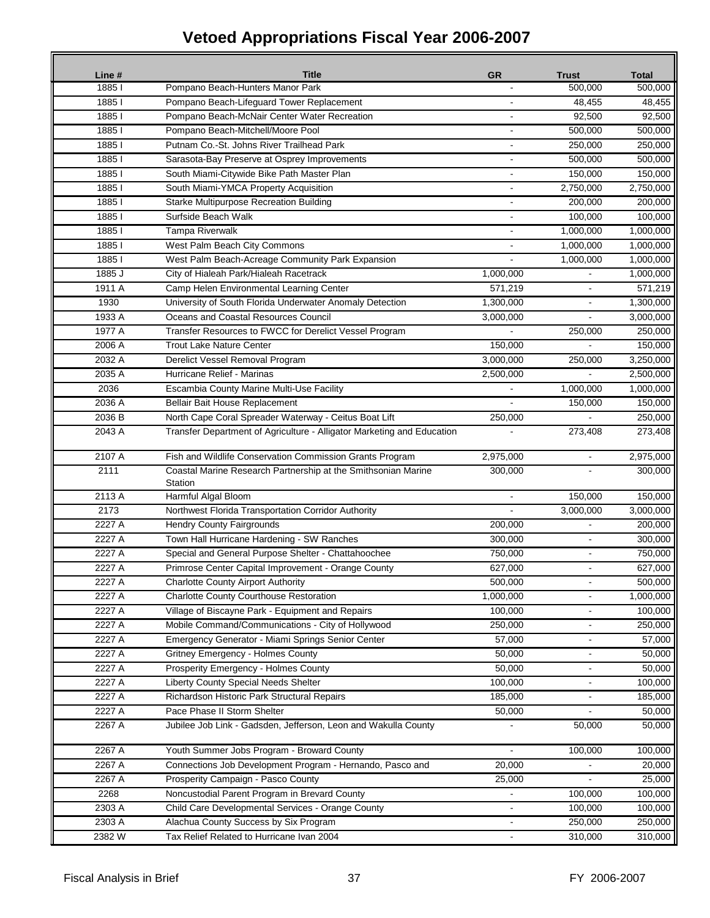# Vetoed Appropriations Fiscal Year 2006-2007

| Line # | Title | GR | Trust | Total |
|---|---|---|---|---|
| 1885 I | Pompano Beach-Hunters Manor Park | - | 500,000 | 500,000 |
| 1885 I | Pompano Beach-Lifeguard Tower Replacement | - | 48,455 | 48,455 |
| 1885 I | Pompano Beach-McNair Center Water Recreation | - | 92,500 | 92,500 |
| 1885 I | Pompano Beach-Mitchell/Moore Pool | - | 500,000 | 500,000 |
| 1885 I | Putnam Co.-St. Johns River Trailhead Park | - | 250,000 | 250,000 |
| 1885 I | Sarasota-Bay Preserve at Osprey Improvements | - | 500,000 | 500,000 |
| 1885 I | South Miami-Citywide Bike Path Master Plan | - | 150,000 | 150,000 |
| 1885 I | South Miami-YMCA Property Acquisition | - | 2,750,000 | 2,750,000 |
| 1885 I | Starke Multipurpose Recreation Building | - | 200,000 | 200,000 |
| 1885 I | Surfside Beach Walk | - | 100,000 | 100,000 |
| 1885 I | Tampa Riverwalk | - | 1,000,000 | 1,000,000 |
| 1885 I | West Palm Beach City Commons | - | 1,000,000 | 1,000,000 |
| 1885 I | West Palm Beach-Acreage Community Park Expansion | - | 1,000,000 | 1,000,000 |
| 1885 J | City of Hialeah Park/Hialeah Racetrack | 1,000,000 | - | 1,000,000 |
| 1911 A | Camp Helen Environmental Learning Center | 571,219 | - | 571,219 |
| 1930 | University of South Florida Underwater Anomaly Detection | 1,300,000 | - | 1,300,000 |
| 1933 A | Oceans and Coastal Resources Council | 3,000,000 | - | 3,000,000 |
| 1977 A | Transfer Resources to FWCC for Derelict Vessel Program | - | 250,000 | 250,000 |
| 2006 A | Trout Lake Nature Center | 150,000 | - | 150,000 |
| 2032 A | Derelict Vessel Removal Program | 3,000,000 | 250,000 | 3,250,000 |
| 2035 A | Hurricane Relief - Marinas | 2,500,000 | - | 2,500,000 |
| 2036 | Escambia County Marine Multi-Use Facility | - | 1,000,000 | 1,000,000 |
| 2036 A | Bellair Bait House Replacement | - | 150,000 | 150,000 |
| 2036 B | North Cape Coral Spreader Waterway - Ceitus Boat Lift | 250,000 | - | 250,000 |
| 2043 A | Transfer Department of Agriculture - Alligator Marketing and Education | - | 273,408 | 273,408 |
| 2107 A | Fish and Wildlife Conservation Commission Grants Program | 2,975,000 | - | 2,975,000 |
| 2111 | Coastal Marine Research Partnership at the Smithsonian Marine Station | 300,000 | - | 300,000 |
| 2113 A | Harmful Algal Bloom | - | 150,000 | 150,000 |
| 2173 | Northwest Florida Transportation Corridor Authority | - | 3,000,000 | 3,000,000 |
| 2227 A | Hendry County Fairgrounds | 200,000 | - | 200,000 |
| 2227 A | Town Hall Hurricane Hardening - SW Ranches | 300,000 | - | 300,000 |
| 2227 A | Special and General Purpose Shelter - Chattahoochee | 750,000 | - | 750,000 |
| 2227 A | Primrose Center Capital Improvement - Orange County | 627,000 | - | 627,000 |
| 2227 A | Charlotte County Airport Authority | 500,000 | - | 500,000 |
| 2227 A | Charlotte County Courthouse Restoration | 1,000,000 | - | 1,000,000 |
| 2227 A | Village of Biscayne Park - Equipment and Repairs | 100,000 | - | 100,000 |
| 2227 A | Mobile Command/Communications - City of Hollywood | 250,000 | - | 250,000 |
| 2227 A | Emergency Generator - Miami Springs Senior Center | 57,000 | - | 57,000 |
| 2227 A | Gritney Emergency - Holmes County | 50,000 | - | 50,000 |
| 2227 A | Prosperity Emergency - Holmes County | 50,000 | - | 50,000 |
| 2227 A | Liberty County Special Needs Shelter | 100,000 | - | 100,000 |
| 2227 A | Richardson Historic Park Structural Repairs | 185,000 | - | 185,000 |
| 2227 A | Pace Phase II Storm Shelter | 50,000 | - | 50,000 |
| 2267 A | Jubilee Job Link - Gadsden, Jefferson, Leon and Wakulla County | - | 50,000 | 50,000 |
| 2267 A | Youth Summer Jobs Program - Broward County | - | 100,000 | 100,000 |
| 2267 A | Connections Job Development Program - Hernando, Pasco and | 20,000 | - | 20,000 |
| 2267 A | Prosperity Campaign - Pasco County | 25,000 | - | 25,000 |
| 2268 | Noncustodial Parent Program in Brevard County | - | 100,000 | 100,000 |
| 2303 A | Child Care Developmental Services - Orange County | - | 100,000 | 100,000 |
| 2303 A | Alachua County Success by Six Program | - | 250,000 | 250,000 |
| 2382 W | Tax Relief Related to Hurricane Ivan 2004 | - | 310,000 | 310,000 |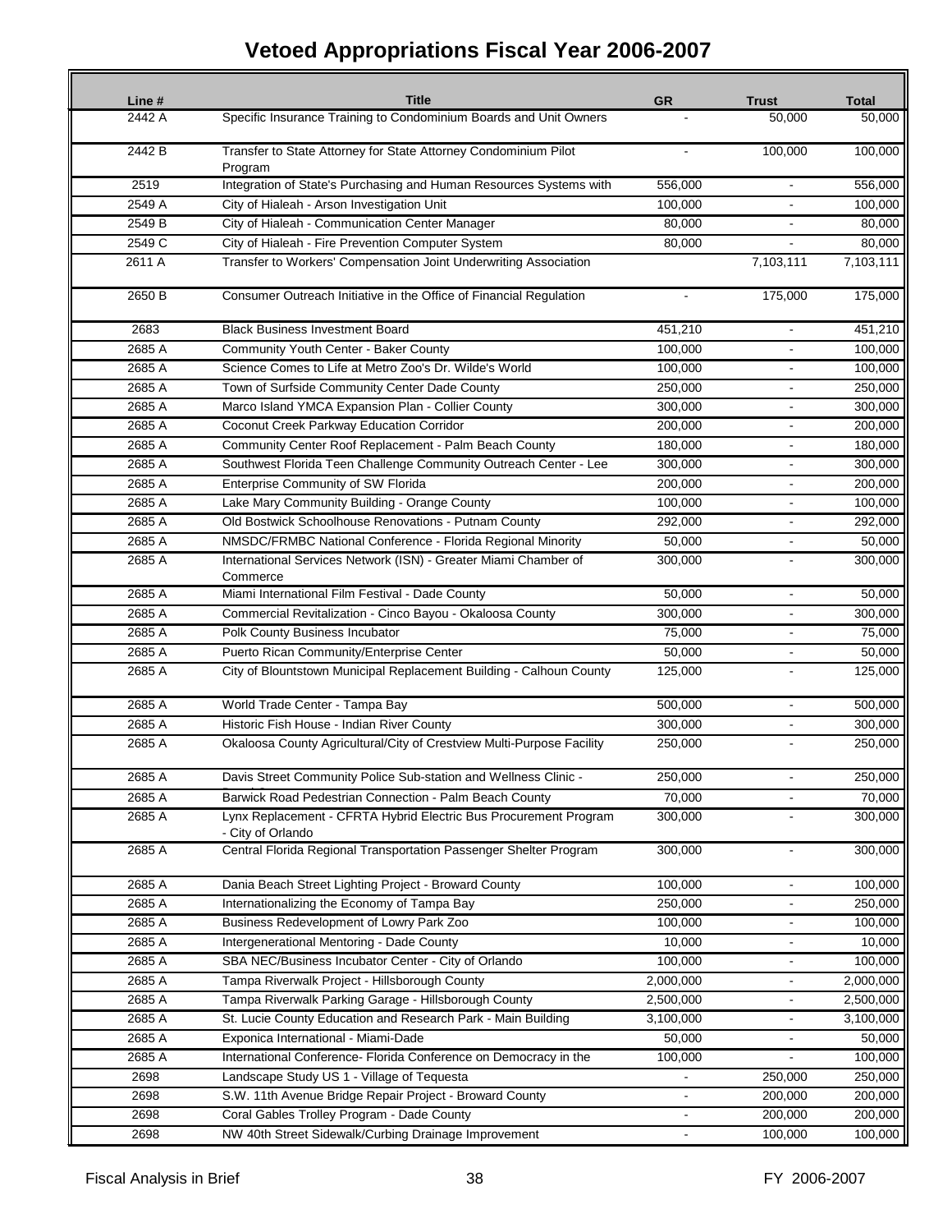# Vetoed Appropriations Fiscal Year 2006-2007

| Line # | Title | GR | Trust | Total |
|---|---|---|---|---|
| 2442 A | Specific Insurance Training to Condominium Boards and Unit Owners | - | 50,000 | 50,000 |
| 2442 B | Transfer to State Attorney for State Attorney Condominium Pilot Program | - | 100,000 | 100,000 |
| 2519 | Integration of State's Purchasing and Human Resources Systems with | 556,000 | - | 556,000 |
| 2549 A | City of Hialeah - Arson Investigation Unit | 100,000 | - | 100,000 |
| 2549 B | City of Hialeah - Communication Center Manager | 80,000 | - | 80,000 |
| 2549 C | City of Hialeah - Fire Prevention Computer System | 80,000 | - | 80,000 |
| 2611 A | Transfer to Workers' Compensation Joint Underwriting Association | | 7,103,111 | 7,103,111 |
| 2650 B | Consumer Outreach Initiative in the Office of Financial Regulation | - | 175,000 | 175,000 |
| 2683 | Black Business Investment Board | 451,210 | - | 451,210 |
| 2685 A | Community Youth Center - Baker County | 100,000 | - | 100,000 |
| 2685 A | Science Comes to Life at Metro Zoo's Dr. Wilde's World | 100,000 | - | 100,000 |
| 2685 A | Town of Surfside Community Center Dade County | 250,000 | - | 250,000 |
| 2685 A | Marco Island YMCA Expansion Plan - Collier County | 300,000 | - | 300,000 |
| 2685 A | Coconut Creek Parkway Education Corridor | 200,000 | - | 200,000 |
| 2685 A | Community Center Roof Replacement - Palm Beach County | 180,000 | - | 180,000 |
| 2685 A | Southwest Florida Teen Challenge Community Outreach Center - Lee | 300,000 | - | 300,000 |
| 2685 A | Enterprise Community of SW Florida | 200,000 | - | 200,000 |
| 2685 A | Lake Mary Community Building - Orange County | 100,000 | - | 100,000 |
| 2685 A | Old Bostwick Schoolhouse Renovations - Putnam County | 292,000 | - | 292,000 |
| 2685 A | NMSDC/FRMBC National Conference - Florida Regional Minority | 50,000 | - | 50,000 |
| 2685 A | International Services Network (ISN) - Greater Miami Chamber of Commerce | 300,000 | - | 300,000 |
| 2685 A | Miami International Film Festival - Dade County | 50,000 | - | 50,000 |
| 2685 A | Commercial Revitalization - Cinco Bayou - Okaloosa County | 300,000 | - | 300,000 |
| 2685 A | Polk County Business Incubator | 75,000 | - | 75,000 |
| 2685 A | Puerto Rican Community/Enterprise Center | 50,000 | - | 50,000 |
| 2685 A | City of Blountstown Municipal Replacement Building - Calhoun County | 125,000 | - | 125,000 |
| 2685 A | World Trade Center - Tampa Bay | 500,000 | - | 500,000 |
| 2685 A | Historic Fish House - Indian River County | 300,000 | - | 300,000 |
| 2685 A | Okaloosa County Agricultural/City of Crestview Multi-Purpose Facility | 250,000 | - | 250,000 |
| 2685 A | Davis Street Community Police Sub-station and Wellness Clinic - | 250,000 | - | 250,000 |
| 2685 A | Barwick Road Pedestrian Connection - Palm Beach County | 70,000 | - | 70,000 |
| 2685 A | Lynx Replacement - CFRTA Hybrid Electric Bus Procurement Program - City of Orlando | 300,000 | - | 300,000 |
| 2685 A | Central Florida Regional Transportation Passenger Shelter Program | 300,000 | - | 300,000 |
| 2685 A | Dania Beach Street Lighting Project - Broward County | 100,000 | - | 100,000 |
| 2685 A | Internationalizing the Economy of Tampa Bay | 250,000 | - | 250,000 |
| 2685 A | Business Redevelopment of Lowry Park Zoo | 100,000 | - | 100,000 |
| 2685 A | Intergenerational Mentoring - Dade County | 10,000 | - | 10,000 |
| 2685 A | SBA NEC/Business Incubator Center - City of Orlando | 100,000 | - | 100,000 |
| 2685 A | Tampa Riverwalk Project - Hillsborough County | 2,000,000 | - | 2,000,000 |
| 2685 A | Tampa Riverwalk Parking Garage - Hillsborough County | 2,500,000 | - | 2,500,000 |
| 2685 A | St. Lucie County Education and Research Park - Main Building | 3,100,000 | - | 3,100,000 |
| 2685 A | Exponica International - Miami-Dade | 50,000 | - | 50,000 |
| 2685 A | International Conference- Florida Conference on Democracy in the | 100,000 | - | 100,000 |
| 2698 | Landscape Study US 1 - Village of Tequesta | - | 250,000 | 250,000 |
| 2698 | S.W. 11th Avenue Bridge Repair Project - Broward County | - | 200,000 | 200,000 |
| 2698 | Coral Gables Trolley Program - Dade County | - | 200,000 | 200,000 |
| 2698 | NW 40th Street Sidewalk/Curbing Drainage Improvement | - | 100,000 | 100,000 |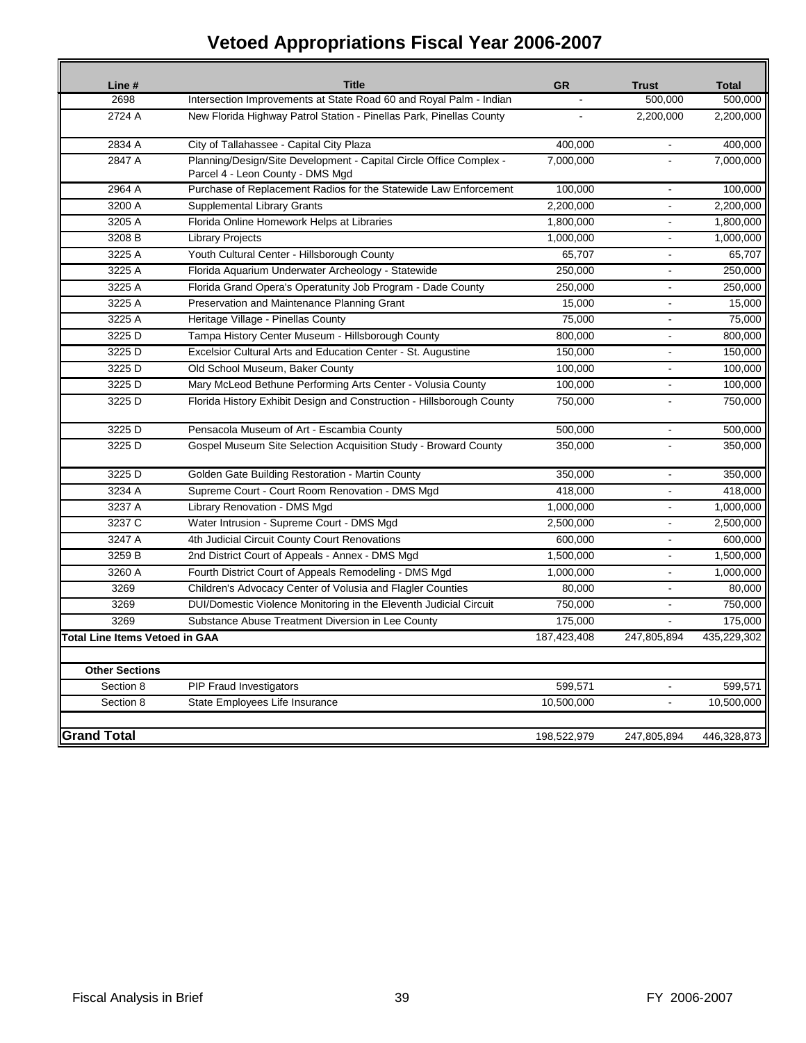# Vetoed Appropriations Fiscal Year 2006-2007

| Line # | Title | GR | Trust | Total |
|---|---|---|---|---|
| 2698 | Intersection Improvements at State Road 60 and Royal Palm - Indian | - | 500,000 | 500,000 |
| 2724 A | New Florida Highway Patrol Station - Pinellas Park, Pinellas County | - | 2,200,000 | 2,200,000 |
| 2834 A | City of Tallahassee - Capital City Plaza | 400,000 | - | 400,000 |
| 2847 A | Planning/Design/Site Development - Capital Circle Office Complex - Parcel 4 - Leon County - DMS Mgd | 7,000,000 | - | 7,000,000 |
| 2964 A | Purchase of Replacement Radios for the Statewide Law Enforcement | 100,000 | - | 100,000 |
| 3200 A | Supplemental Library Grants | 2,200,000 | - | 2,200,000 |
| 3205 A | Florida Online Homework Helps at Libraries | 1,800,000 | - | 1,800,000 |
| 3208 B | Library Projects | 1,000,000 | - | 1,000,000 |
| 3225 A | Youth Cultural Center - Hillsborough County | 65,707 | - | 65,707 |
| 3225 A | Florida Aquarium Underwater Archeology - Statewide | 250,000 | - | 250,000 |
| 3225 A | Florida Grand Opera's Operatunity Job Program - Dade County | 250,000 | - | 250,000 |
| 3225 A | Preservation and Maintenance Planning Grant | 15,000 | - | 15,000 |
| 3225 A | Heritage Village - Pinellas County | 75,000 | - | 75,000 |
| 3225 D | Tampa History Center Museum - Hillsborough County | 800,000 | - | 800,000 |
| 3225 D | Excelsior Cultural Arts and Education Center - St. Augustine | 150,000 | - | 150,000 |
| 3225 D | Old School Museum, Baker County | 100,000 | - | 100,000 |
| 3225 D | Mary McLeod Bethune Performing Arts Center - Volusia County | 100,000 | - | 100,000 |
| 3225 D | Florida History Exhibit Design and Construction - Hillsborough County | 750,000 | - | 750,000 |
| 3225 D | Pensacola Museum of Art - Escambia County | 500,000 | - | 500,000 |
| 3225 D | Gospel Museum Site Selection Acquisition Study - Broward County | 350,000 | - | 350,000 |
| 3225 D | Golden Gate Building Restoration - Martin County | 350,000 | - | 350,000 |
| 3234 A | Supreme Court - Court Room Renovation - DMS Mgd | 418,000 | - | 418,000 |
| 3237 A | Library Renovation - DMS Mgd | 1,000,000 | - | 1,000,000 |
| 3237 C | Water Intrusion - Supreme Court - DMS Mgd | 2,500,000 | - | 2,500,000 |
| 3247 A | 4th Judicial Circuit County Court Renovations | 600,000 | - | 600,000 |
| 3259 B | 2nd District Court of Appeals - Annex - DMS Mgd | 1,500,000 | - | 1,500,000 |
| 3260 A | Fourth District Court of Appeals Remodeling - DMS Mgd | 1,000,000 | - | 1,000,000 |
| 3269 | Children's Advocacy Center of Volusia and Flagler Counties | 80,000 | - | 80,000 |
| 3269 | DUI/Domestic Violence Monitoring in the Eleventh Judicial Circuit | 750,000 | - | 750,000 |
| 3269 | Substance Abuse Treatment Diversion in Lee County | 175,000 | - | 175,000 |
| **Total Line Items Vetoed in GAA** | | 187,423,408 | 247,805,894 | 435,229,302 |
| | | | | |
| **Other Sections** | | | | |
| Section 8 | PIP Fraud Investigators | 599,571 | - | 599,571 |
| Section 8 | State Employees Life Insurance | 10,500,000 | - | 10,500,000 |
| | | | | |
| **Grand Total** | | 198,522,979 | 247,805,894 | 446,328,873 |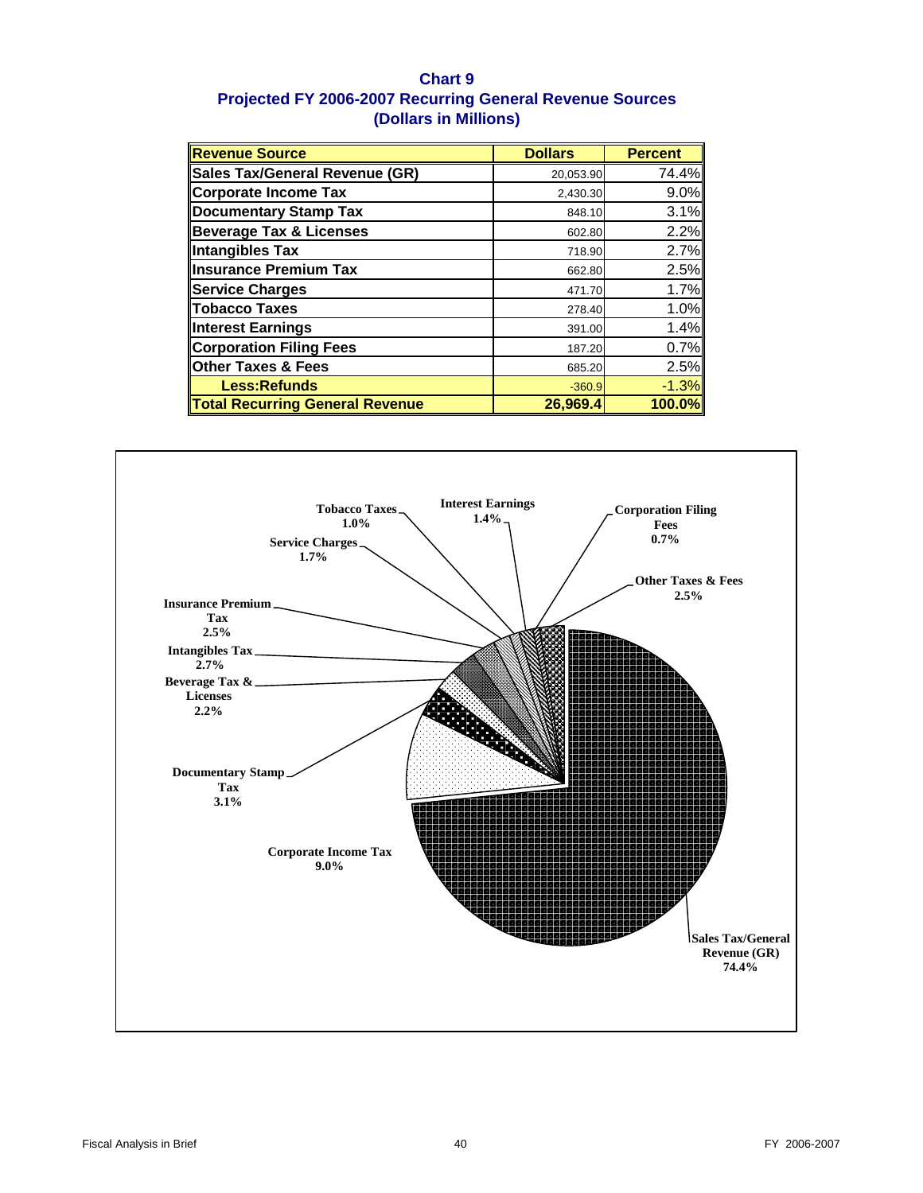# Chart 9
## Projected FY 2006-2007 Recurring General Revenue Sources
## (Dollars in Millions)

| Revenue Source | Dollars | Percent |
|---|---|---|
| Sales Tax/General Revenue (GR) | 20,053.90 | 74.4% |
| Corporate Income Tax | 2,430.30 | 9.0% |
| Documentary Stamp Tax | 848.10 | 3.1% |
| Beverage Tax & Licenses | 602.80 | 2.2% |
| Intangibles Tax | 718.90 | 2.7% |
| Insurance Premium Tax | 662.80 | 2.5% |
| Service Charges | 471.70 | 1.7% |
| Tobacco Taxes | 278.40 | 1.0% |
| Interest Earnings | 391.00 | 1.4% |
| Corporation Filing Fees | 187.20 | 0.7% |
| Other Taxes & Fees | 685.20 | 2.5% |
| Less:Refunds | -360.9 | -1.3% |
| **Total Recurring General Revenue** | **26,969.4** | **100.0%** |

Sales Tax/General Revenue (GR) 74.4%
Corporate Income Tax 9.0%
Documentary Stamp Tax 3.1%
Beverage Tax & Licenses 2.2%
Intangibles Tax 2.7%
Insurance Premium Tax 2.5%
Service Charges 1.7%
Tobacco Taxes 1.0%
Interest Earnings 1.4%
Corporation Filing Fees 0.7%
Other Taxes & Fees 2.5%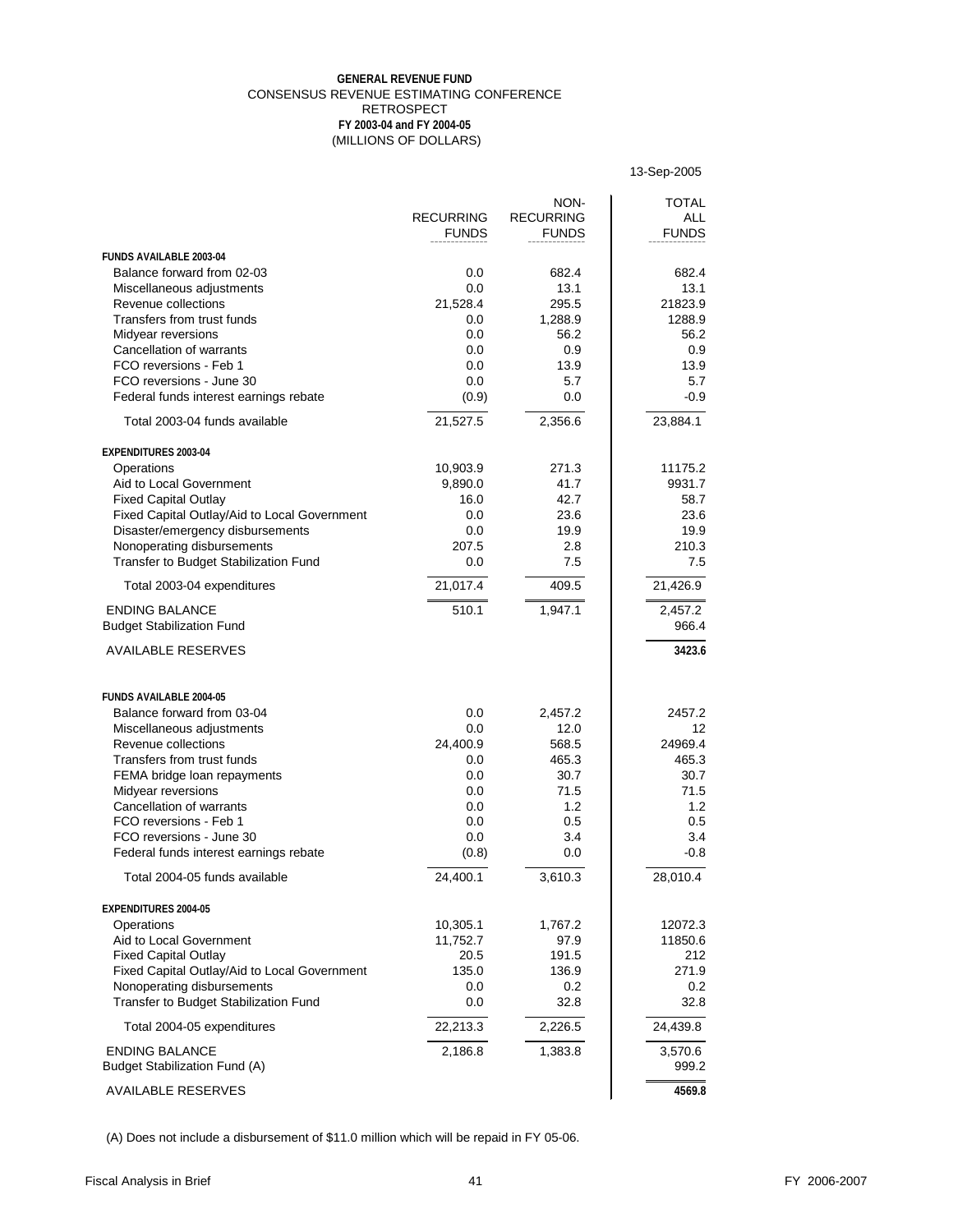**GENERAL REVENUE FUND**
CONSENSUS REVENUE ESTIMATING CONFERENCE
RETROSPECT
**FY 2003-04 and FY 2004-05**
(MILLIONS OF DOLLARS)

13-Sep-2005

| | RECURRING FUNDS | NON-RECURRING FUNDS | TOTAL ALL FUNDS |
|---|---|---|---|
| **FUNDS AVAILABLE 2003-04** | | | |
| Balance forward from 02-03 | 0.0 | 682.4 | 682.4 |
| Miscellaneous adjustments | 0.0 | 13.1 | 13.1 |
| Revenue collections | 21,528.4 | 295.5 | 21823.9 |
| Transfers from trust funds | 0.0 | 1,288.9 | 1288.9 |
| Midyear reversions | 0.0 | 56.2 | 56.2 |
| Cancellation of warrants | 0.0 | 0.9 | 0.9 |
| FCO reversions - Feb 1 | 0.0 | 13.9 | 13.9 |
| FCO reversions - June 30 | 0.0 | 5.7 | 5.7 |
| Federal funds interest earnings rebate | (0.9) | 0.0 | -0.9 |
| Total 2003-04 funds available | 21,527.5 | 2,356.6 | 23,884.1 |
| **EXPENDITURES 2003-04** | | | |
| Operations | 10,903.9 | 271.3 | 11175.2 |
| Aid to Local Government | 9,890.0 | 41.7 | 9931.7 |
| Fixed Capital Outlay | 16.0 | 42.7 | 58.7 |
| Fixed Capital Outlay/Aid to Local Government | 0.0 | 23.6 | 23.6 |
| Disaster/emergency disbursements | 0.0 | 19.9 | 19.9 |
| Nonoperating disbursements | 207.5 | 2.8 | 210.3 |
| Transfer to Budget Stabilization Fund | 0.0 | 7.5 | 7.5 |
| Total 2003-04 expenditures | 21,017.4 | 409.5 | 21,426.9 |
| ENDING BALANCE | 510.1 | 1,947.1 | 2,457.2 |
| Budget Stabilization Fund | | | 966.4 |
| AVAILABLE RESERVES | | | **3423.6** |
| **FUNDS AVAILABLE 2004-05** | | | |
| Balance forward from 03-04 | 0.0 | 2,457.2 | 2457.2 |
| Miscellaneous adjustments | 0.0 | 12.0 | 12 |
| Revenue collections | 24,400.9 | 568.5 | 24969.4 |
| Transfers from trust funds | 0.0 | 465.3 | 465.3 |
| FEMA bridge loan repayments | 0.0 | 30.7 | 30.7 |
| Midyear reversions | 0.0 | 71.5 | 71.5 |
| Cancellation of warrants | 0.0 | 1.2 | 1.2 |
| FCO reversions - Feb 1 | 0.0 | 0.5 | 0.5 |
| FCO reversions - June 30 | 0.0 | 3.4 | 3.4 |
| Federal funds interest earnings rebate | (0.8) | 0.0 | -0.8 |
| Total 2004-05 funds available | 24,400.1 | 3,610.3 | 28,010.4 |
| **EXPENDITURES 2004-05** | | | |
| Operations | 10,305.1 | 1,767.2 | 12072.3 |
| Aid to Local Government | 11,752.7 | 97.9 | 11850.6 |
| Fixed Capital Outlay | 20.5 | 191.5 | 212 |
| Fixed Capital Outlay/Aid to Local Government | 135.0 | 136.9 | 271.9 |
| Nonoperating disbursements | 0.0 | 0.2 | 0.2 |
| Transfer to Budget Stabilization Fund | 0.0 | 32.8 | 32.8 |
| Total 2004-05 expenditures | 22,213.3 | 2,226.5 | 24,439.8 |
| ENDING BALANCE | 2,186.8 | 1,383.8 | 3,570.6 |
| Budget Stabilization Fund (A) | | | 999.2 |
| AVAILABLE RESERVES | | | **4569.8** |

(A) Does not include a disbursement of $11.0 million which will be repaid in FY 05-06.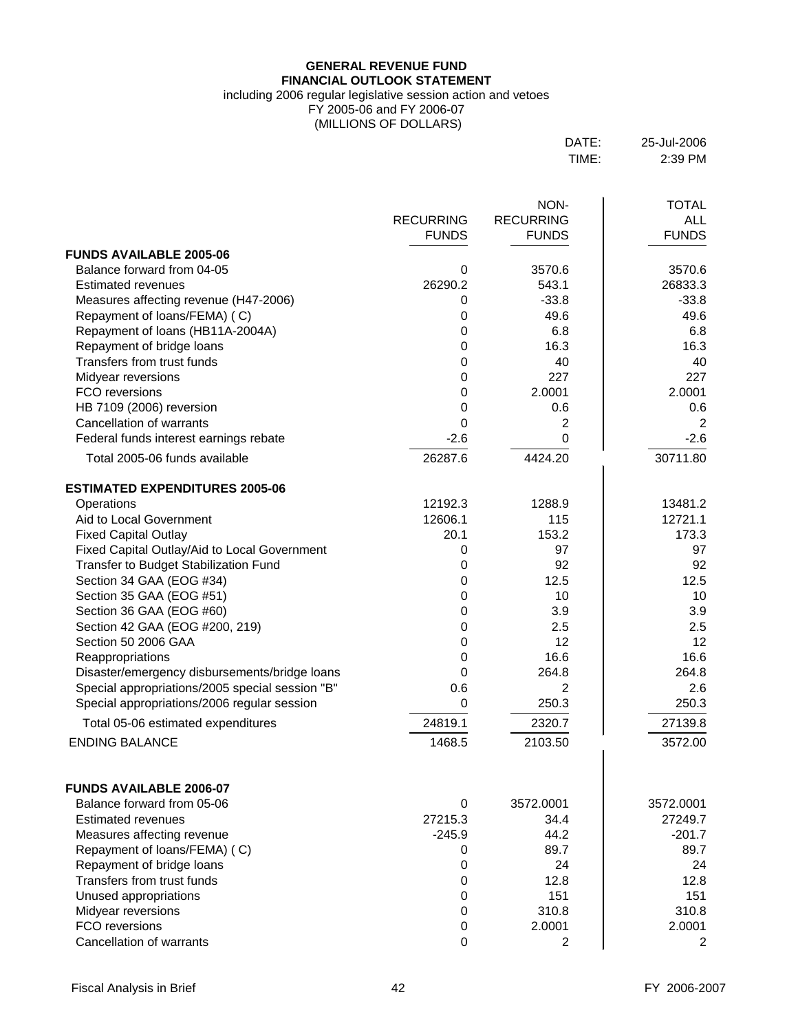**GENERAL REVENUE FUND**
**FINANCIAL OUTLOOK STATEMENT**
including 2006 regular legislative session action and vetoes
FY 2005-06 and FY 2006-07
(MILLIONS OF DOLLARS)

DATE: 25-Jul-2006
TIME: 2:39 PM

| | RECURRING FUNDS | NON-RECURRING FUNDS | TOTAL ALL FUNDS |
|---|---|---|---|
| **FUNDS AVAILABLE 2005-06** | | | |
| Balance forward from 04-05 | 0 | 3570.6 | 3570.6 |
| Estimated revenues | 26290.2 | 543.1 | 26833.3 |
| Measures affecting revenue (H47-2006) | 0 | -33.8 | -33.8 |
| Repayment of loans/FEMA) ( C) | 0 | 49.6 | 49.6 |
| Repayment of loans (HB11A-2004A) | 0 | 6.8 | 6.8 |
| Repayment of bridge loans | 0 | 16.3 | 16.3 |
| Transfers from trust funds | 0 | 40 | 40 |
| Midyear reversions | 0 | 227 | 227 |
| FCO reversions | 0 | 2.0001 | 2.0001 |
| HB 7109 (2006) reversion | 0 | 0.6 | 0.6 |
| Cancellation of warrants | 0 | 2 | 2 |
| Federal funds interest earnings rebate | -2.6 | 0 | -2.6 |
| Total 2005-06 funds available | 26287.6 | 4424.20 | 30711.80 |
| **ESTIMATED EXPENDITURES 2005-06** | | | |
| Operations | 12192.3 | 1288.9 | 13481.2 |
| Aid to Local Government | 12606.1 | 115 | 12721.1 |
| Fixed Capital Outlay | 20.1 | 153.2 | 173.3 |
| Fixed Capital Outlay/Aid to Local Government | 0 | 97 | 97 |
| Transfer to Budget Stabilization Fund | 0 | 92 | 92 |
| Section 34 GAA (EOG #34) | 0 | 12.5 | 12.5 |
| Section 35 GAA (EOG #51) | 0 | 10 | 10 |
| Section 36 GAA (EOG #60) | 0 | 3.9 | 3.9 |
| Section 42 GAA (EOG #200, 219) | 0 | 2.5 | 2.5 |
| Section 50 2006 GAA | 0 | 12 | 12 |
| Reappropriations | 0 | 16.6 | 16.6 |
| Disaster/emergency disbursements/bridge loans | 0 | 264.8 | 264.8 |
| Special appropriations/2005 special session "B" | 0.6 | 2 | 2.6 |
| Special appropriations/2006 regular session | 0 | 250.3 | 250.3 |
| Total 05-06 estimated expenditures | 24819.1 | 2320.7 | 27139.8 |
| ENDING BALANCE | 1468.5 | 2103.50 | 3572.00 |
| **FUNDS AVAILABLE 2006-07** | | | |
| Balance forward from 05-06 | 0 | 3572.0001 | 3572.0001 |
| Estimated revenues | 27215.3 | 34.4 | 27249.7 |
| Measures affecting revenue | -245.9 | 44.2 | -201.7 |
| Repayment of loans/FEMA) ( C) | 0 | 89.7 | 89.7 |
| Repayment of bridge loans | 0 | 24 | 24 |
| Transfers from trust funds | 0 | 12.8 | 12.8 |
| Unused appropriations | 0 | 151 | 151 |
| Midyear reversions | 0 | 310.8 | 310.8 |
| FCO reversions | 0 | 2.0001 | 2.0001 |
| Cancellation of warrants | 0 | 2 | 2 |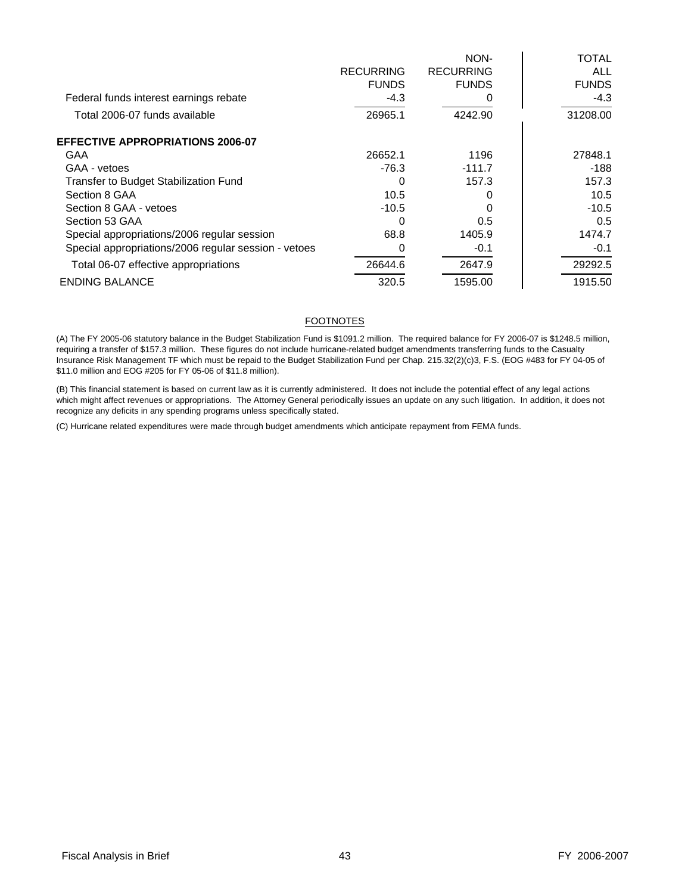| | RECURRING FUNDS | NON-RECURRING FUNDS | TOTAL ALL FUNDS |
|---|---|---|---|
| Federal funds interest earnings rebate | -4.3 | 0 | -4.3 |
| Total 2006-07 funds available | 26965.1 | 4242.90 | 31208.00 |
| **EFFECTIVE APPROPRIATIONS 2006-07** | | | |
| GAA | 26652.1 | 1196 | 27848.1 |
| GAA - vetoes | -76.3 | -111.7 | -188 |
| Transfer to Budget Stabilization Fund | 0 | 157.3 | 157.3 |
| Section 8 GAA | 10.5 | 0 | 10.5 |
| Section 8 GAA - vetoes | -10.5 | 0 | -10.5 |
| Section 53 GAA | 0 | 0.5 | 0.5 |
| Special appropriations/2006 regular session | 68.8 | 1405.9 | 1474.7 |
| Special appropriations/2006 regular session - vetoes | 0 | -0.1 | -0.1 |
| Total 06-07 effective appropriations | 26644.6 | 2647.9 | 29292.5 |
| ENDING BALANCE | 320.5 | 1595.00 | 1915.50 |

FOOTNOTES

(A) The FY 2005-06 statutory balance in the Budget Stabilization Fund is $1091.2 million. The required balance for FY 2006-07 is $1248.5 million, requiring a transfer of $157.3 million. These figures do not include hurricane-related budget amendments transferring funds to the Casualty Insurance Risk Management TF which must be repaid to the Budget Stabilization Fund per Chap. 215.32(2)(c)3, F.S. (EOG #483 for FY 04-05 of $11.0 million and EOG #205 for FY 05-06 of $11.8 million).

(B) This financial statement is based on current law as it is currently administered. It does not include the potential effect of any legal actions which might affect revenues or appropriations. The Attorney General periodically issues an update on any such litigation. In addition, it does not recognize any deficits in any spending programs unless specifically stated.

(C) Hurricane related expenditures were made through budget amendments which anticipate repayment from FEMA funds.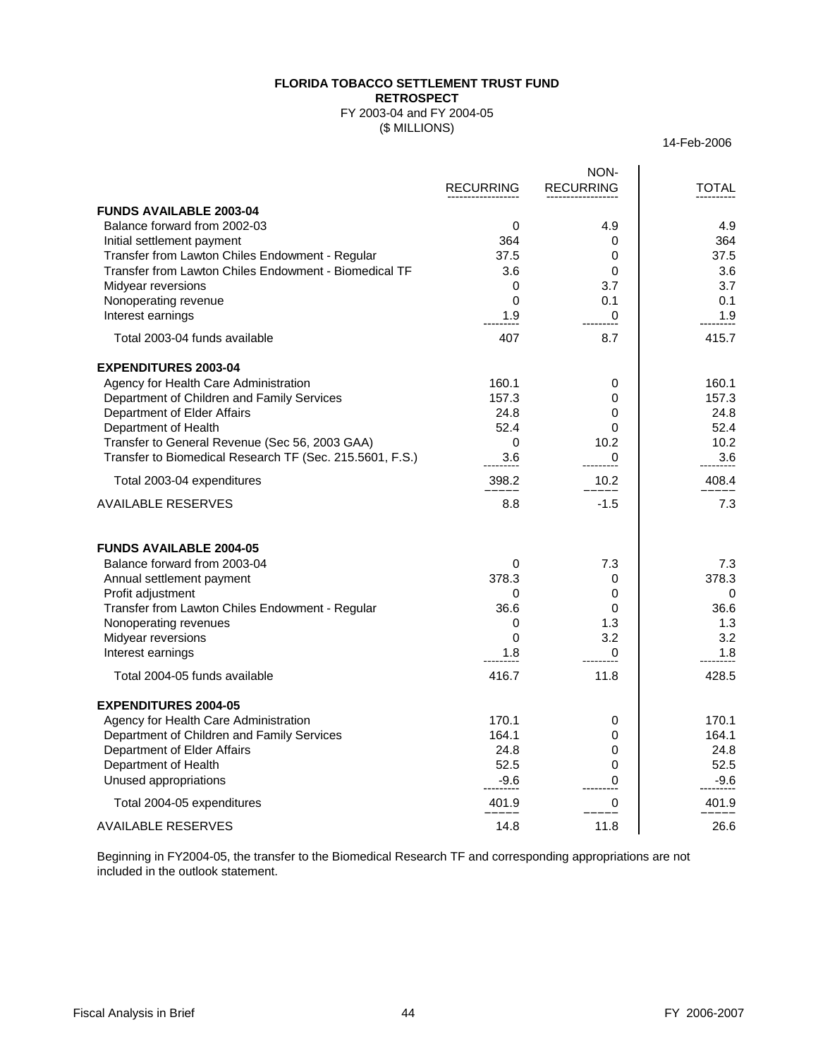**FLORIDA TOBACCO SETTLEMENT TRUST FUND**
**RETROSPECT**
FY 2003-04 and FY 2004-05
($ MILLIONS)

14-Feb-2006

| | RECURRING | NON-RECURRING | TOTAL |
|---|---|---|---|
| **FUNDS AVAILABLE 2003-04** | | | |
| Balance forward from 2002-03 | 0 | 4.9 | 4.9 |
| Initial settlement payment | 364 | 0 | 364 |
| Transfer from Lawton Chiles Endowment - Regular | 37.5 | 0 | 37.5 |
| Transfer from Lawton Chiles Endowment - Biomedical TF | 3.6 | 0 | 3.6 |
| Midyear reversions | 0 | 3.7 | 3.7 |
| Nonoperating revenue | 0 | 0.1 | 0.1 |
| Interest earnings | 1.9 | 0 | 1.9 |
| Total 2003-04 funds available | 407 | 8.7 | 415.7 |
| **EXPENDITURES 2003-04** | | | |
| Agency for Health Care Administration | 160.1 | 0 | 160.1 |
| Department of Children and Family Services | 157.3 | 0 | 157.3 |
| Department of Elder Affairs | 24.8 | 0 | 24.8 |
| Department of Health | 52.4 | 0 | 52.4 |
| Transfer to General Revenue (Sec 56, 2003 GAA) | 0 | 10.2 | 10.2 |
| Transfer to Biomedical Research TF (Sec. 215.5601, F.S.) | 3.6 | 0 | 3.6 |
| Total 2003-04 expenditures | 398.2 | 10.2 | 408.4 |
| AVAILABLE RESERVES | 8.8 | -1.5 | 7.3 |
| **FUNDS AVAILABLE 2004-05** | | | |
| Balance forward from 2003-04 | 0 | 7.3 | 7.3 |
| Annual settlement payment | 378.3 | 0 | 378.3 |
| Profit adjustment | 0 | 0 | 0 |
| Transfer from Lawton Chiles Endowment - Regular | 36.6 | 0 | 36.6 |
| Nonoperating revenues | 0 | 1.3 | 1.3 |
| Midyear reversions | 0 | 3.2 | 3.2 |
| Interest earnings | 1.8 | 0 | 1.8 |
| Total 2004-05 funds available | 416.7 | 11.8 | 428.5 |
| **EXPENDITURES 2004-05** | | | |
| Agency for Health Care Administration | 170.1 | 0 | 170.1 |
| Department of Children and Family Services | 164.1 | 0 | 164.1 |
| Department of Elder Affairs | 24.8 | 0 | 24.8 |
| Department of Health | 52.5 | 0 | 52.5 |
| Unused appropriations | -9.6 | 0 | -9.6 |
| Total 2004-05 expenditures | 401.9 | 0 | 401.9 |
| AVAILABLE RESERVES | 14.8 | 11.8 | 26.6 |

Beginning in FY2004-05, the transfer to the Biomedical Research TF and corresponding appropriations are not included in the outlook statement.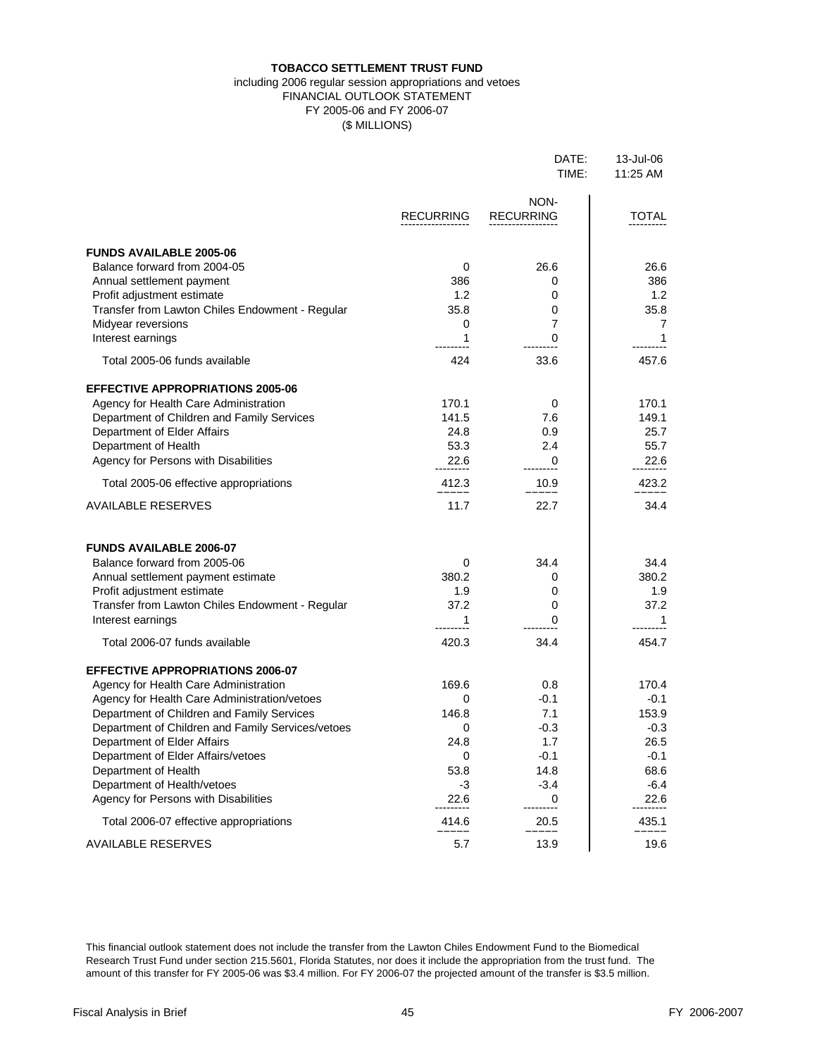**TOBACCO SETTLEMENT TRUST FUND**

including 2006 regular session appropriations and vetoes

FINANCIAL OUTLOOK STATEMENT

FY 2005-06 and FY 2006-07

($ MILLIONS)

DATE: 13-Jul-06

TIME: 11:25 AM

| | RECURRING | NON-RECURRING | TOTAL |
|---|---|---|---|
| **FUNDS AVAILABLE 2005-06** | | | |
| Balance forward from 2004-05 | 0 | 26.6 | 26.6 |
| Annual settlement payment | 386 | 0 | 386 |
| Profit adjustment estimate | 1.2 | 0 | 1.2 |
| Transfer from Lawton Chiles Endowment - Regular | 35.8 | 0 | 35.8 |
| Midyear reversions | 0 | 7 | 7 |
| Interest earnings | 1 | 0 | 1 |
| Total 2005-06 funds available | 424 | 33.6 | 457.6 |
| **EFFECTIVE APPROPRIATIONS 2005-06** | | | |
| Agency for Health Care Administration | 170.1 | 0 | 170.1 |
| Department of Children and Family Services | 141.5 | 7.6 | 149.1 |
| Department of Elder Affairs | 24.8 | 0.9 | 25.7 |
| Department of Health | 53.3 | 2.4 | 55.7 |
| Agency for Persons with Disabilities | 22.6 | 0 | 22.6 |
| Total 2005-06 effective appropriations | 412.3 | 10.9 | 423.2 |
| AVAILABLE RESERVES | 11.7 | 22.7 | 34.4 |
| **FUNDS AVAILABLE 2006-07** | | | |
| Balance forward from 2005-06 | 0 | 34.4 | 34.4 |
| Annual settlement payment estimate | 380.2 | 0 | 380.2 |
| Profit adjustment estimate | 1.9 | 0 | 1.9 |
| Transfer from Lawton Chiles Endowment - Regular | 37.2 | 0 | 37.2 |
| Interest earnings | 1 | 0 | 1 |
| Total 2006-07 funds available | 420.3 | 34.4 | 454.7 |
| **EFFECTIVE APPROPRIATIONS 2006-07** | | | |
| Agency for Health Care Administration | 169.6 | 0.8 | 170.4 |
| Agency for Health Care Administration/vetoes | 0 | -0.1 | -0.1 |
| Department of Children and Family Services | 146.8 | 7.1 | 153.9 |
| Department of Children and Family Services/vetoes | 0 | -0.3 | -0.3 |
| Department of Elder Affairs | 24.8 | 1.7 | 26.5 |
| Department of Elder Affairs/vetoes | 0 | -0.1 | -0.1 |
| Department of Health | 53.8 | 14.8 | 68.6 |
| Department of Health/vetoes | -3 | -3.4 | -6.4 |
| Agency for Persons with Disabilities | 22.6 | 0 | 22.6 |
| Total 2006-07 effective appropriations | 414.6 | 20.5 | 435.1 |
| AVAILABLE RESERVES | 5.7 | 13.9 | 19.6 |

This financial outlook statement does not include the transfer from the Lawton Chiles Endowment Fund to the Biomedical Research Trust Fund under section 215.5601, Florida Statutes, nor does it include the appropriation from the trust fund. The amount of this transfer for FY 2005-06 was $3.4 million. For FY 2006-07 the projected amount of the transfer is $3.5 million.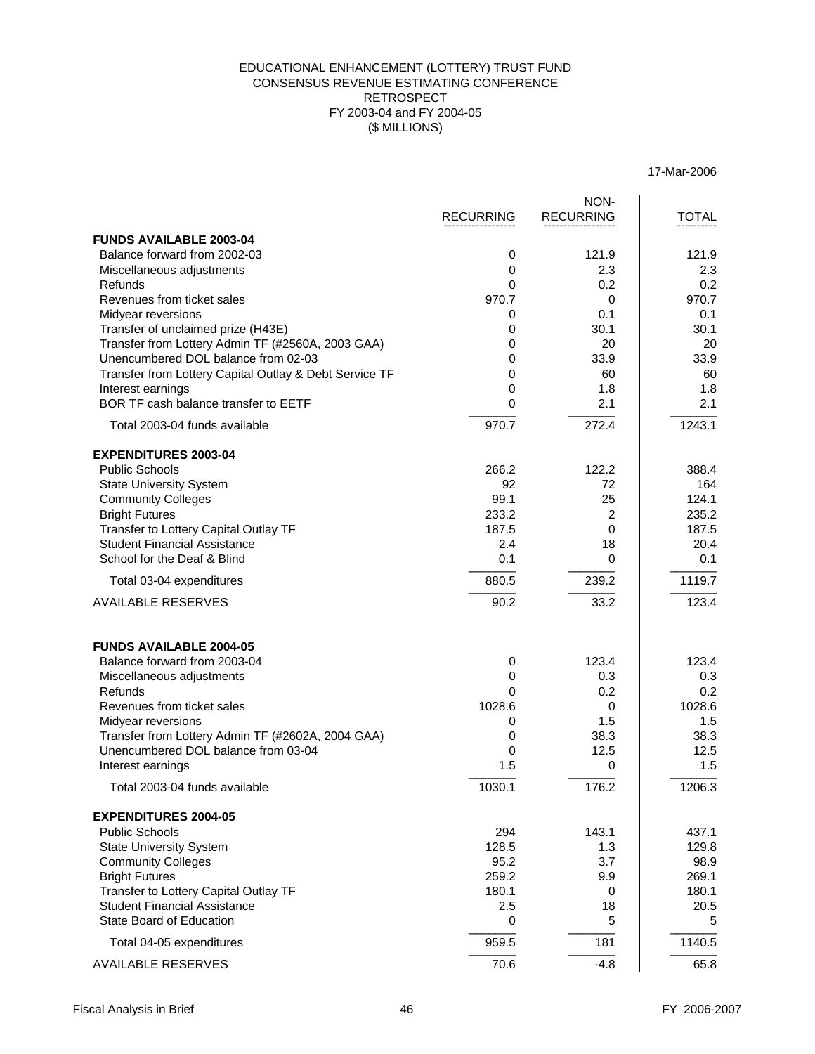EDUCATIONAL ENHANCEMENT (LOTTERY) TRUST FUND
CONSENSUS REVENUE ESTIMATING CONFERENCE
RETROSPECT
FY 2003-04 and FY 2004-05
($ MILLIONS)

17-Mar-2006

| | RECURRING | NON-RECURRING | TOTAL |
|---|---|---|---|
| **FUNDS AVAILABLE 2003-04** | | | |
| Balance forward from 2002-03 | 0 | 121.9 | 121.9 |
| Miscellaneous adjustments | 0 | 2.3 | 2.3 |
| Refunds | 0 | 0.2 | 0.2 |
| Revenues from ticket sales | 970.7 | 0 | 970.7 |
| Midyear reversions | 0 | 0.1 | 0.1 |
| Transfer of unclaimed prize (H43E) | 0 | 30.1 | 30.1 |
| Transfer from Lottery Admin TF (#2560A, 2003 GAA) | 0 | 20 | 20 |
| Unencumbered DOL balance from 02-03 | 0 | 33.9 | 33.9 |
| Transfer from Lottery Capital Outlay & Debt Service TF | 0 | 60 | 60 |
| Interest earnings | 0 | 1.8 | 1.8 |
| BOR TF cash balance transfer to EETF | 0 | 2.1 | 2.1 |
| Total 2003-04 funds available | 970.7 | 272.4 | 1243.1 |
| **EXPENDITURES 2003-04** | | | |
| Public Schools | 266.2 | 122.2 | 388.4 |
| State University System | 92 | 72 | 164 |
| Community Colleges | 99.1 | 25 | 124.1 |
| Bright Futures | 233.2 | 2 | 235.2 |
| Transfer to Lottery Capital Outlay TF | 187.5 | 0 | 187.5 |
| Student Financial Assistance | 2.4 | 18 | 20.4 |
| School for the Deaf & Blind | 0.1 | 0 | 0.1 |
| Total 03-04 expenditures | 880.5 | 239.2 | 1119.7 |
| AVAILABLE RESERVES | 90.2 | 33.2 | 123.4 |
| **FUNDS AVAILABLE 2004-05** | | | |
| Balance forward from 2003-04 | 0 | 123.4 | 123.4 |
| Miscellaneous adjustments | 0 | 0.3 | 0.3 |
| Refunds | 0 | 0.2 | 0.2 |
| Revenues from ticket sales | 1028.6 | 0 | 1028.6 |
| Midyear reversions | 0 | 1.5 | 1.5 |
| Transfer from Lottery Admin TF (#2602A, 2004 GAA) | 0 | 38.3 | 38.3 |
| Unencumbered DOL balance from 03-04 | 0 | 12.5 | 12.5 |
| Interest earnings | 1.5 | 0 | 1.5 |
| Total 2003-04 funds available | 1030.1 | 176.2 | 1206.3 |
| **EXPENDITURES 2004-05** | | | |
| Public Schools | 294 | 143.1 | 437.1 |
| State University System | 128.5 | 1.3 | 129.8 |
| Community Colleges | 95.2 | 3.7 | 98.9 |
| Bright Futures | 259.2 | 9.9 | 269.1 |
| Transfer to Lottery Capital Outlay TF | 180.1 | 0 | 180.1 |
| Student Financial Assistance | 2.5 | 18 | 20.5 |
| State Board of Education | 0 | 5 | 5 |
| Total 04-05 expenditures | 959.5 | 181 | 1140.5 |
| AVAILABLE RESERVES | 70.6 | -4.8 | 65.8 |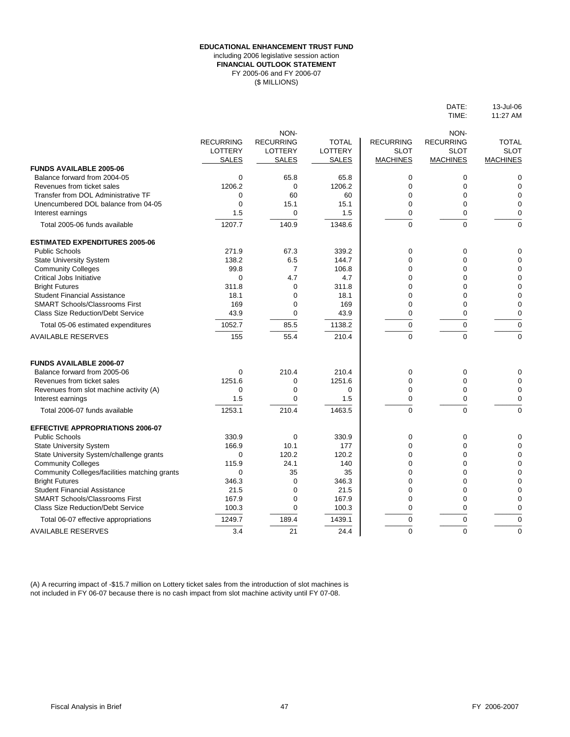**EDUCATIONAL ENHANCEMENT TRUST FUND**
including 2006 legislative session action
**FINANCIAL OUTLOOK STATEMENT**
FY 2005-06 and FY 2006-07
($ MILLIONS)

DATE: 13-Jul-06
TIME: 11:27 AM

| | RECURRING LOTTERY SALES | NON-RECURRING LOTTERY SALES | TOTAL LOTTERY SALES | RECURRING SLOT MACHINES | NON-RECURRING SLOT MACHINES | TOTAL SLOT MACHINES |
|---|---|---|---|---|---|---|
| **FUNDS AVAILABLE 2005-06** | | | | | | |
| Balance forward from 2004-05 | 0 | 65.8 | 65.8 | 0 | 0 | 0 |
| Revenues from ticket sales | 1206.2 | 0 | 1206.2 | 0 | 0 | 0 |
| Transfer from DOL Administrative TF | 0 | 60 | 60 | 0 | 0 | 0 |
| Unencumbered DOL balance from 04-05 | 0 | 15.1 | 15.1 | 0 | 0 | 0 |
| Interest earnings | 1.5 | 0 | 1.5 | 0 | 0 | 0 |
| Total 2005-06 funds available | 1207.7 | 140.9 | 1348.6 | 0 | 0 | 0 |
| **ESTIMATED EXPENDITURES 2005-06** | | | | | | |
| Public Schools | 271.9 | 67.3 | 339.2 | 0 | 0 | 0 |
| State University System | 138.2 | 6.5 | 144.7 | 0 | 0 | 0 |
| Community Colleges | 99.8 | 7 | 106.8 | 0 | 0 | 0 |
| Critical Jobs Initiative | 0 | 4.7 | 4.7 | 0 | 0 | 0 |
| Bright Futures | 311.8 | 0 | 311.8 | 0 | 0 | 0 |
| Student Financial Assistance | 18.1 | 0 | 18.1 | 0 | 0 | 0 |
| SMART Schools/Classrooms First | 169 | 0 | 169 | 0 | 0 | 0 |
| Class Size Reduction/Debt Service | 43.9 | 0 | 43.9 | 0 | 0 | 0 |
| Total 05-06 estimated expenditures | 1052.7 | 85.5 | 1138.2 | 0 | 0 | 0 |
| AVAILABLE RESERVES | 155 | 55.4 | 210.4 | 0 | 0 | 0 |
| **FUNDS AVAILABLE 2006-07** | | | | | | |
| Balance forward from 2005-06 | 0 | 210.4 | 210.4 | 0 | 0 | 0 |
| Revenues from ticket sales | 1251.6 | 0 | 1251.6 | 0 | 0 | 0 |
| Revenues from slot machine activity (A) | 0 | 0 | 0 | 0 | 0 | 0 |
| Interest earnings | 1.5 | 0 | 1.5 | 0 | 0 | 0 |
| Total 2006-07 funds available | 1253.1 | 210.4 | 1463.5 | 0 | 0 | 0 |
| **EFFECTIVE APPROPRIATIONS 2006-07** | | | | | | |
| Public Schools | 330.9 | 0 | 330.9 | 0 | 0 | 0 |
| State University System | 166.9 | 10.1 | 177 | 0 | 0 | 0 |
| State University System/challenge grants | 0 | 120.2 | 120.2 | 0 | 0 | 0 |
| Community Colleges | 115.9 | 24.1 | 140 | 0 | 0 | 0 |
| Community Colleges/facilities matching grants | 0 | 35 | 35 | 0 | 0 | 0 |
| Bright Futures | 346.3 | 0 | 346.3 | 0 | 0 | 0 |
| Student Financial Assistance | 21.5 | 0 | 21.5 | 0 | 0 | 0 |
| SMART Schools/Classrooms First | 167.9 | 0 | 167.9 | 0 | 0 | 0 |
| Class Size Reduction/Debt Service | 100.3 | 0 | 100.3 | 0 | 0 | 0 |
| Total 06-07 effective appropriations | 1249.7 | 189.4 | 1439.1 | 0 | 0 | 0 |
| AVAILABLE RESERVES | 3.4 | 21 | 24.4 | 0 | 0 | 0 |

(A) A recurring impact of -$15.7 million on Lottery ticket sales from the introduction of slot machines is not included in FY 06-07 because there is no cash impact from slot machine activity until FY 07-08.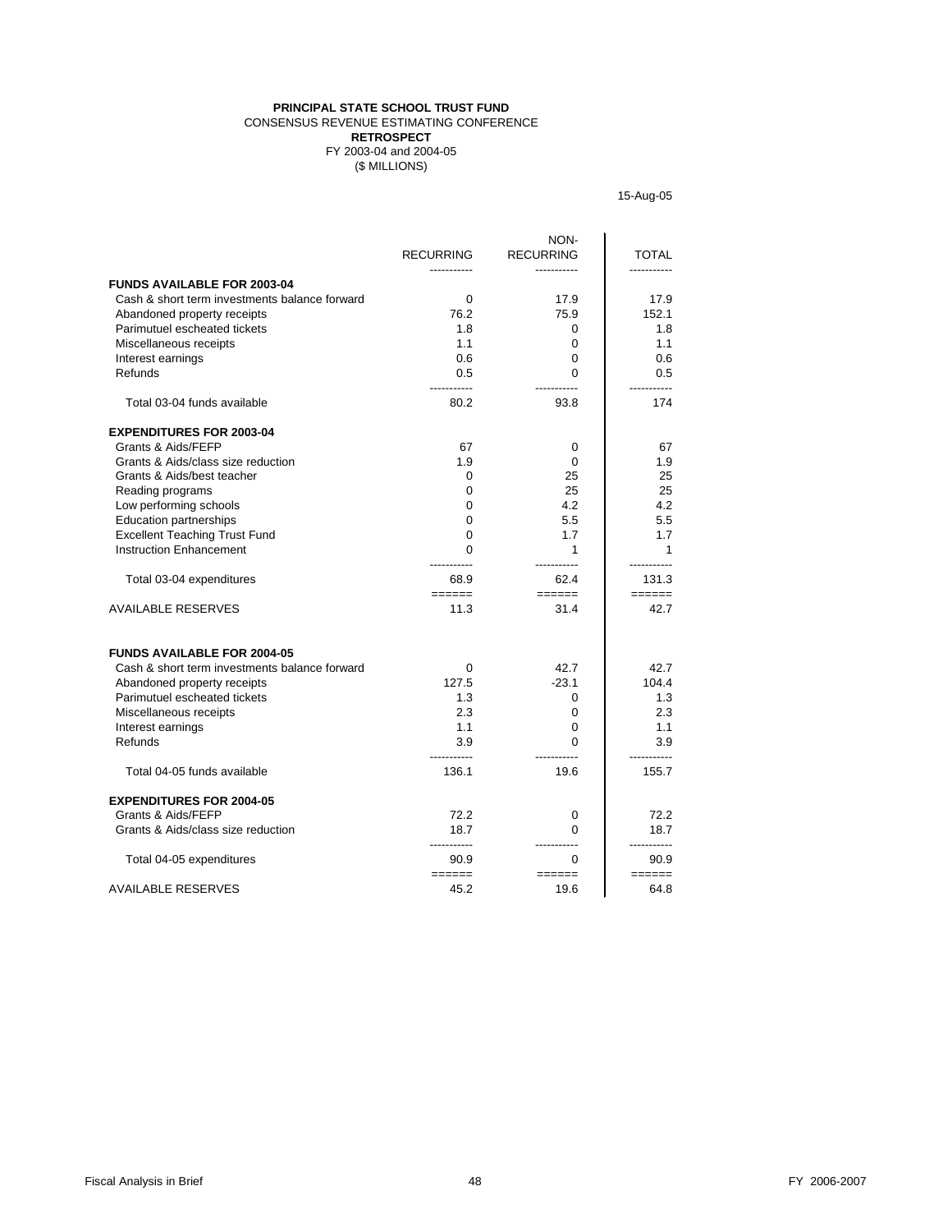**PRINCIPAL STATE SCHOOL TRUST FUND**
CONSENSUS REVENUE ESTIMATING CONFERENCE
**RETROSPECT**
FY 2003-04 and 2004-05
($ MILLIONS)

15-Aug-05

| | RECURRING | NON-RECURRING | TOTAL |
|---|---|---|---|
| **FUNDS AVAILABLE FOR 2003-04** | | | |
| Cash & short term investments balance forward | 0 | 17.9 | 17.9 |
| Abandoned property receipts | 76.2 | 75.9 | 152.1 |
| Parimutuel escheated tickets | 1.8 | 0 | 1.8 |
| Miscellaneous receipts | 1.1 | 0 | 1.1 |
| Interest earnings | 0.6 | 0 | 0.6 |
| Refunds | 0.5 | 0 | 0.5 |
| Total 03-04 funds available | 80.2 | 93.8 | 174 |
| **EXPENDITURES FOR 2003-04** | | | |
| Grants & Aids/FEFP | 67 | 0 | 67 |
| Grants & Aids/class size reduction | 1.9 | 0 | 1.9 |
| Grants & Aids/best teacher | 0 | 25 | 25 |
| Reading programs | 0 | 25 | 25 |
| Low performing schools | 0 | 4.2 | 4.2 |
| Education partnerships | 0 | 5.5 | 5.5 |
| Excellent Teaching Trust Fund | 0 | 1.7 | 1.7 |
| Instruction Enhancement | 0 | 1 | 1 |
| Total 03-04 expenditures | 68.9 | 62.4 | 131.3 |
| AVAILABLE RESERVES | 11.3 | 31.4 | 42.7 |
| **FUNDS AVAILABLE FOR 2004-05** | | | |
| Cash & short term investments balance forward | 0 | 42.7 | 42.7 |
| Abandoned property receipts | 127.5 | -23.1 | 104.4 |
| Parimutuel escheated tickets | 1.3 | 0 | 1.3 |
| Miscellaneous receipts | 2.3 | 0 | 2.3 |
| Interest earnings | 1.1 | 0 | 1.1 |
| Refunds | 3.9 | 0 | 3.9 |
| Total 04-05 funds available | 136.1 | 19.6 | 155.7 |
| **EXPENDITURES FOR 2004-05** | | | |
| Grants & Aids/FEFP | 72.2 | 0 | 72.2 |
| Grants & Aids/class size reduction | 18.7 | 0 | 18.7 |
| Total 04-05 expenditures | 90.9 | 0 | 90.9 |
| AVAILABLE RESERVES | 45.2 | 19.6 | 64.8 |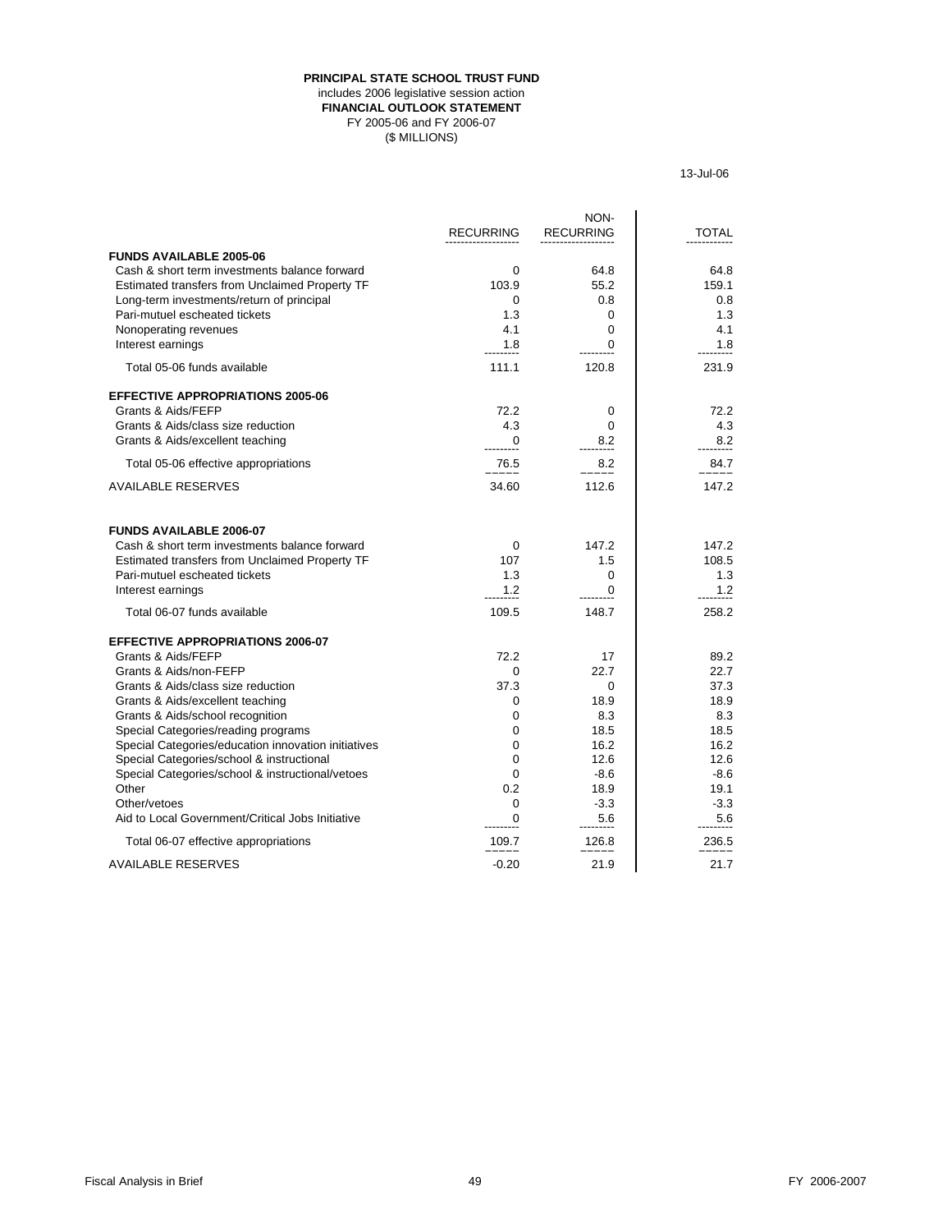**PRINCIPAL STATE SCHOOL TRUST FUND**

includes 2006 legislative session action

**FINANCIAL OUTLOOK STATEMENT**

FY 2005-06 and FY 2006-07

($ MILLIONS)

13-Jul-06

| | RECURRING | NON-RECURRING | TOTAL |
|---|---|---|---|
| **FUNDS AVAILABLE 2005-06** | | | |
| Cash & short term investments balance forward | 0 | 64.8 | 64.8 |
| Estimated transfers from Unclaimed Property TF | 103.9 | 55.2 | 159.1 |
| Long-term investments/return of principal | 0 | 0.8 | 0.8 |
| Pari-mutuel escheated tickets | 1.3 | 0 | 1.3 |
| Nonoperating revenues | 4.1 | 0 | 4.1 |
| Interest earnings | 1.8 | 0 | 1.8 |
| Total 05-06 funds available | 111.1 | 120.8 | 231.9 |
| **EFFECTIVE APPROPRIATIONS 2005-06** | | | |
| Grants & Aids/FEFP | 72.2 | 0 | 72.2 |
| Grants & Aids/class size reduction | 4.3 | 0 | 4.3 |
| Grants & Aids/excellent teaching | 0 | 8.2 | 8.2 |
| Total 05-06 effective appropriations | 76.5 | 8.2 | 84.7 |
| AVAILABLE RESERVES | 34.60 | 112.6 | 147.2 |
| **FUNDS AVAILABLE 2006-07** | | | |
| Cash & short term investments balance forward | 0 | 147.2 | 147.2 |
| Estimated transfers from Unclaimed Property TF | 107 | 1.5 | 108.5 |
| Pari-mutuel escheated tickets | 1.3 | 0 | 1.3 |
| Interest earnings | 1.2 | 0 | 1.2 |
| Total 06-07 funds available | 109.5 | 148.7 | 258.2 |
| **EFFECTIVE APPROPRIATIONS 2006-07** | | | |
| Grants & Aids/FEFP | 72.2 | 17 | 89.2 |
| Grants & Aids/non-FEFP | 0 | 22.7 | 22.7 |
| Grants & Aids/class size reduction | 37.3 | 0 | 37.3 |
| Grants & Aids/excellent teaching | 0 | 18.9 | 18.9 |
| Grants & Aids/school recognition | 0 | 8.3 | 8.3 |
| Special Categories/reading programs | 0 | 18.5 | 18.5 |
| Special Categories/education innovation initiatives | 0 | 16.2 | 16.2 |
| Special Categories/school & instructional | 0 | 12.6 | 12.6 |
| Special Categories/school & instructional/vetoes | 0 | -8.6 | -8.6 |
| Other | 0.2 | 18.9 | 19.1 |
| Other/vetoes | 0 | -3.3 | -3.3 |
| Aid to Local Government/Critical Jobs Initiative | 0 | 5.6 | 5.6 |
| Total 06-07 effective appropriations | 109.7 | 126.8 | 236.5 |
| AVAILABLE RESERVES | -0.20 | 21.9 | 21.7 |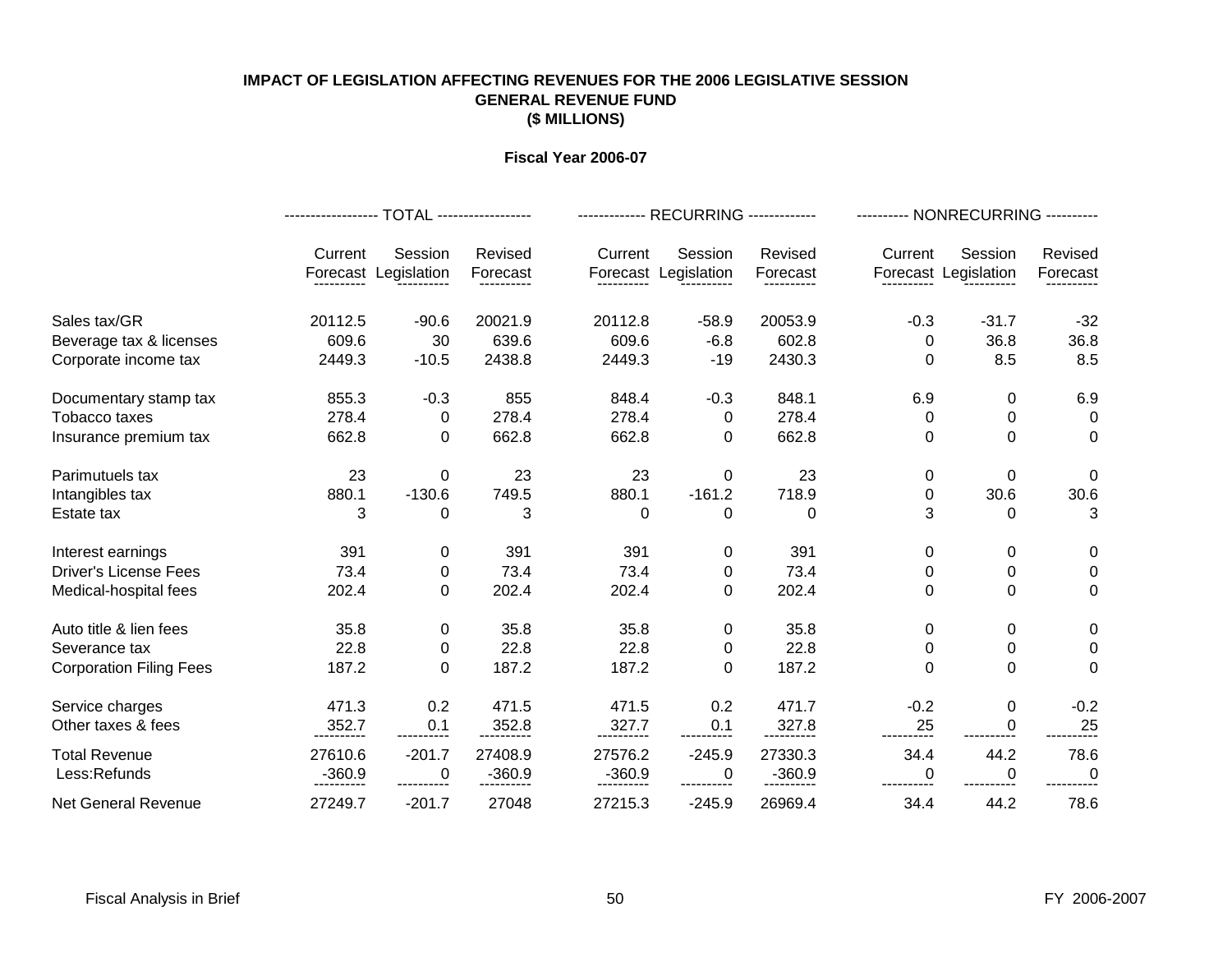**IMPACT OF LEGISLATION AFFECTING REVENUES FOR THE 2006 LEGISLATIVE SESSION**
**GENERAL REVENUE FUND**
**($ MILLIONS)**

**Fiscal Year 2006-07**

| | TOTAL | | | RECURRING | | | NONRECURRING | | |
|---|---|---|---|---|---|---|---|---|---|
| | Current Forecast | Session Legislation | Revised Forecast | Current Forecast | Session Legislation | Revised Forecast | Current Forecast | Session Legislation | Revised Forecast |
| Sales tax/GR | 20112.5 | -90.6 | 20021.9 | 20112.8 | -58.9 | 20053.9 | -0.3 | -31.7 | -32 |
| Beverage tax & licenses | 609.6 | 30 | 639.6 | 609.6 | -6.8 | 602.8 | 0 | 36.8 | 36.8 |
| Corporate income tax | 2449.3 | -10.5 | 2438.8 | 2449.3 | -19 | 2430.3 | 0 | 8.5 | 8.5 |
| Documentary stamp tax | 855.3 | -0.3 | 855 | 848.4 | -0.3 | 848.1 | 6.9 | 0 | 6.9 |
| Tobacco taxes | 278.4 | 0 | 278.4 | 278.4 | 0 | 278.4 | 0 | 0 | 0 |
| Insurance premium tax | 662.8 | 0 | 662.8 | 662.8 | 0 | 662.8 | 0 | 0 | 0 |
| Parimutuels tax | 23 | 0 | 23 | 23 | 0 | 23 | 0 | 0 | 0 |
| Intangibles tax | 880.1 | -130.6 | 749.5 | 880.1 | -161.2 | 718.9 | 0 | 30.6 | 30.6 |
| Estate tax | 3 | 0 | 3 | 0 | 0 | 0 | 3 | 0 | 3 |
| Interest earnings | 391 | 0 | 391 | 391 | 0 | 391 | 0 | 0 | 0 |
| Driver's License Fees | 73.4 | 0 | 73.4 | 73.4 | 0 | 73.4 | 0 | 0 | 0 |
| Medical-hospital fees | 202.4 | 0 | 202.4 | 202.4 | 0 | 202.4 | 0 | 0 | 0 |
| Auto title & lien fees | 35.8 | 0 | 35.8 | 35.8 | 0 | 35.8 | 0 | 0 | 0 |
| Severance tax | 22.8 | 0 | 22.8 | 22.8 | 0 | 22.8 | 0 | 0 | 0 |
| Corporation Filing Fees | 187.2 | 0 | 187.2 | 187.2 | 0 | 187.2 | 0 | 0 | 0 |
| Service charges | 471.3 | 0.2 | 471.5 | 471.5 | 0.2 | 471.7 | -0.2 | 0 | -0.2 |
| Other taxes & fees | 352.7 | 0.1 | 352.8 | 327.7 | 0.1 | 327.8 | 25 | 0 | 25 |
| Total Revenue | 27610.6 | -201.7 | 27408.9 | 27576.2 | -245.9 | 27330.3 | 34.4 | 44.2 | 78.6 |
| Less:Refunds | -360.9 | 0 | -360.9 | -360.9 | 0 | -360.9 | 0 | 0 | 0 |
| Net General Revenue | 27249.7 | -201.7 | 27048 | 27215.3 | -245.9 | 26969.4 | 34.4 | 44.2 | 78.6 |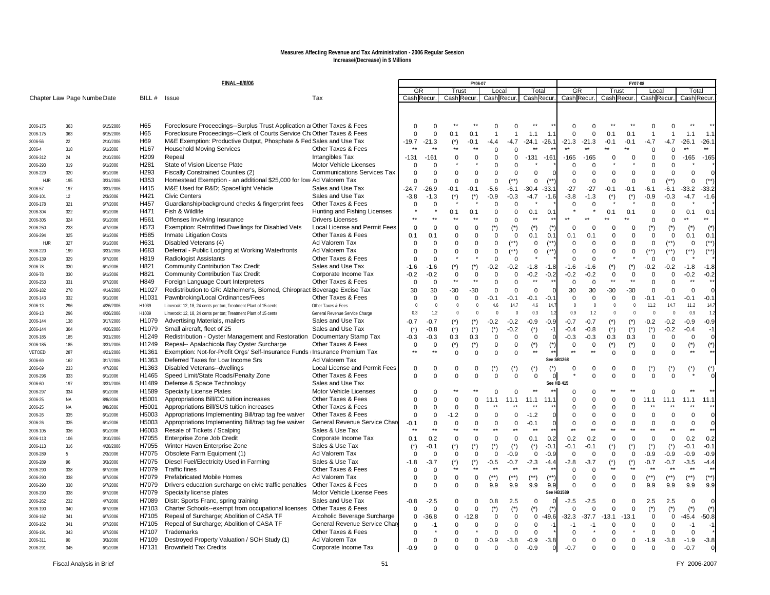**Measures Affecting Revenue and Tax Administration - 2006 Regular Session**
**Increase/(Decrease) in $ Millions**

**FINAL--8/8/06**

| Chapter Law | Page Number | Date | BILL # | Issue | Tax | FY06-07 GR Cash | FY06-07 GR Recur. | FY06-07 Trust Cash | FY06-07 Trust Recur. | FY06-07 Local Cash | FY06-07 Local Recur. | FY06-07 Total Cash | FY06-07 Total Recur. | FY07-08 GR Cash | FY07-08 GR Recur. | FY07-08 Trust Cash | FY07-08 Trust Recur. | FY07-08 Local Cash | FY07-08 Local Recur. | FY07-08 Total Cash | FY07-08 Total Recur. |
|---|---|---|---|---|---|---|---|---|---|---|---|---|---|---|---|---|---|---|---|---|---|
| 2006-175 | 363 | 6/15/2006 | H65 | Foreclosure Proceedings--Surplus Trust Application a | Other Taxes & Fees | 0 | 0 | ** | ** | 0 | 0 | ** | ** | 0 | 0 | ** | ** | 0 | 0 | ** | ** |
| 2006-175 | 363 | 6/15/2006 | H65 | Foreclosure Proceedings--Clerk of Courts Service Ch | Other Taxes & Fees | 0 | 0 | 0.1 | 0.1 | 1 | 1 | 1.1 | 1.1 | 0 | 0 | 0.1 | 0.1 | 1 | 1 | 1.1 | 1.1 |
| 2006-56 | 22 | 2/10/2006 | H69 | M&E Exemption: Productive Output, Phosphate & Fed | Sales and Use Tax | -19.7 | -21.3 | (*) | -0.1 | -4.4 | -4.7 | -24.1 | -26.1 | -21.3 | -21.3 | -0.1 | -0.1 | -4.7 | -4.7 | -26.1 | -26.1 |
| 2006-4 | 318 | 6/1/2006 | H167 | Household Moving Services | Other Taxes & Fees | ** | ** | ** | ** | 0 | 0 | ** | ** | ** | ** | ** | ** | 0 | 0 | ** | ** |
| 2006-312 | 24 | 2/10/2006 | H209 | Repeal | Intangibles Tax | -131 | -161 | 0 | 0 | 0 | 0 | -131 | -161 | -165 | -165 | 0 | 0 | 0 | 0 | -165 | -165 |
| 2006-293 | 319 | 6/1/2006 | H281 | State of Vision License Plate | Motor Vehicle Licenses | 0 | 0 | * | * | 0 | 0 | * | * | 0 | 0 | * | * | 0 | 0 | * | * |
| 2006-229 | 320 | 6/1/2006 | H293 | Fiscally Constrained Counties (2) | Communications Services Tax | 0 | 0 | 0 | 0 | 0 | 0 | 0 | 0 | 0 | 0 | 0 | 0 | 0 | 0 | 0 | 0 |
| HJR | 195 | 3/31/2006 | H353 | Homestead Exemption - an additional $25,000 for low | Ad Valorem Tax | 0 | 0 | 0 | 0 | 0 | (**) | 0 | (**) | 0 | 0 | 0 | 0 | 0 | (**) | 0 | (**) |
| 2006-57 | 197 | 3/31/2006 | H415 | M&E Used for R&D; Spaceflight Vehicle | Sales and Use Tax | -24.7 | -26.9 | -0.1 | -0.1 | -5.6 | -6.1 | -30.4 | -33.1 | -27 | -27 | -0.1 | -0.1 | -6.1 | -6.1 | -33.2 | -33.2 |
| 2006-101 | 12 | 2/3/2006 | H421 | Civic Centers | Sales and Use Tax | -3.8 | -1.3 | (*) | (*) | -0.9 | -0.3 | -4.7 | -1.6 | -3.8 | -1.3 | (*) | (*) | -0.9 | -0.3 | -4.7 | -1.6 |
| 2006-178 | 321 | 6/7/2006 | H457 | Guardianship/background checks & fingerprint fees | Other Taxes & Fees | 0 | 0 | * | * | 0 | 0 | * | * | 0 | 0 | * | * | 0 | 0 | * | * |
| 2006-304 | 322 | 6/1/2006 | H471 | Fish & Wildlife | Hunting and Fishing Licenses | * | * | 0.1 | 0.1 | 0 | 0 | 0.1 | 0.1 | * | * | 0.1 | 0.1 | 0 | 0 | 0.1 | 0.1 |
| 2006-305 | 324 | 6/1/2006 | H561 | Offenses Involving Insurance | Drivers Licenses | ** | ** | ** | ** | 0 | 0 | ** | ** | ** | ** | ** | ** | 0 | 0 | ** | ** |
| 2006-250 | 233 | 4/7/2006 | H573 | Exemption: Retrofitted Dwellings for Disabled Vets | Local License and Permit Fees | 0 | 0 | 0 | 0 | (*) | (*) | (*) | (*) | 0 | 0 | 0 | 0 | (*) | (*) | (*) | (*) |
| 2006-294 | 325 | 6/1/2006 | H585 | Inmate Litigation Costs | Other Taxes & Fees | 0.1 | 0.1 | 0 | 0 | 0 | 0 | 0.1 | 0.1 | 0.1 | 0.1 | 0 | 0 | 0 | 0 | 0.1 | 0.1 |
| HJR | 327 | 6/1/2006 | H631 | Disabled Veterans (4) | Ad Valorem Tax | 0 | 0 | 0 | 0 | 0 | (**) | 0 | (**) | 0 | 0 | 0 | 0 | 0 | (**) | 0 | (**) |
| 2006-220 | 199 | 3/31/2006 | H683 | Deferral - Public Lodging at Working Waterfronts | Ad Valorem Tax | 0 | 0 | 0 | 0 | 0 | (**) | 0 | (**) | 0 | 0 | 0 | 0 | (**) | (**) | (**) | (**) |
| 2006-139 | 329 | 6/7/2006 | H819 | Radiologist Assistants | Other Taxes & Fees | 0 | 0 | * | * | 0 | 0 | * | * | 0 | 0 | * | * | 0 | 0 | * | * |
| 2006-78 | 330 | 6/1/2006 | H821 | Community Contribution Tax Credit | Sales and Use Tax | -1.6 | -1.6 | (*) | (*) | -0.2 | -0.2 | -1.8 | -1.8 | -1.6 | -1.6 | (*) | (*) | -0.2 | -0.2 | -1.8 | -1.8 |
| 2006-78 | 330 | 6/1/2006 | H821 | Community Contribution Tax Credit | Corporate Income Tax | -0.2 | -0.2 | 0 | 0 | 0 | 0 | -0.2 | -0.2 | -0.2 | -0.2 | 0 | 0 | 0 | 0 | -0.2 | -0.2 |
| 2006-253 | 331 | 6/7/2006 | H849 | Foreign Language Court Interpreters | Other Taxes & Fees | 0 | 0 | ** | ** | 0 | 0 | ** | ** | 0 | 0 | ** | ** | 0 | 0 | ** | ** |
| 2006-182 | 278 | 4/14/2006 | H1027 | Redistribution to GR: Alzheimer's, Biomed, Chiropract | Beverage Excise Tax | 30 | 30 | -30 | -30 | 0 | 0 | 0 | 0 | 30 | 30 | -30 | -30 | 0 | 0 | 0 | 0 |
| 2006-143 | 332 | 6/1/2006 | H1031 | Pawnbroking/Local Ordinances/Fees | Other Taxes & Fees | 0 | 0 | 0 | 0 | -0.1 | -0.1 | -0.1 | -0.1 | 0 | 0 | 0 | 0 | -0.1 | -0.1 | -0.1 | -0.1 |
| 2006-13 | 296 | 4/26/2006 | H1039 | Limerock: 12, 18, 24 cents per ton; Treatment Plant of 15 cents | Other Taxes & Fees | 0 | 0 | 0 | 0 | 4.6 | 14.7 | 4.6 | 14.7 | 0 | 0 | 0 | 0 | 11.2 | 14.7 | 11.2 | 14.7 |
| 2006-13 | 296 | 4/26/2006 | H1039 | Limerock: 12, 18, 24 cents per ton; Treatment Plant of 15 cents | General Revenue Service Charge | 0.3 | 1.2 | 0 | 0 | 0 | 0 | 0.3 | 1.2 | 0.9 | 1.2 | 0 | 0 | 0 | 0 | 0.9 | 1.2 |
| 2006-144 | 138 | 3/17/2006 | H1079 | Advertising Materials, mailers | Sales and Use Tax | -0.7 | -0.7 | (*) | (*) | -0.2 | -0.2 | -0.9 | -0.9 | -0.7 | -0.7 | (*) | (*) | -0.2 | -0.2 | -0.9 | -0.9 |
| 2006-144 | 304 | 4/26/2006 | H1079 | Small aircraft, fleet of 25 | Sales and Use Tax | (*) | -0.8 | (*) | (*) | (*) | -0.2 | (*) | -1 | -0.4 | -0.8 | (*) | (*) | (*) | -0.2 | -0.4 | -1 |
| 2006-185 | 185 | 3/31/2006 | H1249 | Redistribution - Oyster Management and Restoration | Documentary Stamp Tax | -0.3 | -0.3 | 0.3 | 0.3 | 0 | 0 | 0 | 0 | -0.3 | -0.3 | 0.3 | 0.3 | 0 | 0 | 0 | 0 |
| 2006-185 | 185 | 3/31/2006 | H1249 | Repeal-- Apalachicola Bay Oyster Surcharge | Other Taxes & Fees | 0 | 0 | (*) | (*) | 0 | 0 | (*) | (*) | 0 | 0 | (*) | (*) | 0 | 0 | (*) | (*) |
| VETOED | 287 | 4/21/2006 | H1361 | Exemption: Not-for-Profit Orgs' Self-Insurance Funds | Insurance Premium Tax | ** | ** | 0 | 0 | 0 | 0 | ** | ** | ** | ** | 0 | 0 | 0 | 0 | ** | ** |
| 2006-69 | 162 | 3/17/2006 | H1363 | Deferred Taxes for Low Income Srs | Ad Valorem Tax | | | | | | | | See SB1268 | | | | | | | | |
| 2006-69 | 233 | 4/7/2006 | H1363 | Disabled Veterans--dwellings | Local License and Permit Fees | 0 | 0 | 0 | 0 | (*) | (*) | (*) | (*) | 0 | 0 | 0 | 0 | (*) | (*) | (*) | (*) |
| 2006-296 | 333 | 6/1/2006 | H1465 | Speed Limit/State Roads/Penalty Zone | Other Taxes & Fees | 0 | 0 | 0 | 0 | 0 | 0 | 0 | 0 | * | 0 | 0 | 0 | 0 | 0 | * | 0 |
| 2006-60 | 197 | 3/31/2006 | H1489 | Defense & Space Technology | Sales and Use Tax | | | | | | | | See HB 415 | | | | | | | | |
| 2006-297 | 334 | 6/1/2006 | H1589 | Specialty License Plates | Motor Vehicle Licenses | 0 | 0 | ** | ** | 0 | 0 | ** | ** | 0 | 0 | ** | ** | 0 | 0 | ** | ** |
| 2006-25 | NA | 8/8/2006 | H5001 | Appropriations Bill/CC tuition increases | Other Taxes & Fees | 0 | 0 | 0 | 0 | 11.1 | 11.1 | 11.1 | 11.1 | 0 | 0 | 0 | 0 | 11.1 | 11.1 | 11.1 | 11.1 |
| 2006-25 | NA | 8/8/2006 | H5001 | Appropriations Bill/SUS tuition increases | Other Taxes & Fees | 0 | 0 | 0 | 0 | ** | ** | ** | ** | 0 | 0 | 0 | 0 | ** | ** | ** | ** |
| 2006-26 | 335 | 6/1/2006 | H5003 | Appropriations Implementing Bill/trap tag fee waiver | Other Taxes & Fees | 0 | 0 | -1.2 | 0 | 0 | 0 | -1.2 | 0 | 0 | 0 | 0 | 0 | 0 | 0 | 0 | 0 |
| 2006-26 | 335 | 6/1/2006 | H5003 | Appropriations Implementing Bill/trap tag fee waiver | General Revenue Service Char | -0.1 | 0 | 0 | 0 | 0 | 0 | -0.1 | 0 | 0 | 0 | 0 | 0 | 0 | 0 | 0 | 0 |
| 2006-105 | 336 | 6/1/2006 | H6003 | Resale of Tickets / Scalping | Sales & Use Tax | ** | ** | ** | ** | ** | ** | ** | ** | ** | ** | ** | ** | ** | ** | ** | ** |
| 2006-113 | 106 | 3/10/2006 | H7055 | Enterprise Zone Job Credit | Corporate Income Tax | 0.1 | 0.2 | 0 | 0 | 0 | 0 | 0.1 | 0.2 | 0.2 | 0.2 | 0 | 0 | 0 | 0 | 0.2 | 0.2 |
| 2006-113 | 316 | 4/28/2006 | H7055 | Winter Haven Enterprise Zone | Sales & Use Tax | (*) | -0.1 | (*) | (*) | (*) | (*) | (*) | -0.1 | -0.1 | -0.1 | (*) | (*) | (*) | (*) | -0.1 | -0.1 |
| 2006-289 | 5 | 2/3/2006 | H7075 | Obsolete Farm Equipment (1) | Ad Valorem Tax | 0 | 0 | 0 | 0 | 0 | -0.9 | 0 | -0.9 | 0 | 0 | 0 | 0 | -0.9 | -0.9 | -0.9 | -0.9 |
| 2006-289 | 96 | 3/3/2006 | H7075 | Diesel Fuel/Electricity Used in Farming | Sales & Use Tax | -1.8 | -3.7 | (*) | (*) | -0.5 | -0.7 | -2.3 | -4.4 | -2.8 | -3.7 | (*) | (*) | -0.7 | -0.7 | -3.5 | -4.4 |
| 2006-290 | 338 | 6/7/2006 | H7079 | Traffic fines | Other Taxes & Fees | 0 | 0 | ** | ** | ** | ** | ** | ** | 0 | 0 | ** | ** | ** | ** | ** | ** |
| 2006-290 | 338 | 6/7/2006 | H7079 | Prefabricated Mobile Homes | Ad Valorem Tax | 0 | 0 | 0 | 0 | (**) | (**) | (**) | (**) | 0 | 0 | 0 | 0 | (**) | (**) | (**) | (**) |
| 2006-290 | 338 | 6/7/2006 | H7079 | Drivers education surcharge on civic traffic penalties | Other Taxes & Fees | 0 | 0 | 0 | 0 | 9.9 | 9.9 | 9.9 | 9.9 | 0 | 0 | 0 | 0 | 9.9 | 9.9 | 9.9 | 9.9 |
| 2006-290 | 338 | 6/7/2006 | H7079 | Specialty license plates | Motor Vehicle License Fees | | | | | | | | See HB1589 | | | | | | | | |
| 2006-262 | 232 | 4/7/2006 | H7089 | Distr: Sports Franc, spring training | Sales and Use Tax | -0.8 | -2.5 | 0 | 0 | 0.8 | 2.5 | 0 | 0 | -2.5 | -2.5 | 0 | 0 | 2.5 | 2.5 | 0 | 0 |
| 2006-190 | 340 | 6/7/2006 | H7103 | Charter Schools--exempt from occupational licenses | Other Taxes & Fees | 0 | 0 | 0 | 0 | (*) | (*) | (*) | (*) | 0 | 0 | 0 | 0 | (*) | (*) | (*) | (*) |
| 2006-162 | 341 | 6/7/2006 | H7105 | Repeal of Surcharge; Abolition of CASA TF | Alcoholic Beverage Surcharge | 0 | -36.8 | 0 | -12.8 | 0 | 0 | 0 | -49.6 | -32.3 | -37.7 | -13.1 | -13.1 | 0 | 0 | -45.4 | -50.8 |
| 2006-162 | 341 | 6/7/2006 | H7105 | Repeal of Surcharge; Abolition of CASA TF | General Revenue Service Char | 0 | -1 | 0 | 0 | 0 | 0 | 0 | -1 | -1 | -1 | 0 | 0 | 0 | 0 | -1 | -1 |
| 2006-191 | 343 | 6/7/2006 | H7107 | Trademarks | Other Taxes & Fees | 0 | * | 0 | * | 0 | 0 | 0 | * | 0 | * | 0 | * | 0 | 0 | 0 | * |
| 2006-311 | 90 | 3/3/2006 | H7109 | Destroyed Property Valuation / SOH Study (1) | Ad Valorem Tax | 0 | 0 | 0 | 0 | -0.9 | -3.8 | -0.9 | -3.8 | 0 | 0 | 0 | 0 | -1.9 | -3.8 | -1.9 | -3.8 |
| 2006-291 | 345 | 6/1/2006 | H7131 | Brownfield Tax Credits | Corporate Income Tax | -0.9 | 0 | 0 | 0 | 0 | 0 | -0.9 | 0 | -0.7 | 0 | 0 | 0 | 0 | 0 | -0.7 | 0 |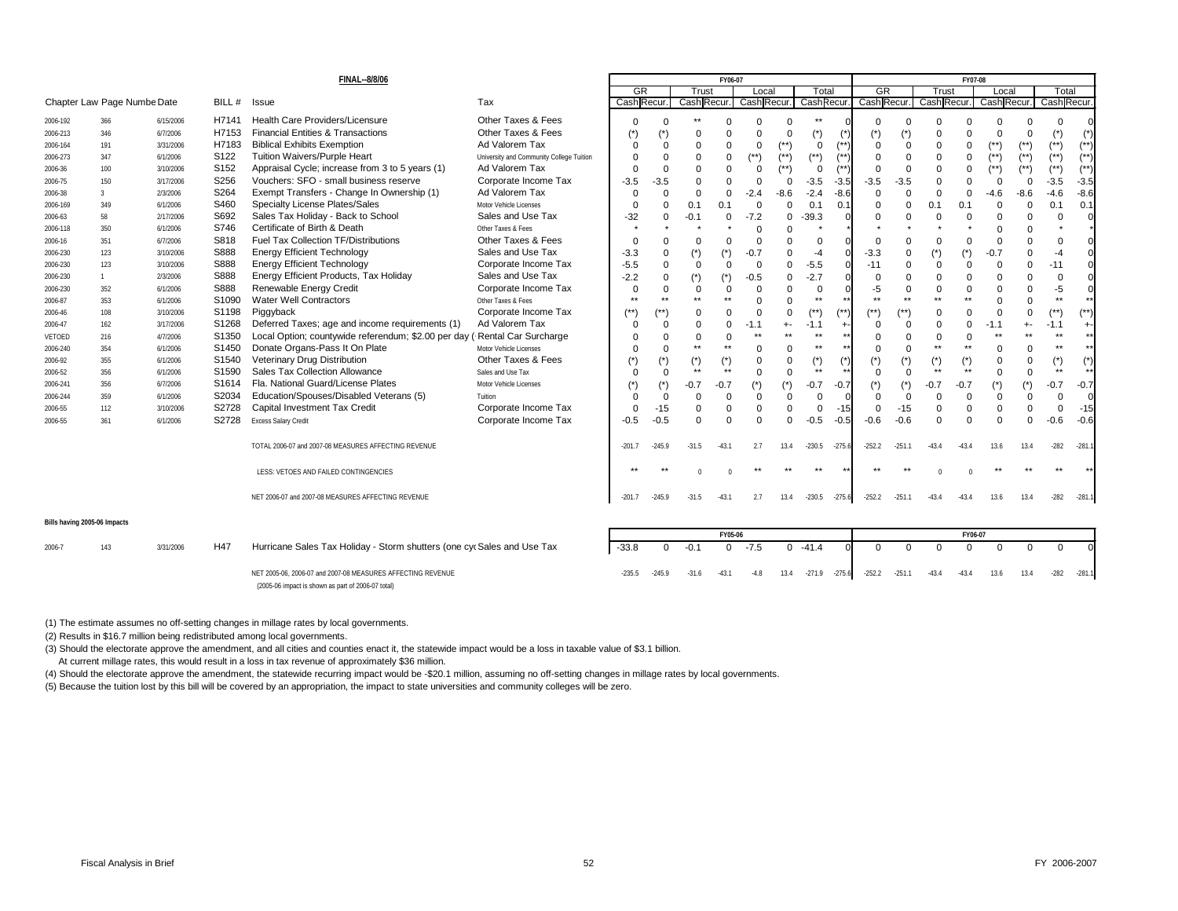**FINAL--8/8/06**

| Chapter Law | Page Number | Date | BILL # | Issue | Tax | FY06-07 GR Cash | FY06-07 GR Recur. | FY06-07 Trust Cash | FY06-07 Trust Recur. | FY06-07 Local Cash | FY06-07 Local Recur. | FY06-07 Total Cash | FY06-07 Total Recur. | FY07-08 GR Cash | FY07-08 GR Recur. | FY07-08 Trust Cash | FY07-08 Trust Recur. | FY07-08 Local Cash | FY07-08 Local Recur. | FY07-08 Total Cash | FY07-08 Total Recur. |
|---|---|---|---|---|---|---|---|---|---|---|---|---|---|---|---|---|---|---|---|---|---|
| 2006-192 | 366 | 6/15/2006 | H7141 | Health Care Providers/Licensure | Other Taxes & Fees | 0 | 0 | ** | 0 | 0 | 0 | ** | 0 | 0 | 0 | 0 | 0 | 0 | 0 | 0 | 0 |
| 2006-213 | 346 | 6/7/2006 | H7153 | Financial Entities & Transactions | Other Taxes & Fees | (*) | (*) | 0 | 0 | 0 | 0 | (*) | (*) | (*) | (*) | 0 | 0 | 0 | 0 | (*) | (*) |
| 2006-164 | 191 | 3/31/2006 | H7183 | Biblical Exhibits Exemption | Ad Valorem Tax | 0 | 0 | 0 | 0 | 0 | (**) | 0 | (**) | 0 | 0 | 0 | 0 | (**) | (**) | (**) | (**) |
| 2006-273 | 347 | 6/1/2006 | S122 | Tuition Waivers/Purple Heart | University and Community College Tuition | 0 | 0 | 0 | 0 | (**) | (**) | (**) | (**) | 0 | 0 | 0 | 0 | (**) | (**) | (**) | (**) |
| 2006-36 | 100 | 3/10/2006 | S152 | Appraisal Cycle; increase from 3 to 5 years (1) | Ad Valorem Tax | 0 | 0 | 0 | 0 | 0 | (**) | 0 | (**) | 0 | 0 | 0 | 0 | (**) | (**) | (**) | (**) |
| 2006-75 | 150 | 3/17/2006 | S256 | Vouchers: SFO - small business reserve | Corporate Income Tax | -3.5 | -3.5 | 0 | 0 | 0 | 0 | -3.5 | -3.5 | -3.5 | -3.5 | 0 | 0 | 0 | 0 | -3.5 | -3.5 |
| 2006-38 | 3 | 2/3/2006 | S264 | Exempt Transfers - Change In Ownership (1) | Ad Valorem Tax | 0 | 0 | 0 | 0 | -2.4 | -8.6 | -2.4 | -8.6 | 0 | 0 | 0 | 0 | -4.6 | -8.6 | -4.6 | -8.6 |
| 2006-169 | 349 | 6/1/2006 | S460 | Specialty License Plates/Sales | Motor Vehicle Licenses | 0 | 0 | 0.1 | 0.1 | 0 | 0 | 0.1 | 0.1 | 0 | 0 | 0.1 | 0.1 | 0 | 0 | 0.1 | 0.1 |
| 2006-63 | 58 | 2/17/2006 | S692 | Sales Tax Holiday - Back to School | Sales and Use Tax | -32 | 0 | -0.1 | 0 | -7.2 | 0 | -39.3 | 0 | 0 | 0 | 0 | 0 | 0 | 0 | 0 | 0 |
| 2006-118 | 350 | 6/1/2006 | S746 | Certificate of Birth & Death | Other Taxes & Fees | * | * | * | * | 0 | 0 | * | * | * | * | * | * | 0 | 0 | * | * |
| 2006-16 | 351 | 6/7/2006 | S818 | Fuel Tax Collection TF/Distributions | Other Taxes & Fees | 0 | 0 | 0 | 0 | 0 | 0 | 0 | 0 | 0 | 0 | 0 | 0 | 0 | 0 | 0 | 0 |
| 2006-230 | 123 | 3/10/2006 | S888 | Energy Efficient Technology | Sales and Use Tax | -3.3 | 0 | (*) | (*) | -0.7 | 0 | -4 | 0 | -3.3 | 0 | (*) | (*) | -0.7 | 0 | -4 | 0 |
| 2006-230 | 123 | 3/10/2006 | S888 | Energy Efficient Technology | Corporate Income Tax | -5.5 | 0 | 0 | 0 | 0 | 0 | -5.5 | 0 | -11 | 0 | 0 | 0 | 0 | 0 | -11 | 0 |
| 2006-230 | 1 | 2/3/2006 | S888 | Energy Efficient Products, Tax Holiday | Sales and Use Tax | -2.2 | 0 | (*) | (*) | -0.5 | 0 | -2.7 | 0 | 0 | 0 | 0 | 0 | 0 | 0 | 0 | 0 |
| 2006-230 | 352 | 6/1/2006 | S888 | Renewable Energy Credit | Corporate Income Tax | 0 | 0 | 0 | 0 | 0 | 0 | 0 | 0 | -5 | 0 | 0 | 0 | 0 | 0 | -5 | 0 |
| 2006-87 | 353 | 6/1/2006 | S1090 | Water Well Contractors | Other Taxes & Fees | ** | ** | ** | ** | 0 | 0 | ** | ** | ** | ** | ** | ** | 0 | 0 | ** | ** |
| 2006-46 | 108 | 3/10/2006 | S1198 | Piggyback | Corporate Income Tax | (**) | (**) | 0 | 0 | 0 | 0 | (**) | (**) | (**) | (**) | 0 | 0 | 0 | 0 | (**) | (**) |
| 2006-47 | 162 | 3/17/2006 | S1268 | Deferred Taxes; age and income requirements (1) | Ad Valorem Tax | 0 | 0 | 0 | 0 | -1.1 | +- | -1.1 | +- | 0 | 0 | 0 | 0 | -1.1 | +- | -1.1 | +- |
| VETOED | 216 | 4/7/2006 | S1350 | Local Option; countywide referendum; $2.00 per day ( | Rental Car Surcharge | 0 | 0 | 0 | 0 | ** | ** | ** | ** | 0 | 0 | 0 | 0 | ** | ** | ** | ** |
| 2006-240 | 354 | 6/1/2006 | S1450 | Donate Organs-Pass It On Plate | Motor Vehicle Licenses | 0 | 0 | ** | ** | 0 | 0 | ** | ** | 0 | 0 | ** | ** | 0 | 0 | ** | ** |
| 2006-92 | 355 | 6/1/2006 | S1540 | Veterinary Drug Distribution | Other Taxes & Fees | (*) | (*) | (*) | (*) | 0 | 0 | (*) | (*) | (*) | (*) | (*) | (*) | 0 | 0 | (*) | (*) |
| 2006-52 | 356 | 6/1/2006 | S1590 | Sales Tax Collection Allowance | Sales and Use Tax | 0 | 0 | ** | ** | 0 | 0 | ** | ** | 0 | 0 | ** | ** | 0 | 0 | ** | ** |
| 2006-241 | 356 | 6/7/2006 | S1614 | Fla. National Guard/License Plates | Motor Vehicle Licenses | (*) | (*) | -0.7 | -0.7 | (*) | (*) | -0.7 | -0.7 | (*) | (*) | -0.7 | -0.7 | (*) | (*) | -0.7 | -0.7 |
| 2006-244 | 359 | 6/1/2006 | S2034 | Education/Spouses/Disabled Veterans (5) | Tuition | 0 | 0 | 0 | 0 | 0 | 0 | 0 | 0 | 0 | 0 | 0 | 0 | 0 | 0 | 0 | 0 |
| 2006-55 | 112 | 3/10/2006 | S2728 | Capital Investment Tax Credit | Corporate Income Tax | 0 | -15 | 0 | 0 | 0 | 0 | 0 | -15 | 0 | -15 | 0 | 0 | 0 | 0 | 0 | -15 |
| 2006-55 | 361 | 6/1/2006 | S2728 | Excess Salary Credit | Corporate Income Tax | -0.5 | -0.5 | 0 | 0 | 0 | 0 | -0.5 | -0.5 | -0.6 | -0.6 | 0 | 0 | 0 | 0 | -0.6 | -0.6 |
| | | | | TOTAL 2006-07 and 2007-08 MEASURES AFFECTING REVENUE | | -201.7 | -245.9 | -31.5 | -43.1 | 2.7 | 13.4 | -230.5 | -275.6 | -252.2 | -251.1 | -43.4 | -43.4 | 13.6 | 13.4 | -282 | -281.1 |
| | | | | LESS: VETOES AND FAILED CONTINGENCIES | | ** | ** | 0 | 0 | ** | ** | ** | ** | ** | ** | 0 | 0 | ** | ** | ** | ** |
| | | | | NET 2006-07 and 2007-08 MEASURES AFFECTING REVENUE | | -201.7 | -245.9 | -31.5 | -43.1 | 2.7 | 13.4 | -230.5 | -275.6 | -252.2 | -251.1 | -43.4 | -43.4 | 13.6 | 13.4 | -282 | -281.1 |

**Bills having 2005-06 Impacts**

| Chapter Law | Page Number | Date | BILL # | Issue | Tax | FY05-06 GR Cash | FY05-06 GR Recur. | FY05-06 Trust Cash | FY05-06 Trust Recur. | FY05-06 Local Cash | FY05-06 Local Recur. | FY05-06 Total Cash | FY05-06 Total Recur. | FY06-07 GR Cash | FY06-07 GR Recur. | FY06-07 Trust Cash | FY06-07 Trust Recur. | FY06-07 Local Cash | FY06-07 Local Recur. | FY06-07 Total Cash | FY06-07 Total Recur. |
|---|---|---|---|---|---|---|---|---|---|---|---|---|---|---|---|---|---|---|---|---|---|
| 2006-7 | 143 | 3/31/2006 | H47 | Hurricane Sales Tax Holiday - Storm shutters (one cy( | Sales and Use Tax | -33.8 | 0 | -0.1 | 0 | -7.5 | 0 | -41.4 | 0 | 0 | 0 | 0 | 0 | 0 | 0 | 0 | 0 |
| | | | | NET 2005-06, 2006-07 and 2007-08 MEASURES AFFECTING REVENUE (2005-06 impact is shown as part of 2006-07 total) | | -235.5 | -245.9 | -31.6 | -43.1 | -4.8 | 13.4 | -271.9 | -275.6 | -252.2 | -251.1 | -43.4 | -43.4 | 13.6 | 13.4 | -282 | -281.1 |

(1) The estimate assumes no off-setting changes in millage rates by local governments.

(2) Results in $16.7 million being redistributed among local governments.

(3) Should the electorate approve the amendment, and all cities and counties enact it, the statewide impact would be a loss in taxable value of $3.1 billion.
At current millage rates, this would result in a loss in tax revenue of approximately $36 million.

(4) Should the electorate approve the amendment, the statewide recurring impact would be -$20.1 million, assuming no off-setting changes in millage rates by local governments.

(5) Because the tuition lost by this bill will be covered by an appropriation, the impact to state universities and community colleges will be zero.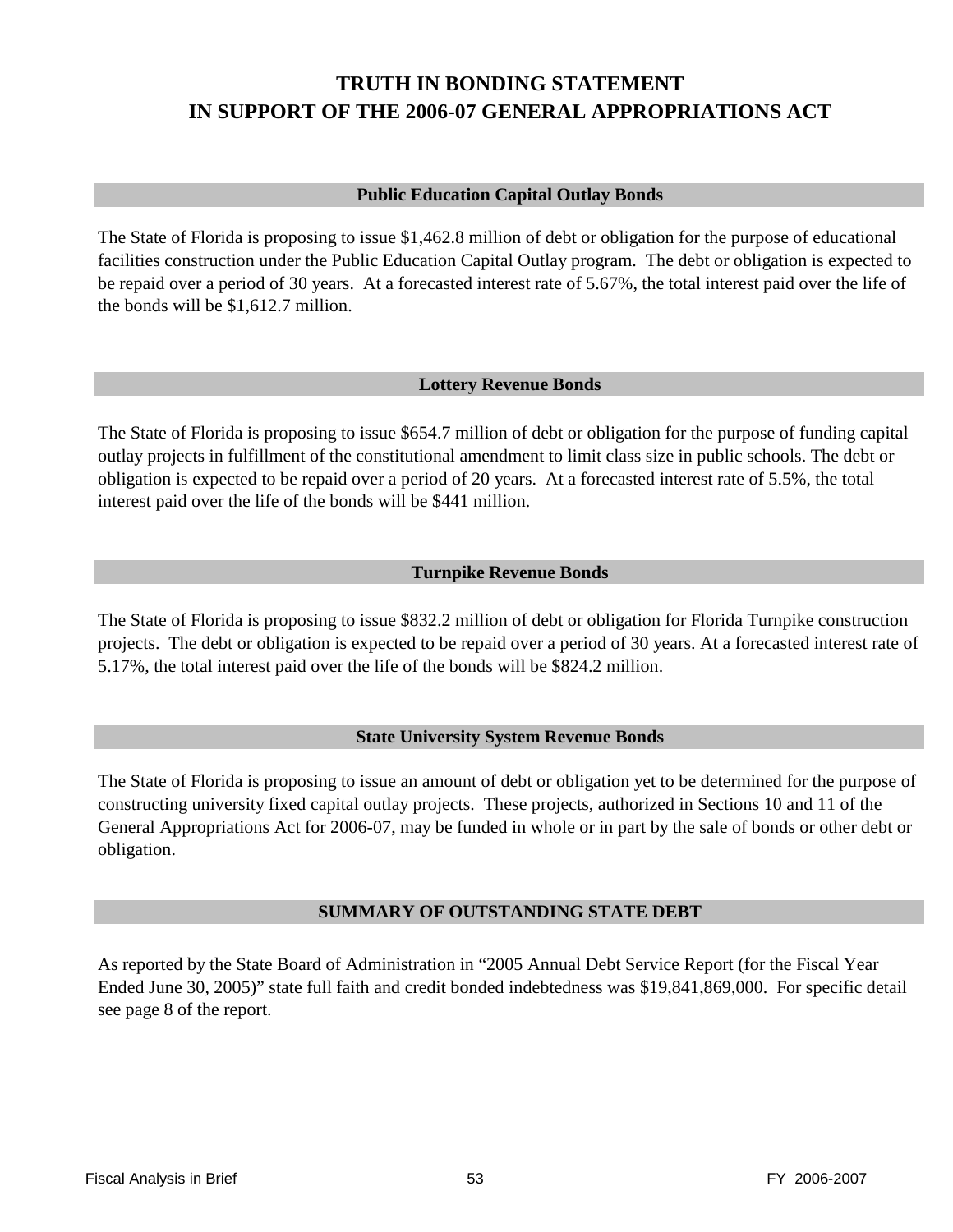# TRUTH IN BONDING STATEMENT IN SUPPORT OF THE 2006-07 GENERAL APPROPRIATIONS ACT

## Public Education Capital Outlay Bonds

The State of Florida is proposing to issue $1,462.8 million of debt or obligation for the purpose of educational facilities construction under the Public Education Capital Outlay program. The debt or obligation is expected to be repaid over a period of 30 years. At a forecasted interest rate of 5.67%, the total interest paid over the life of the bonds will be $1,612.7 million.

## Lottery Revenue Bonds

The State of Florida is proposing to issue $654.7 million of debt or obligation for the purpose of funding capital outlay projects in fulfillment of the constitutional amendment to limit class size in public schools. The debt or obligation is expected to be repaid over a period of 20 years. At a forecasted interest rate of 5.5%, the total interest paid over the life of the bonds will be $441 million.

## Turnpike Revenue Bonds

The State of Florida is proposing to issue $832.2 million of debt or obligation for Florida Turnpike construction projects. The debt or obligation is expected to be repaid over a period of 30 years. At a forecasted interest rate of 5.17%, the total interest paid over the life of the bonds will be $824.2 million.

## State University System Revenue Bonds

The State of Florida is proposing to issue an amount of debt or obligation yet to be determined for the purpose of constructing university fixed capital outlay projects. These projects, authorized in Sections 10 and 11 of the General Appropriations Act for 2006-07, may be funded in whole or in part by the sale of bonds or other debt or obligation.

## SUMMARY OF OUTSTANDING STATE DEBT

As reported by the State Board of Administration in "2005 Annual Debt Service Report (for the Fiscal Year Ended June 30, 2005)" state full faith and credit bonded indebtedness was $19,841,869,000. For specific detail see page 8 of the report.